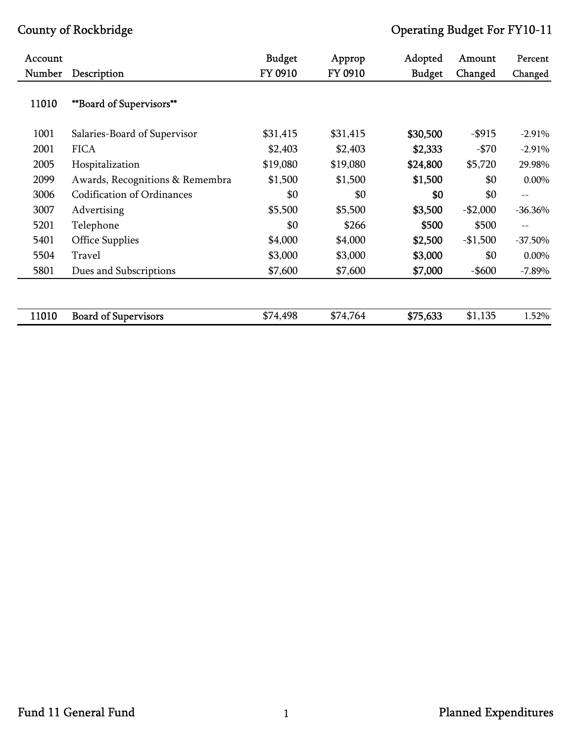County of Rockbridge — Operating Budget For FY10-11

| Account Number | Description | Budget FY 0910 | Approp FY 0910 | Adopted Budget | Amount Changed | Percent Changed |
|---|---|---|---|---|---|---|
| 11010 | **Board of Supervisors** | | | | | |
| 1001 | Salaries-Board of Supervisor | $31,415 | $31,415 | **$30,500** | -$915 | -2.91% |
| 2001 | FICA | $2,403 | $2,403 | **$2,333** | -$70 | -2.91% |
| 2005 | Hospitalization | $19,080 | $19,080 | **$24,800** | $5,720 | 29.98% |
| 2099 | Awards, Recognitions & Remembra | $1,500 | $1,500 | **$1,500** | $0 | 0.00% |
| 3006 | Codification of Ordinances | $0 | $0 | **$0** | $0 | -- |
| 3007 | Advertising | $5,500 | $5,500 | **$3,500** | -$2,000 | -36.36% |
| 5201 | Telephone | $0 | $266 | **$500** | $500 | -- |
| 5401 | Office Supplies | $4,000 | $4,000 | **$2,500** | -$1,500 | -37.50% |
| 5504 | Travel | $3,000 | $3,000 | **$3,000** | $0 | 0.00% |
| 5801 | Dues and Subscriptions | $7,600 | $7,600 | **$7,000** | -$600 | -7.89% |
| 11010 | Board of Supervisors | $74,498 | $74,764 | **$75,633** | $1,135 | 1.52% |

Fund 11 General Fund — Planned Expenditures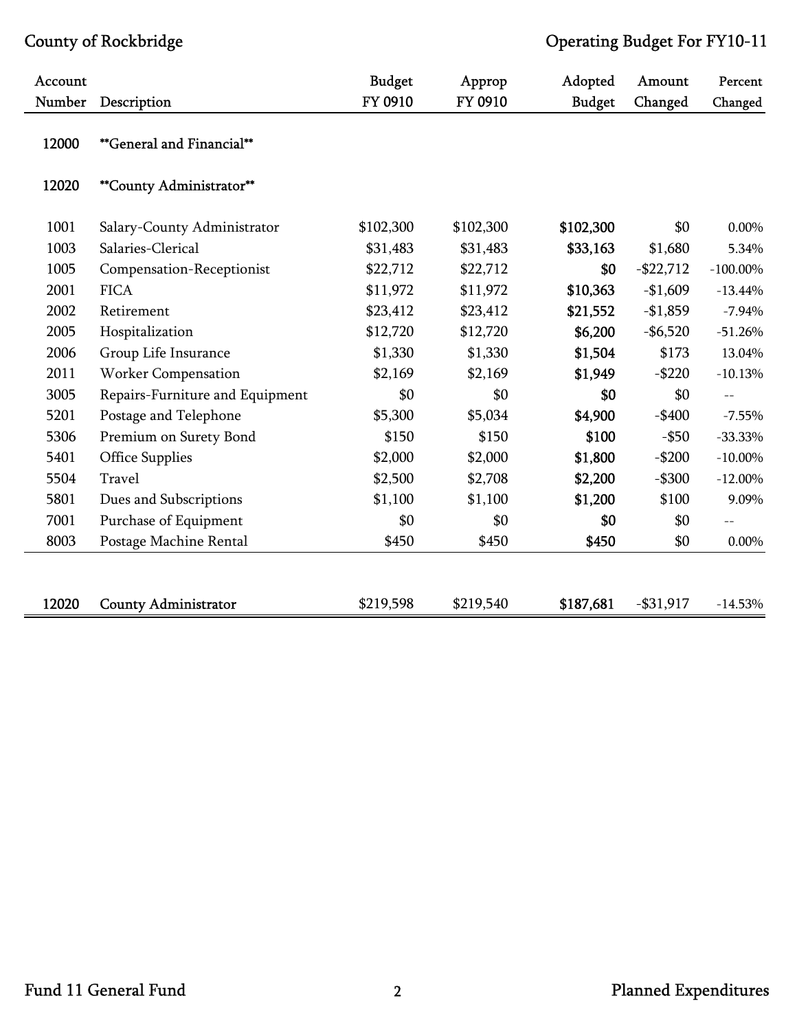County of Rockbridge

Operating Budget For FY10-11

| Account Number | Description | Budget FY 0910 | Approp FY 0910 | Adopted Budget | Amount Changed | Percent Changed |
|---|---|---|---|---|---|---|
| 12000 | **General and Financial** | | | | | |
| 12020 | **County Administrator** | | | | | |
| 1001 | Salary-County Administrator | $102,300 | $102,300 | **$102,300** | $0 | 0.00% |
| 1003 | Salaries-Clerical | $31,483 | $31,483 | **$33,163** | $1,680 | 5.34% |
| 1005 | Compensation-Receptionist | $22,712 | $22,712 | **$0** | -$22,712 | -100.00% |
| 2001 | FICA | $11,972 | $11,972 | **$10,363** | -$1,609 | -13.44% |
| 2002 | Retirement | $23,412 | $23,412 | **$21,552** | -$1,859 | -7.94% |
| 2005 | Hospitalization | $12,720 | $12,720 | **$6,200** | -$6,520 | -51.26% |
| 2006 | Group Life Insurance | $1,330 | $1,330 | **$1,504** | $173 | 13.04% |
| 2011 | Worker Compensation | $2,169 | $2,169 | **$1,949** | -$220 | -10.13% |
| 3005 | Repairs-Furniture and Equipment | $0 | $0 | **$0** | $0 | -- |
| 5201 | Postage and Telephone | $5,300 | $5,034 | **$4,900** | -$400 | -7.55% |
| 5306 | Premium on Surety Bond | $150 | $150 | **$100** | -$50 | -33.33% |
| 5401 | Office Supplies | $2,000 | $2,000 | **$1,800** | -$200 | -10.00% |
| 5504 | Travel | $2,500 | $2,708 | **$2,200** | -$300 | -12.00% |
| 5801 | Dues and Subscriptions | $1,100 | $1,100 | **$1,200** | $100 | 9.09% |
| 7001 | Purchase of Equipment | $0 | $0 | **$0** | $0 | -- |
| 8003 | Postage Machine Rental | $450 | $450 | **$450** | $0 | 0.00% |
| 12020 | County Administrator | $219,598 | $219,540 | **$187,681** | -$31,917 | -14.53% |

Fund 11 General Fund

Planned Expenditures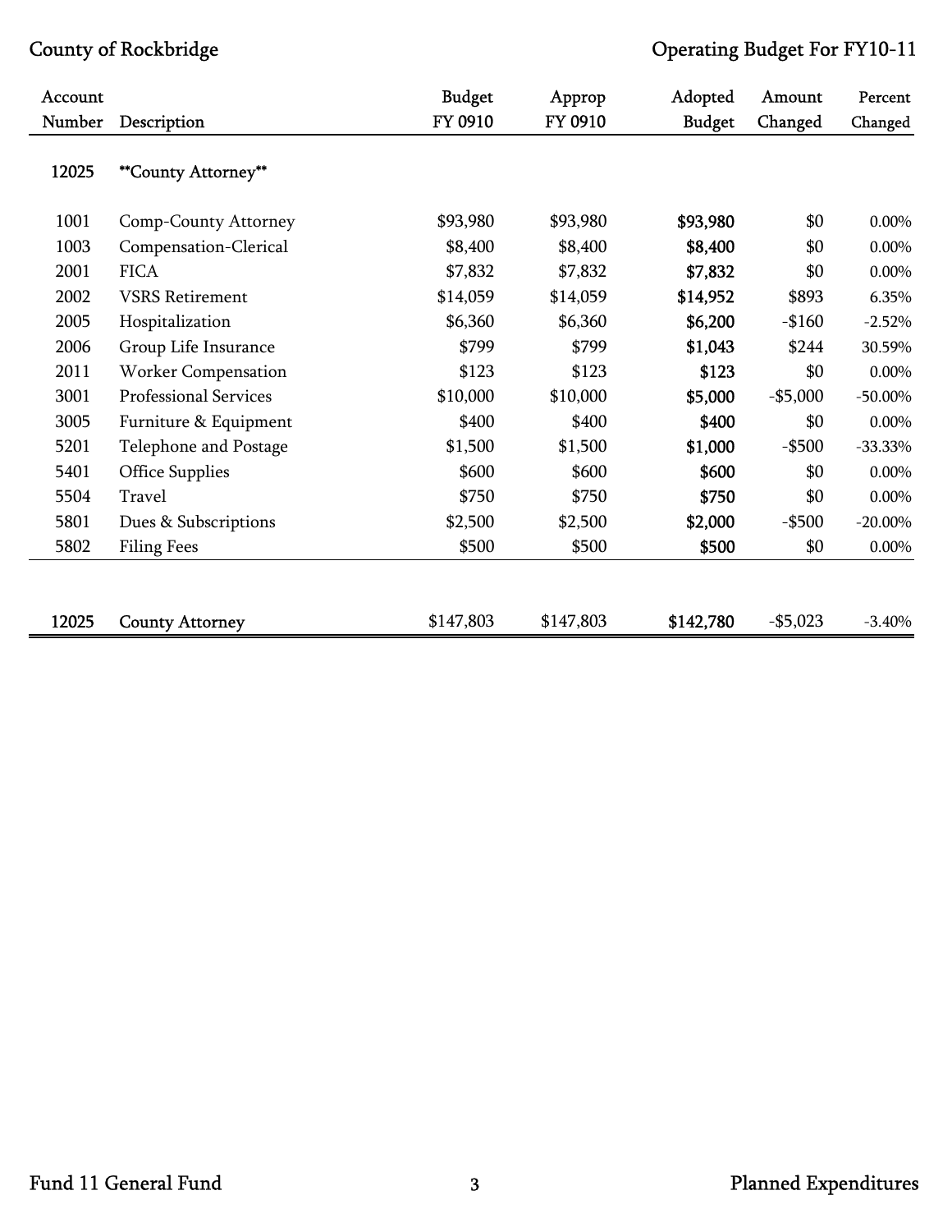| Account Number | Description | Budget FY 0910 | Approp FY 0910 | Adopted Budget | Amount Changed | Percent Changed |
|---|---|---|---|---|---|---|
| 12025 | **County Attorney** | | | | | |
| 1001 | Comp-County Attorney | $93,980 | $93,980 | **$93,980** | $0 | 0.00% |
| 1003 | Compensation-Clerical | $8,400 | $8,400 | **$8,400** | $0 | 0.00% |
| 2001 | FICA | $7,832 | $7,832 | **$7,832** | $0 | 0.00% |
| 2002 | VSRS Retirement | $14,059 | $14,059 | **$14,952** | $893 | 6.35% |
| 2005 | Hospitalization | $6,360 | $6,360 | **$6,200** | -$160 | -2.52% |
| 2006 | Group Life Insurance | $799 | $799 | **$1,043** | $244 | 30.59% |
| 2011 | Worker Compensation | $123 | $123 | **$123** | $0 | 0.00% |
| 3001 | Professional Services | $10,000 | $10,000 | **$5,000** | -$5,000 | -50.00% |
| 3005 | Furniture & Equipment | $400 | $400 | **$400** | $0 | 0.00% |
| 5201 | Telephone and Postage | $1,500 | $1,500 | **$1,000** | -$500 | -33.33% |
| 5401 | Office Supplies | $600 | $600 | **$600** | $0 | 0.00% |
| 5504 | Travel | $750 | $750 | **$750** | $0 | 0.00% |
| 5801 | Dues & Subscriptions | $2,500 | $2,500 | **$2,000** | -$500 | -20.00% |
| 5802 | Filing Fees | $500 | $500 | **$500** | $0 | 0.00% |
| 12025 | County Attorney | $147,803 | $147,803 | **$142,780** | -$5,023 | -3.40% |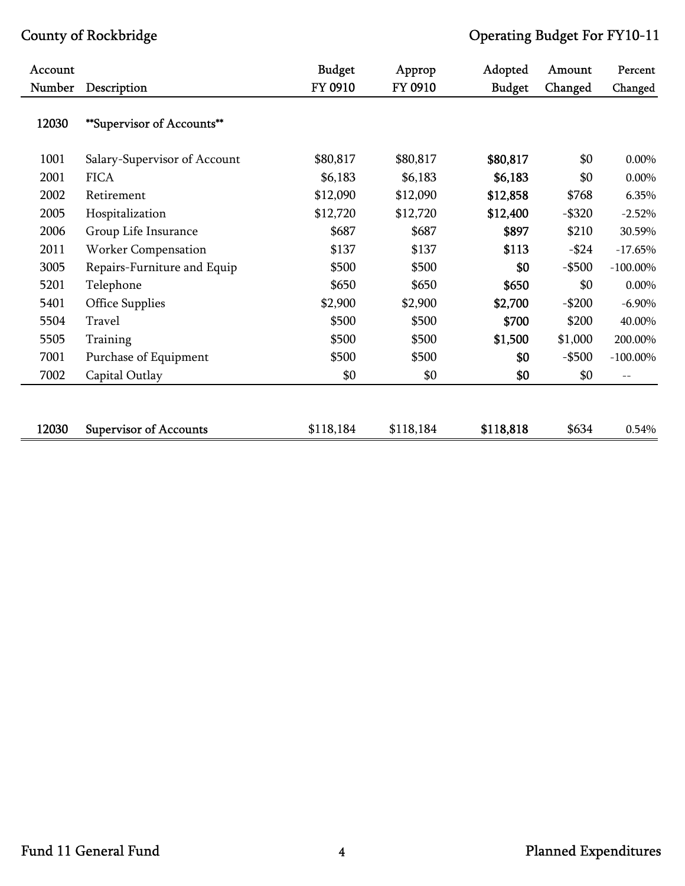| Account Number | Description | Budget FY 0910 | Approp FY 0910 | Adopted Budget | Amount Changed | Percent Changed |
|---|---|---|---|---|---|---|
| 12030 | **Supervisor of Accounts** | | | | | |
| 1001 | Salary-Supervisor of Account | $80,817 | $80,817 | **$80,817** | $0 | 0.00% |
| 2001 | FICA | $6,183 | $6,183 | **$6,183** | $0 | 0.00% |
| 2002 | Retirement | $12,090 | $12,090 | **$12,858** | $768 | 6.35% |
| 2005 | Hospitalization | $12,720 | $12,720 | **$12,400** | -$320 | -2.52% |
| 2006 | Group Life Insurance | $687 | $687 | **$897** | $210 | 30.59% |
| 2011 | Worker Compensation | $137 | $137 | **$113** | -$24 | -17.65% |
| 3005 | Repairs-Furniture and Equip | $500 | $500 | **$0** | -$500 | -100.00% |
| 5201 | Telephone | $650 | $650 | **$650** | $0 | 0.00% |
| 5401 | Office Supplies | $2,900 | $2,900 | **$2,700** | -$200 | -6.90% |
| 5504 | Travel | $500 | $500 | **$700** | $200 | 40.00% |
| 5505 | Training | $500 | $500 | **$1,500** | $1,000 | 200.00% |
| 7001 | Purchase of Equipment | $500 | $500 | **$0** | -$500 | -100.00% |
| 7002 | Capital Outlay | $0 | $0 | **$0** | $0 | -- |
| 12030 | Supervisor of Accounts | $118,184 | $118,184 | **$118,818** | $634 | 0.54% |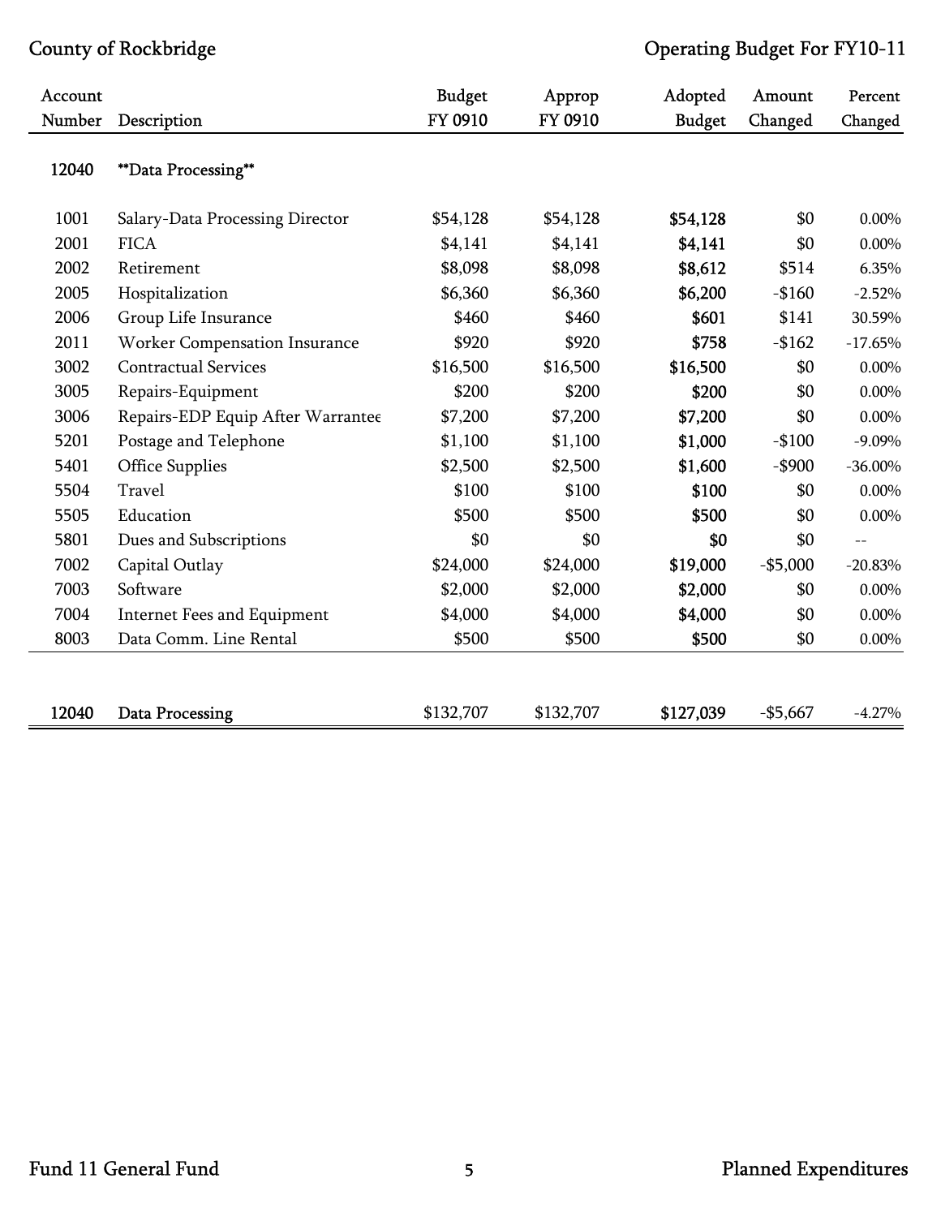County of Rockbridge — Operating Budget For FY10-11

| Account Number | Description | Budget FY 0910 | Approp FY 0910 | Adopted Budget | Amount Changed | Percent Changed |
|---|---|---|---|---|---|---|
| 12040 | **Data Processing** | | | | | |
| 1001 | Salary-Data Processing Director | $54,128 | $54,128 | **$54,128** | $0 | 0.00% |
| 2001 | FICA | $4,141 | $4,141 | **$4,141** | $0 | 0.00% |
| 2002 | Retirement | $8,098 | $8,098 | **$8,612** | $514 | 6.35% |
| 2005 | Hospitalization | $6,360 | $6,360 | **$6,200** | -$160 | -2.52% |
| 2006 | Group Life Insurance | $460 | $460 | **$601** | $141 | 30.59% |
| 2011 | Worker Compensation Insurance | $920 | $920 | **$758** | -$162 | -17.65% |
| 3002 | Contractual Services | $16,500 | $16,500 | **$16,500** | $0 | 0.00% |
| 3005 | Repairs-Equipment | $200 | $200 | **$200** | $0 | 0.00% |
| 3006 | Repairs-EDP Equip After Warrantee | $7,200 | $7,200 | **$7,200** | $0 | 0.00% |
| 5201 | Postage and Telephone | $1,100 | $1,100 | **$1,000** | -$100 | -9.09% |
| 5401 | Office Supplies | $2,500 | $2,500 | **$1,600** | -$900 | -36.00% |
| 5504 | Travel | $100 | $100 | **$100** | $0 | 0.00% |
| 5505 | Education | $500 | $500 | **$500** | $0 | 0.00% |
| 5801 | Dues and Subscriptions | $0 | $0 | **$0** | $0 | -- |
| 7002 | Capital Outlay | $24,000 | $24,000 | **$19,000** | -$5,000 | -20.83% |
| 7003 | Software | $2,000 | $2,000 | **$2,000** | $0 | 0.00% |
| 7004 | Internet Fees and Equipment | $4,000 | $4,000 | **$4,000** | $0 | 0.00% |
| 8003 | Data Comm. Line Rental | $500 | $500 | **$500** | $0 | 0.00% |
| 12040 | Data Processing | $132,707 | $132,707 | **$127,039** | -$5,667 | -4.27% |

Fund 11 General Fund — Planned Expenditures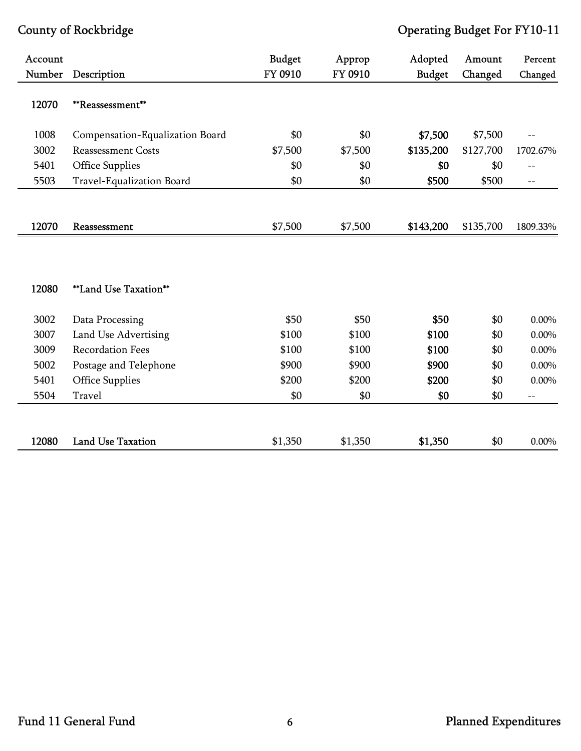| Account Number | Description | Budget FY 0910 | Approp FY 0910 | Adopted Budget | Amount Changed | Percent Changed |
|---|---|---|---|---|---|---|
| 12070 | **Reassessment** | | | | | |
| 1008 | Compensation-Equalization Board | $0 | $0 | **$7,500** | $7,500 | -- |
| 3002 | Reassessment Costs | $7,500 | $7,500 | **$135,200** | $127,700 | 1702.67% |
| 5401 | Office Supplies | $0 | $0 | **$0** | $0 | -- |
| 5503 | Travel-Equalization Board | $0 | $0 | **$500** | $500 | -- |
| 12070 | Reassessment | $7,500 | $7,500 | **$143,200** | $135,700 | 1809.33% |

| Account Number | Description | Budget FY 0910 | Approp FY 0910 | Adopted Budget | Amount Changed | Percent Changed |
|---|---|---|---|---|---|---|
| 12080 | **Land Use Taxation** | | | | | |
| 3002 | Data Processing | $50 | $50 | **$50** | $0 | 0.00% |
| 3007 | Land Use Advertising | $100 | $100 | **$100** | $0 | 0.00% |
| 3009 | Recordation Fees | $100 | $100 | **$100** | $0 | 0.00% |
| 5002 | Postage and Telephone | $900 | $900 | **$900** | $0 | 0.00% |
| 5401 | Office Supplies | $200 | $200 | **$200** | $0 | 0.00% |
| 5504 | Travel | $0 | $0 | **$0** | $0 | -- |
| 12080 | Land Use Taxation | $1,350 | $1,350 | **$1,350** | $0 | 0.00% |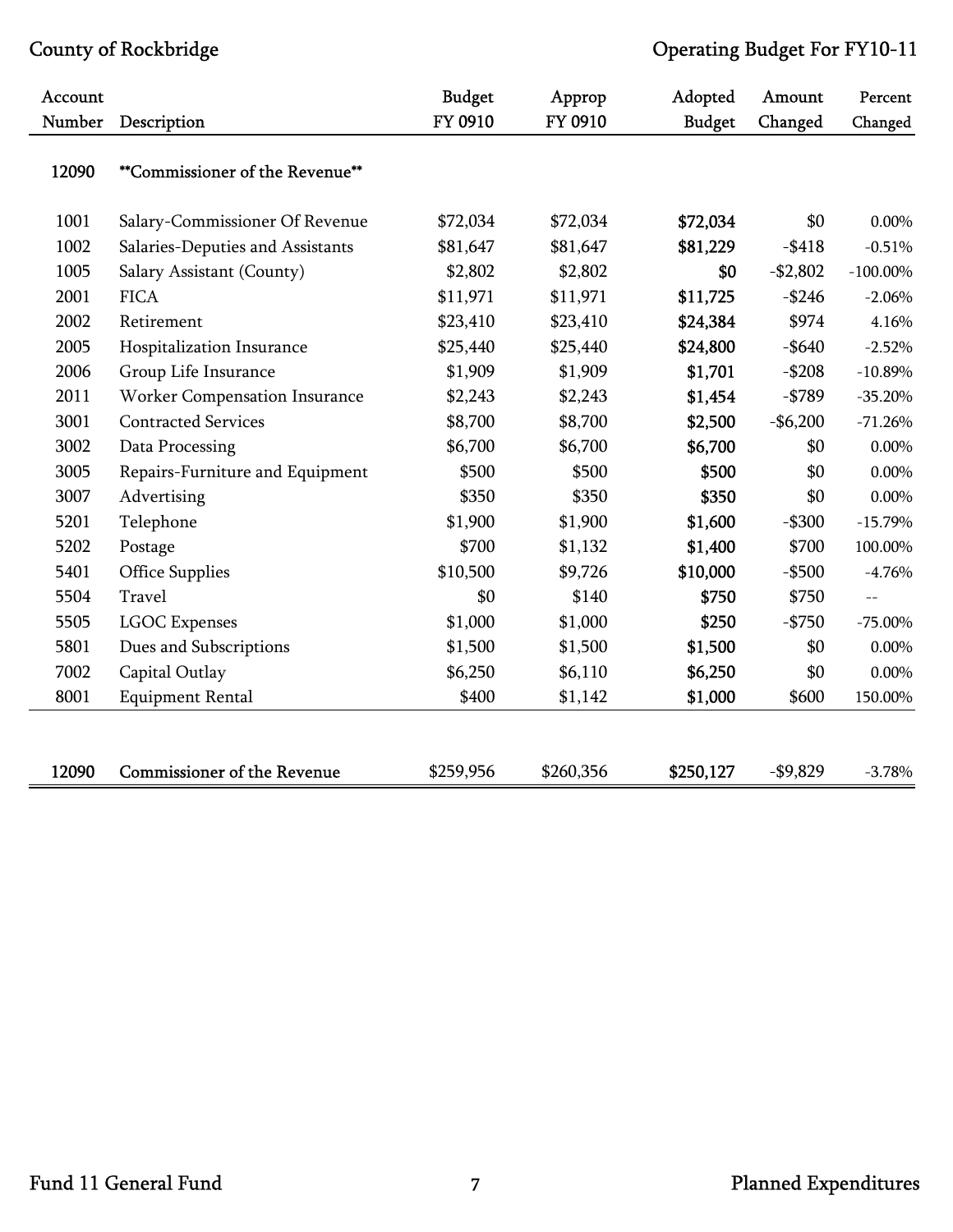County of Rockbridge — Operating Budget For FY10-11

| Account Number | Description | Budget FY 0910 | Approp FY 0910 | Adopted Budget | Amount Changed | Percent Changed |
|---|---|---|---|---|---|---|
| 12090 | **Commissioner of the Revenue** | | | | | |
| 1001 | Salary-Commissioner Of Revenue | $72,034 | $72,034 | **$72,034** | $0 | 0.00% |
| 1002 | Salaries-Deputies and Assistants | $81,647 | $81,647 | **$81,229** | -$418 | -0.51% |
| 1005 | Salary Assistant (County) | $2,802 | $2,802 | **$0** | -$2,802 | -100.00% |
| 2001 | FICA | $11,971 | $11,971 | **$11,725** | -$246 | -2.06% |
| 2002 | Retirement | $23,410 | $23,410 | **$24,384** | $974 | 4.16% |
| 2005 | Hospitalization Insurance | $25,440 | $25,440 | **$24,800** | -$640 | -2.52% |
| 2006 | Group Life Insurance | $1,909 | $1,909 | **$1,701** | -$208 | -10.89% |
| 2011 | Worker Compensation Insurance | $2,243 | $2,243 | **$1,454** | -$789 | -35.20% |
| 3001 | Contracted Services | $8,700 | $8,700 | **$2,500** | -$6,200 | -71.26% |
| 3002 | Data Processing | $6,700 | $6,700 | **$6,700** | $0 | 0.00% |
| 3005 | Repairs-Furniture and Equipment | $500 | $500 | **$500** | $0 | 0.00% |
| 3007 | Advertising | $350 | $350 | **$350** | $0 | 0.00% |
| 5201 | Telephone | $1,900 | $1,900 | **$1,600** | -$300 | -15.79% |
| 5202 | Postage | $700 | $1,132 | **$1,400** | $700 | 100.00% |
| 5401 | Office Supplies | $10,500 | $9,726 | **$10,000** | -$500 | -4.76% |
| 5504 | Travel | $0 | $140 | **$750** | $750 | -- |
| 5505 | LGOC Expenses | $1,000 | $1,000 | **$250** | -$750 | -75.00% |
| 5801 | Dues and Subscriptions | $1,500 | $1,500 | **$1,500** | $0 | 0.00% |
| 7002 | Capital Outlay | $6,250 | $6,110 | **$6,250** | $0 | 0.00% |
| 8001 | Equipment Rental | $400 | $1,142 | **$1,000** | $600 | 150.00% |
| 12090 | Commissioner of the Revenue | $259,956 | $260,356 | **$250,127** | -$9,829 | -3.78% |

Fund 11 General Fund — Planned Expenditures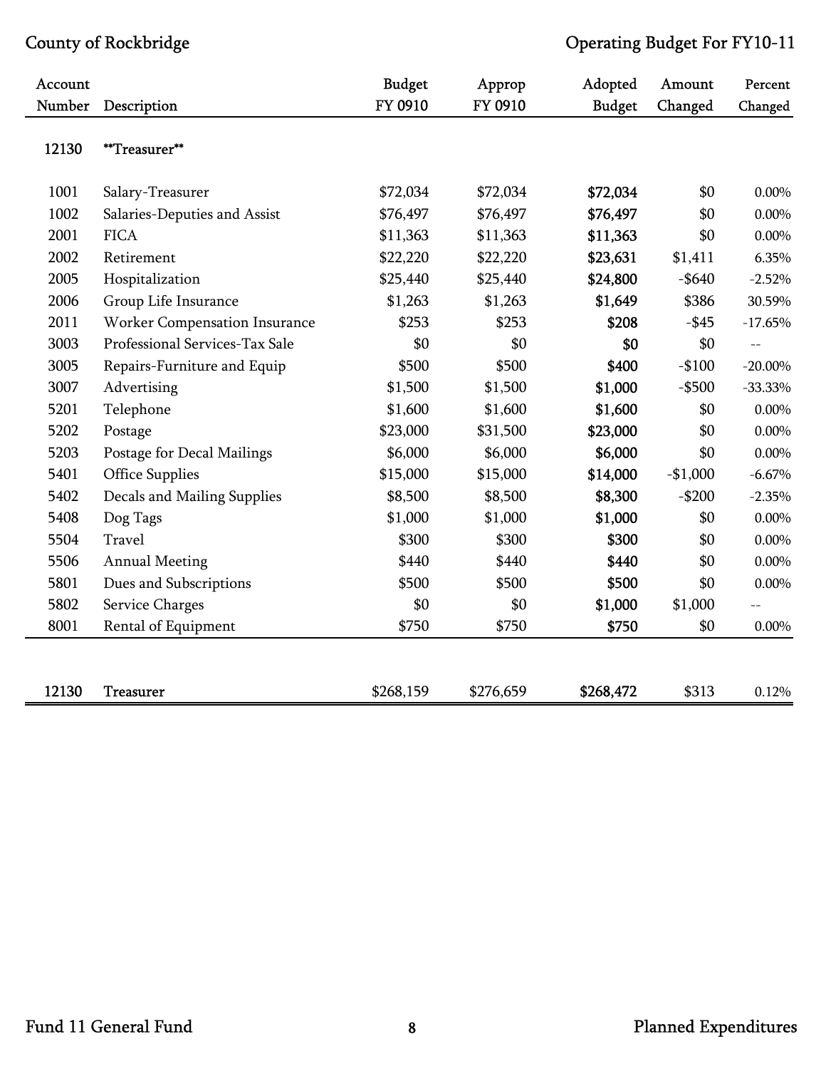County of Rockbridge — Operating Budget For FY10-11

| Account Number | Description | Budget FY 0910 | Approp FY 0910 | Adopted Budget | Amount Changed | Percent Changed |
|---|---|---|---|---|---|---|
| 12130 | **Treasurer** | | | | | |
| 1001 | Salary-Treasurer | $72,034 | $72,034 | **$72,034** | $0 | 0.00% |
| 1002 | Salaries-Deputies and Assist | $76,497 | $76,497 | **$76,497** | $0 | 0.00% |
| 2001 | FICA | $11,363 | $11,363 | **$11,363** | $0 | 0.00% |
| 2002 | Retirement | $22,220 | $22,220 | **$23,631** | $1,411 | 6.35% |
| 2005 | Hospitalization | $25,440 | $25,440 | **$24,800** | -$640 | -2.52% |
| 2006 | Group Life Insurance | $1,263 | $1,263 | **$1,649** | $386 | 30.59% |
| 2011 | Worker Compensation Insurance | $253 | $253 | **$208** | -$45 | -17.65% |
| 3003 | Professional Services-Tax Sale | $0 | $0 | **$0** | $0 | -- |
| 3005 | Repairs-Furniture and Equip | $500 | $500 | **$400** | -$100 | -20.00% |
| 3007 | Advertising | $1,500 | $1,500 | **$1,000** | -$500 | -33.33% |
| 5201 | Telephone | $1,600 | $1,600 | **$1,600** | $0 | 0.00% |
| 5202 | Postage | $23,000 | $31,500 | **$23,000** | $0 | 0.00% |
| 5203 | Postage for Decal Mailings | $6,000 | $6,000 | **$6,000** | $0 | 0.00% |
| 5401 | Office Supplies | $15,000 | $15,000 | **$14,000** | -$1,000 | -6.67% |
| 5402 | Decals and Mailing Supplies | $8,500 | $8,500 | **$8,300** | -$200 | -2.35% |
| 5408 | Dog Tags | $1,000 | $1,000 | **$1,000** | $0 | 0.00% |
| 5504 | Travel | $300 | $300 | **$300** | $0 | 0.00% |
| 5506 | Annual Meeting | $440 | $440 | **$440** | $0 | 0.00% |
| 5801 | Dues and Subscriptions | $500 | $500 | **$500** | $0 | 0.00% |
| 5802 | Service Charges | $0 | $0 | **$1,000** | $1,000 | -- |
| 8001 | Rental of Equipment | $750 | $750 | **$750** | $0 | 0.00% |
| 12130 | Treasurer | $268,159 | $276,659 | **$268,472** | $313 | 0.12% |

Fund 11 General Fund — Planned Expenditures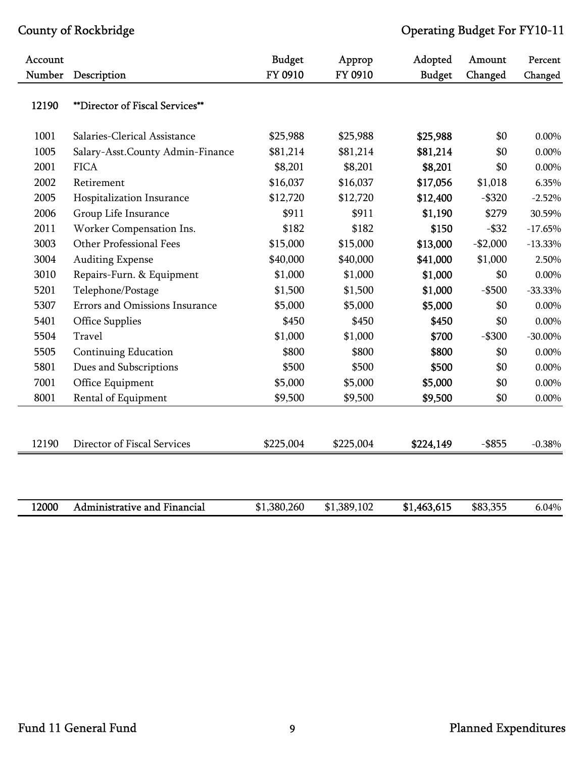County of Rockbridge — Operating Budget For FY10-11

| Account Number | Description | Budget FY 0910 | Approp FY 0910 | Adopted Budget | Amount Changed | Percent Changed |
|---|---|---|---|---|---|---|
| 12190 | **Director of Fiscal Services** | | | | | |
| 1001 | Salaries-Clerical Assistance | $25,988 | $25,988 | **$25,988** | $0 | 0.00% |
| 1005 | Salary-Asst.County Admin-Finance | $81,214 | $81,214 | **$81,214** | $0 | 0.00% |
| 2001 | FICA | $8,201 | $8,201 | **$8,201** | $0 | 0.00% |
| 2002 | Retirement | $16,037 | $16,037 | **$17,056** | $1,018 | 6.35% |
| 2005 | Hospitalization Insurance | $12,720 | $12,720 | **$12,400** | -$320 | -2.52% |
| 2006 | Group Life Insurance | $911 | $911 | **$1,190** | $279 | 30.59% |
| 2011 | Worker Compensation Ins. | $182 | $182 | **$150** | -$32 | -17.65% |
| 3003 | Other Professional Fees | $15,000 | $15,000 | **$13,000** | -$2,000 | -13.33% |
| 3004 | Auditing Expense | $40,000 | $40,000 | **$41,000** | $1,000 | 2.50% |
| 3010 | Repairs-Furn. & Equipment | $1,000 | $1,000 | **$1,000** | $0 | 0.00% |
| 5201 | Telephone/Postage | $1,500 | $1,500 | **$1,000** | -$500 | -33.33% |
| 5307 | Errors and Omissions Insurance | $5,000 | $5,000 | **$5,000** | $0 | 0.00% |
| 5401 | Office Supplies | $450 | $450 | **$450** | $0 | 0.00% |
| 5504 | Travel | $1,000 | $1,000 | **$700** | -$300 | -30.00% |
| 5505 | Continuing Education | $800 | $800 | **$800** | $0 | 0.00% |
| 5801 | Dues and Subscriptions | $500 | $500 | **$500** | $0 | 0.00% |
| 7001 | Office Equipment | $5,000 | $5,000 | **$5,000** | $0 | 0.00% |
| 8001 | Rental of Equipment | $9,500 | $9,500 | **$9,500** | $0 | 0.00% |
| 12190 | Director of Fiscal Services | $225,004 | $225,004 | **$224,149** | -$855 | -0.38% |
| **12000** | **Administrative and Financial** | $1,380,260 | $1,389,102 | **$1,463,615** | $83,355 | 6.04% |

Fund 11 General Fund — Planned Expenditures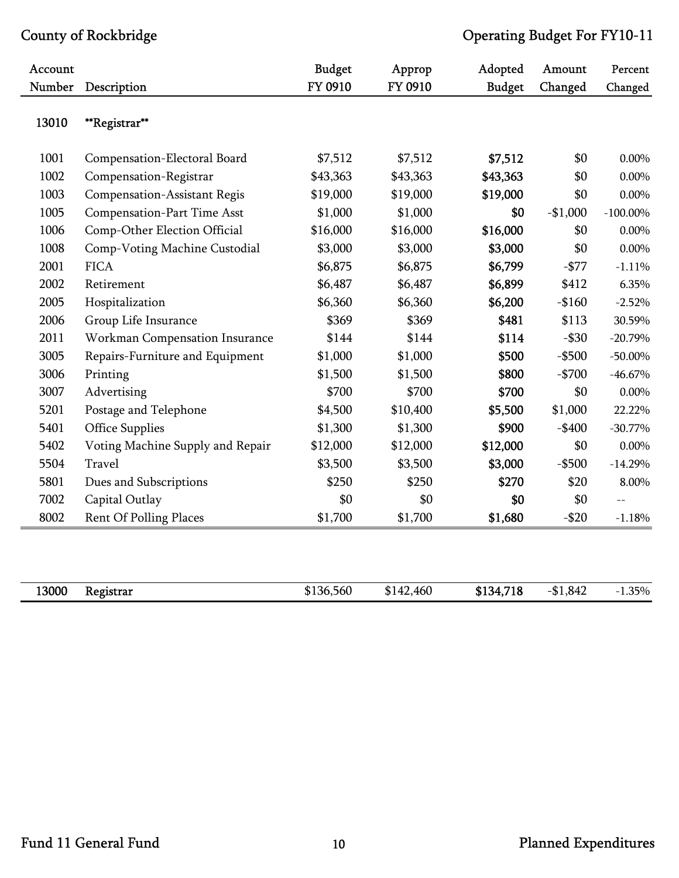County of Rockbridge

Operating Budget For FY10-11

| Account Number | Description | Budget FY 0910 | Approp FY 0910 | Adopted Budget | Amount Changed | Percent Changed |
|---|---|---|---|---|---|---|
| 13010 | **Registrar** | | | | | |
| 1001 | Compensation-Electoral Board | $7,512 | $7,512 | **$7,512** | $0 | 0.00% |
| 1002 | Compensation-Registrar | $43,363 | $43,363 | **$43,363** | $0 | 0.00% |
| 1003 | Compensation-Assistant Regis | $19,000 | $19,000 | **$19,000** | $0 | 0.00% |
| 1005 | Compensation-Part Time Asst | $1,000 | $1,000 | **$0** | -$1,000 | -100.00% |
| 1006 | Comp-Other Election Official | $16,000 | $16,000 | **$16,000** | $0 | 0.00% |
| 1008 | Comp-Voting Machine Custodial | $3,000 | $3,000 | **$3,000** | $0 | 0.00% |
| 2001 | FICA | $6,875 | $6,875 | **$6,799** | -$77 | -1.11% |
| 2002 | Retirement | $6,487 | $6,487 | **$6,899** | $412 | 6.35% |
| 2005 | Hospitalization | $6,360 | $6,360 | **$6,200** | -$160 | -2.52% |
| 2006 | Group Life Insurance | $369 | $369 | **$481** | $113 | 30.59% |
| 2011 | Workman Compensation Insurance | $144 | $144 | **$114** | -$30 | -20.79% |
| 3005 | Repairs-Furniture and Equipment | $1,000 | $1,000 | **$500** | -$500 | -50.00% |
| 3006 | Printing | $1,500 | $1,500 | **$800** | -$700 | -46.67% |
| 3007 | Advertising | $700 | $700 | **$700** | $0 | 0.00% |
| 5201 | Postage and Telephone | $4,500 | $10,400 | **$5,500** | $1,000 | 22.22% |
| 5401 | Office Supplies | $1,300 | $1,300 | **$900** | -$400 | -30.77% |
| 5402 | Voting Machine Supply and Repair | $12,000 | $12,000 | **$12,000** | $0 | 0.00% |
| 5504 | Travel | $3,500 | $3,500 | **$3,000** | -$500 | -14.29% |
| 5801 | Dues and Subscriptions | $250 | $250 | **$270** | $20 | 8.00% |
| 7002 | Capital Outlay | $0 | $0 | **$0** | $0 | -- |
| 8002 | Rent Of Polling Places | $1,700 | $1,700 | **$1,680** | -$20 | -1.18% |
| 13000 | Registrar | $136,560 | $142,460 | **$134,718** | -$1,842 | -1.35% |

Fund 11 General Fund

Planned Expenditures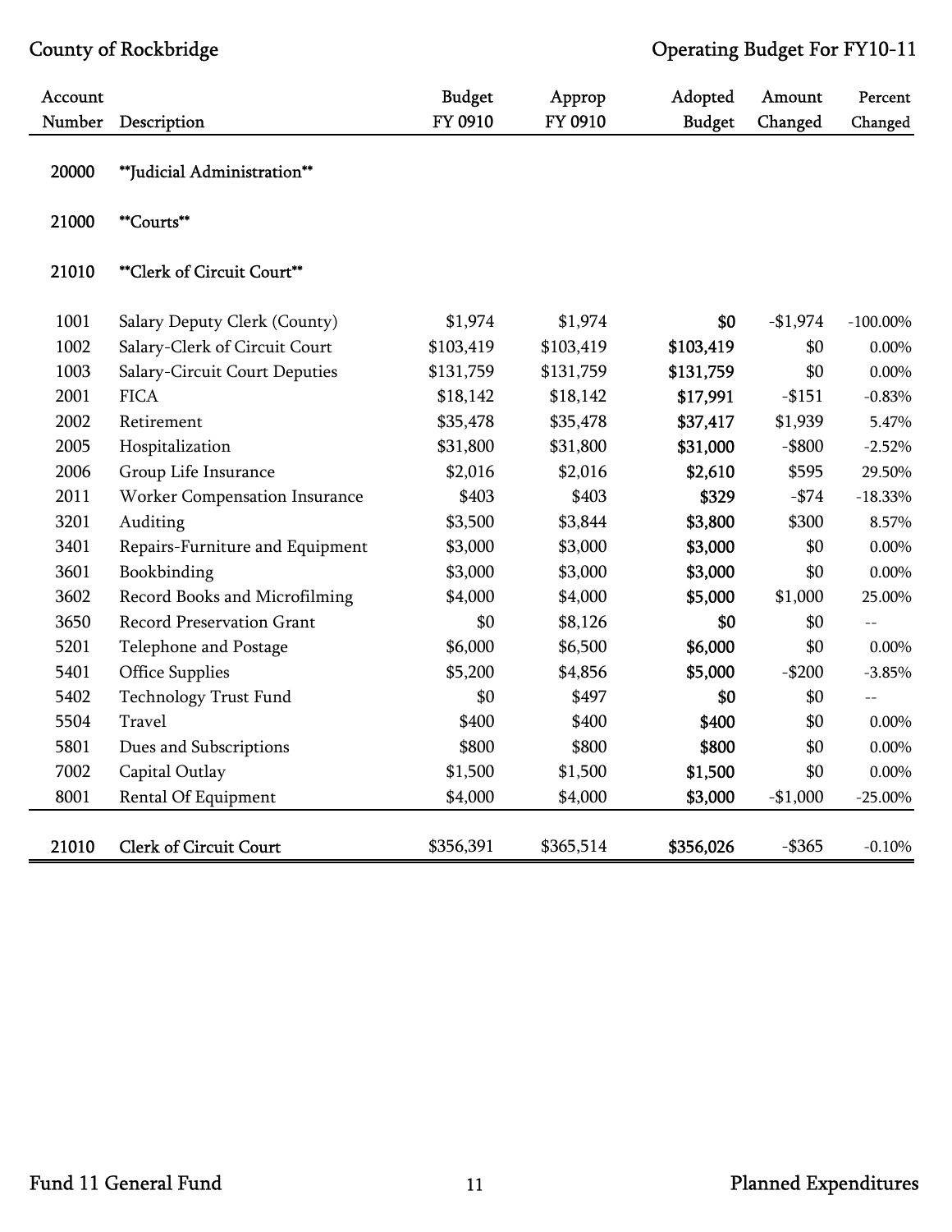County of Rockbridge — Operating Budget For FY10-11

| Account Number | Description | Budget FY 0910 | Approp FY 0910 | Adopted Budget | Amount Changed | Percent Changed |
|---|---|---|---|---|---|---|
| 20000 | **Judicial Administration** | | | | | |
| 21000 | **Courts** | | | | | |
| 21010 | **Clerk of Circuit Court** | | | | | |
| 1001 | Salary Deputy Clerk (County) | $1,974 | $1,974 | **$0** | -$1,974 | -100.00% |
| 1002 | Salary-Clerk of Circuit Court | $103,419 | $103,419 | **$103,419** | $0 | 0.00% |
| 1003 | Salary-Circuit Court Deputies | $131,759 | $131,759 | **$131,759** | $0 | 0.00% |
| 2001 | FICA | $18,142 | $18,142 | **$17,991** | -$151 | -0.83% |
| 2002 | Retirement | $35,478 | $35,478 | **$37,417** | $1,939 | 5.47% |
| 2005 | Hospitalization | $31,800 | $31,800 | **$31,000** | -$800 | -2.52% |
| 2006 | Group Life Insurance | $2,016 | $2,016 | **$2,610** | $595 | 29.50% |
| 2011 | Worker Compensation Insurance | $403 | $403 | **$329** | -$74 | -18.33% |
| 3201 | Auditing | $3,500 | $3,844 | **$3,800** | $300 | 8.57% |
| 3401 | Repairs-Furniture and Equipment | $3,000 | $3,000 | **$3,000** | $0 | 0.00% |
| 3601 | Bookbinding | $3,000 | $3,000 | **$3,000** | $0 | 0.00% |
| 3602 | Record Books and Microfilming | $4,000 | $4,000 | **$5,000** | $1,000 | 25.00% |
| 3650 | Record Preservation Grant | $0 | $8,126 | **$0** | $0 | -- |
| 5201 | Telephone and Postage | $6,000 | $6,500 | **$6,000** | $0 | 0.00% |
| 5401 | Office Supplies | $5,200 | $4,856 | **$5,000** | -$200 | -3.85% |
| 5402 | Technology Trust Fund | $0 | $497 | **$0** | $0 | -- |
| 5504 | Travel | $400 | $400 | **$400** | $0 | 0.00% |
| 5801 | Dues and Subscriptions | $800 | $800 | **$800** | $0 | 0.00% |
| 7002 | Capital Outlay | $1,500 | $1,500 | **$1,500** | $0 | 0.00% |
| 8001 | Rental Of Equipment | $4,000 | $4,000 | **$3,000** | -$1,000 | -25.00% |
| 21010 | Clerk of Circuit Court | $356,391 | $365,514 | **$356,026** | -$365 | -0.10% |

Fund 11 General Fund — Planned Expenditures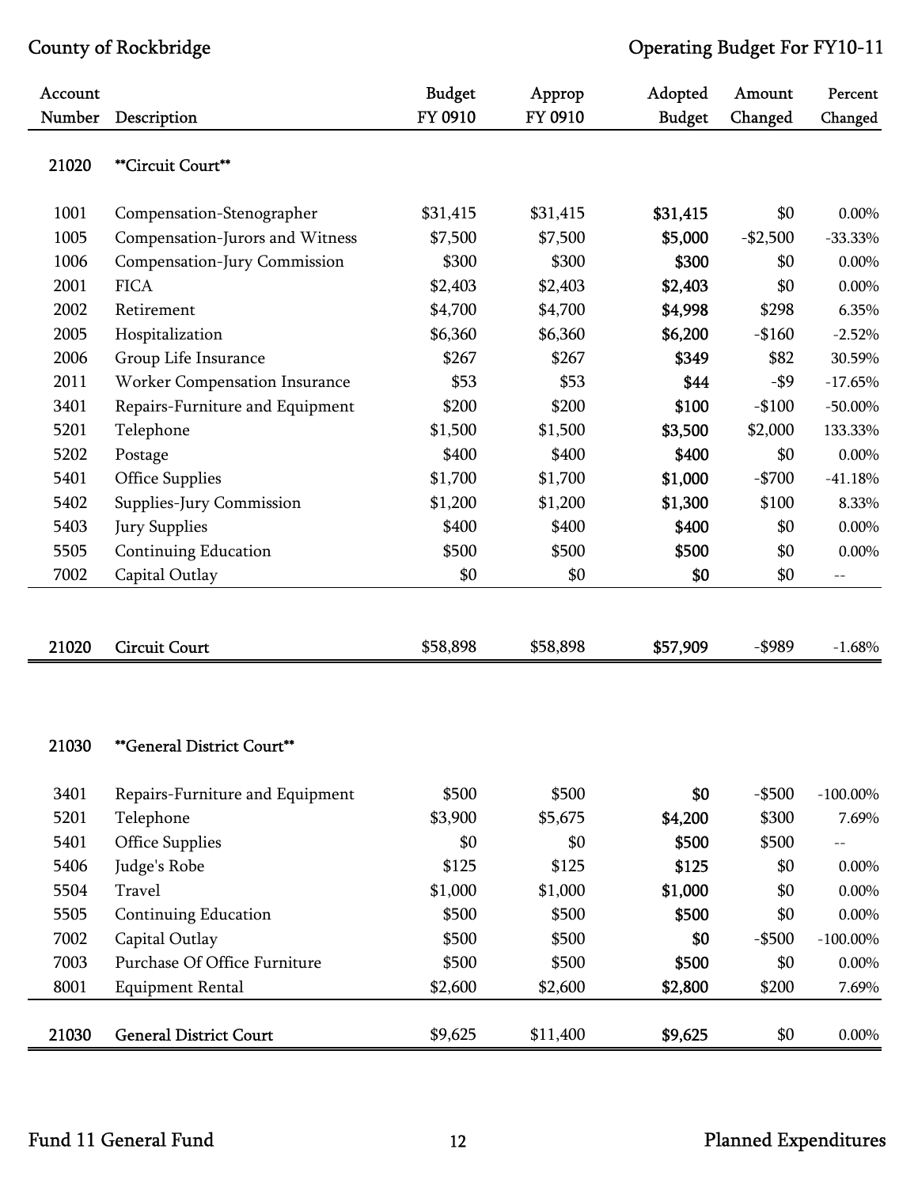County of Rockbridge — Operating Budget For FY10-11

| Account Number | Description | Budget FY 0910 | Approp FY 0910 | Adopted Budget | Amount Changed | Percent Changed |
|---|---|---|---|---|---|---|
| 21020 | **Circuit Court** | | | | | |
| 1001 | Compensation-Stenographer | $31,415 | $31,415 | **$31,415** | $0 | 0.00% |
| 1005 | Compensation-Jurors and Witness | $7,500 | $7,500 | **$5,000** | -$2,500 | -33.33% |
| 1006 | Compensation-Jury Commission | $300 | $300 | **$300** | $0 | 0.00% |
| 2001 | FICA | $2,403 | $2,403 | **$2,403** | $0 | 0.00% |
| 2002 | Retirement | $4,700 | $4,700 | **$4,998** | $298 | 6.35% |
| 2005 | Hospitalization | $6,360 | $6,360 | **$6,200** | -$160 | -2.52% |
| 2006 | Group Life Insurance | $267 | $267 | **$349** | $82 | 30.59% |
| 2011 | Worker Compensation Insurance | $53 | $53 | **$44** | -$9 | -17.65% |
| 3401 | Repairs-Furniture and Equipment | $200 | $200 | **$100** | -$100 | -50.00% |
| 5201 | Telephone | $1,500 | $1,500 | **$3,500** | $2,000 | 133.33% |
| 5202 | Postage | $400 | $400 | **$400** | $0 | 0.00% |
| 5401 | Office Supplies | $1,700 | $1,700 | **$1,000** | -$700 | -41.18% |
| 5402 | Supplies-Jury Commission | $1,200 | $1,200 | **$1,300** | $100 | 8.33% |
| 5403 | Jury Supplies | $400 | $400 | **$400** | $0 | 0.00% |
| 5505 | Continuing Education | $500 | $500 | **$500** | $0 | 0.00% |
| 7002 | Capital Outlay | $0 | $0 | **$0** | $0 | -- |
| 21020 | Circuit Court | $58,898 | $58,898 | **$57,909** | -$989 | -1.68% |

| Account Number | Description | Budget FY 0910 | Approp FY 0910 | Adopted Budget | Amount Changed | Percent Changed |
|---|---|---|---|---|---|---|
| 21030 | **General District Court** | | | | | |
| 3401 | Repairs-Furniture and Equipment | $500 | $500 | **$0** | -$500 | -100.00% |
| 5201 | Telephone | $3,900 | $5,675 | **$4,200** | $300 | 7.69% |
| 5401 | Office Supplies | $0 | $0 | **$500** | $500 | -- |
| 5406 | Judge's Robe | $125 | $125 | **$125** | $0 | 0.00% |
| 5504 | Travel | $1,000 | $1,000 | **$1,000** | $0 | 0.00% |
| 5505 | Continuing Education | $500 | $500 | **$500** | $0 | 0.00% |
| 7002 | Capital Outlay | $500 | $500 | **$0** | -$500 | -100.00% |
| 7003 | Purchase Of Office Furniture | $500 | $500 | **$500** | $0 | 0.00% |
| 8001 | Equipment Rental | $2,600 | $2,600 | **$2,800** | $200 | 7.69% |
| 21030 | General District Court | $9,625 | $11,400 | **$9,625** | $0 | 0.00% |

Fund 11 General Fund — Planned Expenditures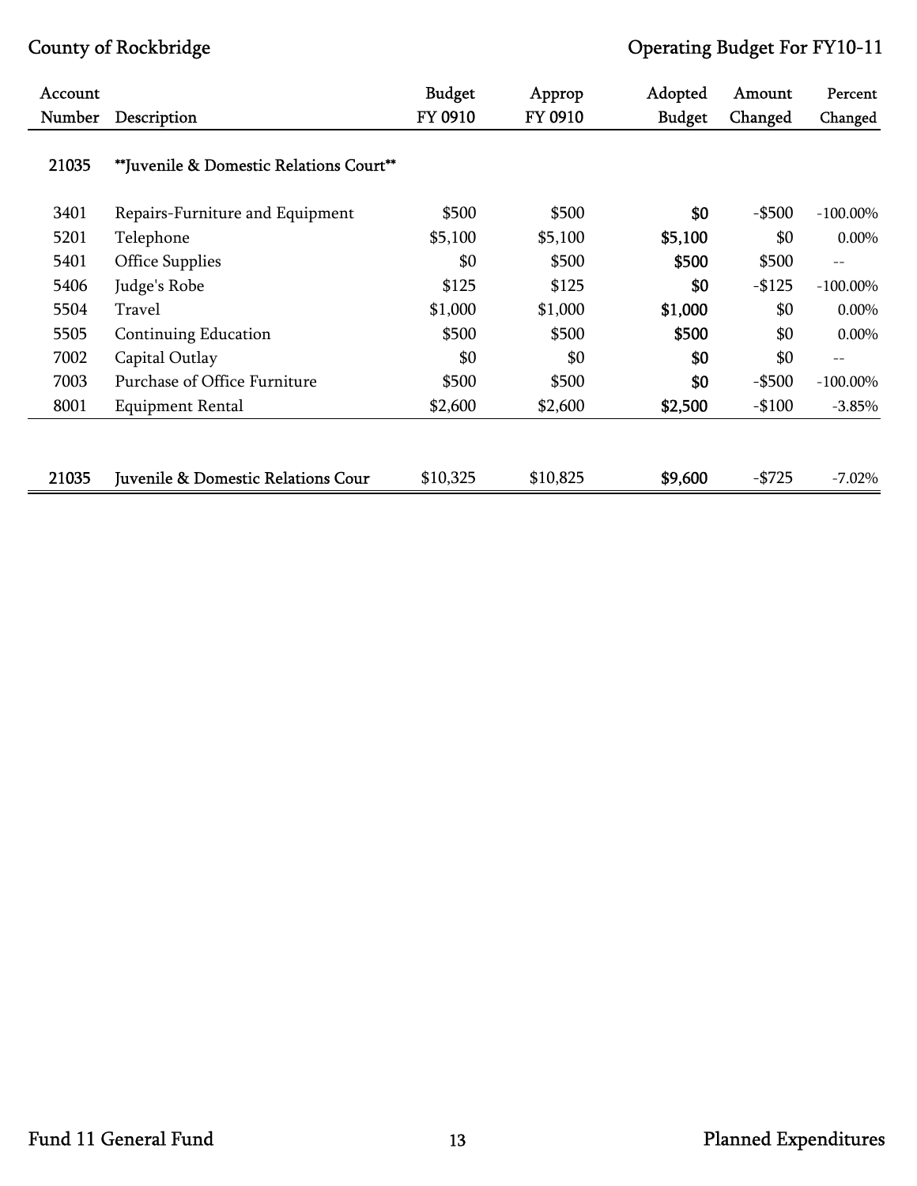| Account Number | Description | Budget FY 0910 | Approp FY 0910 | Adopted Budget | Amount Changed | Percent Changed |
|---|---|---|---|---|---|---|
| 21035 | **Juvenile & Domestic Relations Court** | | | | | |
| 3401 | Repairs-Furniture and Equipment | $500 | $500 | **$0** | -$500 | -100.00% |
| 5201 | Telephone | $5,100 | $5,100 | **$5,100** | $0 | 0.00% |
| 5401 | Office Supplies | $0 | $500 | **$500** | $500 | -- |
| 5406 | Judge's Robe | $125 | $125 | **$0** | -$125 | -100.00% |
| 5504 | Travel | $1,000 | $1,000 | **$1,000** | $0 | 0.00% |
| 5505 | Continuing Education | $500 | $500 | **$500** | $0 | 0.00% |
| 7002 | Capital Outlay | $0 | $0 | **$0** | $0 | -- |
| 7003 | Purchase of Office Furniture | $500 | $500 | **$0** | -$500 | -100.00% |
| 8001 | Equipment Rental | $2,600 | $2,600 | **$2,500** | -$100 | -3.85% |
| 21035 | Juvenile & Domestic Relations Cour | $10,325 | $10,825 | **$9,600** | -$725 | -7.02% |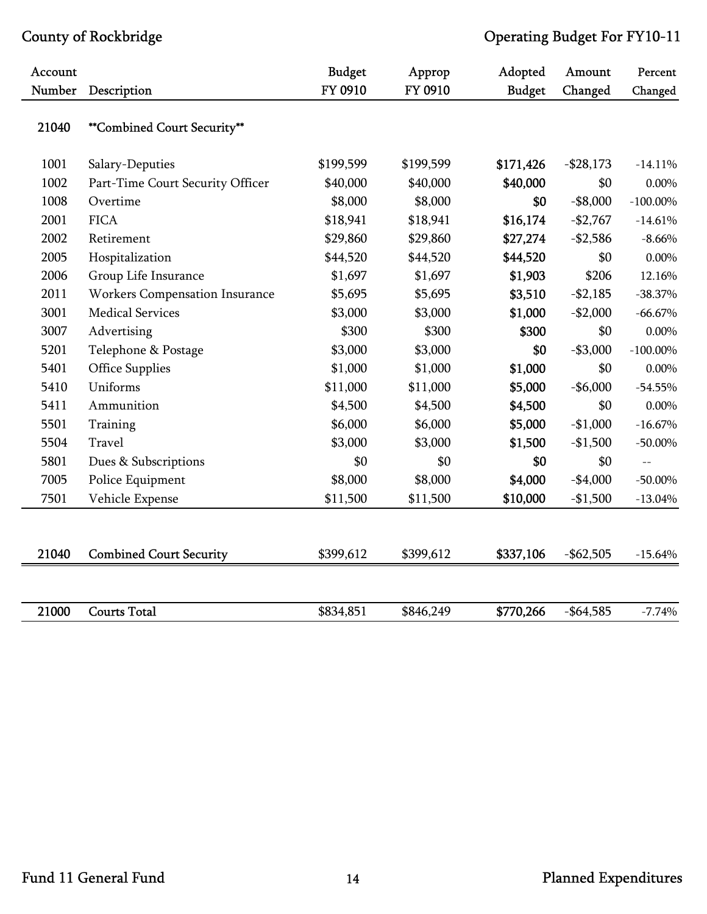County of Rockbridge — Operating Budget For FY10-11

| Account Number | Description | Budget FY 0910 | Approp FY 0910 | Adopted Budget | Amount Changed | Percent Changed |
|---|---|---|---|---|---|---|
| 21040 | **Combined Court Security** | | | | | |
| 1001 | Salary-Deputies | $199,599 | $199,599 | **$171,426** | -$28,173 | -14.11% |
| 1002 | Part-Time Court Security Officer | $40,000 | $40,000 | **$40,000** | $0 | 0.00% |
| 1008 | Overtime | $8,000 | $8,000 | **$0** | -$8,000 | -100.00% |
| 2001 | FICA | $18,941 | $18,941 | **$16,174** | -$2,767 | -14.61% |
| 2002 | Retirement | $29,860 | $29,860 | **$27,274** | -$2,586 | -8.66% |
| 2005 | Hospitalization | $44,520 | $44,520 | **$44,520** | $0 | 0.00% |
| 2006 | Group Life Insurance | $1,697 | $1,697 | **$1,903** | $206 | 12.16% |
| 2011 | Workers Compensation Insurance | $5,695 | $5,695 | **$3,510** | -$2,185 | -38.37% |
| 3001 | Medical Services | $3,000 | $3,000 | **$1,000** | -$2,000 | -66.67% |
| 3007 | Advertising | $300 | $300 | **$300** | $0 | 0.00% |
| 5201 | Telephone & Postage | $3,000 | $3,000 | **$0** | -$3,000 | -100.00% |
| 5401 | Office Supplies | $1,000 | $1,000 | **$1,000** | $0 | 0.00% |
| 5410 | Uniforms | $11,000 | $11,000 | **$5,000** | -$6,000 | -54.55% |
| 5411 | Ammunition | $4,500 | $4,500 | **$4,500** | $0 | 0.00% |
| 5501 | Training | $6,000 | $6,000 | **$5,000** | -$1,000 | -16.67% |
| 5504 | Travel | $3,000 | $3,000 | **$1,500** | -$1,500 | -50.00% |
| 5801 | Dues & Subscriptions | $0 | $0 | **$0** | $0 | -- |
| 7005 | Police Equipment | $8,000 | $8,000 | **$4,000** | -$4,000 | -50.00% |
| 7501 | Vehicle Expense | $11,500 | $11,500 | **$10,000** | -$1,500 | -13.04% |
| 21040 | Combined Court Security | $399,612 | $399,612 | **$337,106** | -$62,505 | -15.64% |
| 21000 | Courts Total | $834,851 | $846,249 | **$770,266** | -$64,585 | -7.74% |

Fund 11 General Fund — Planned Expenditures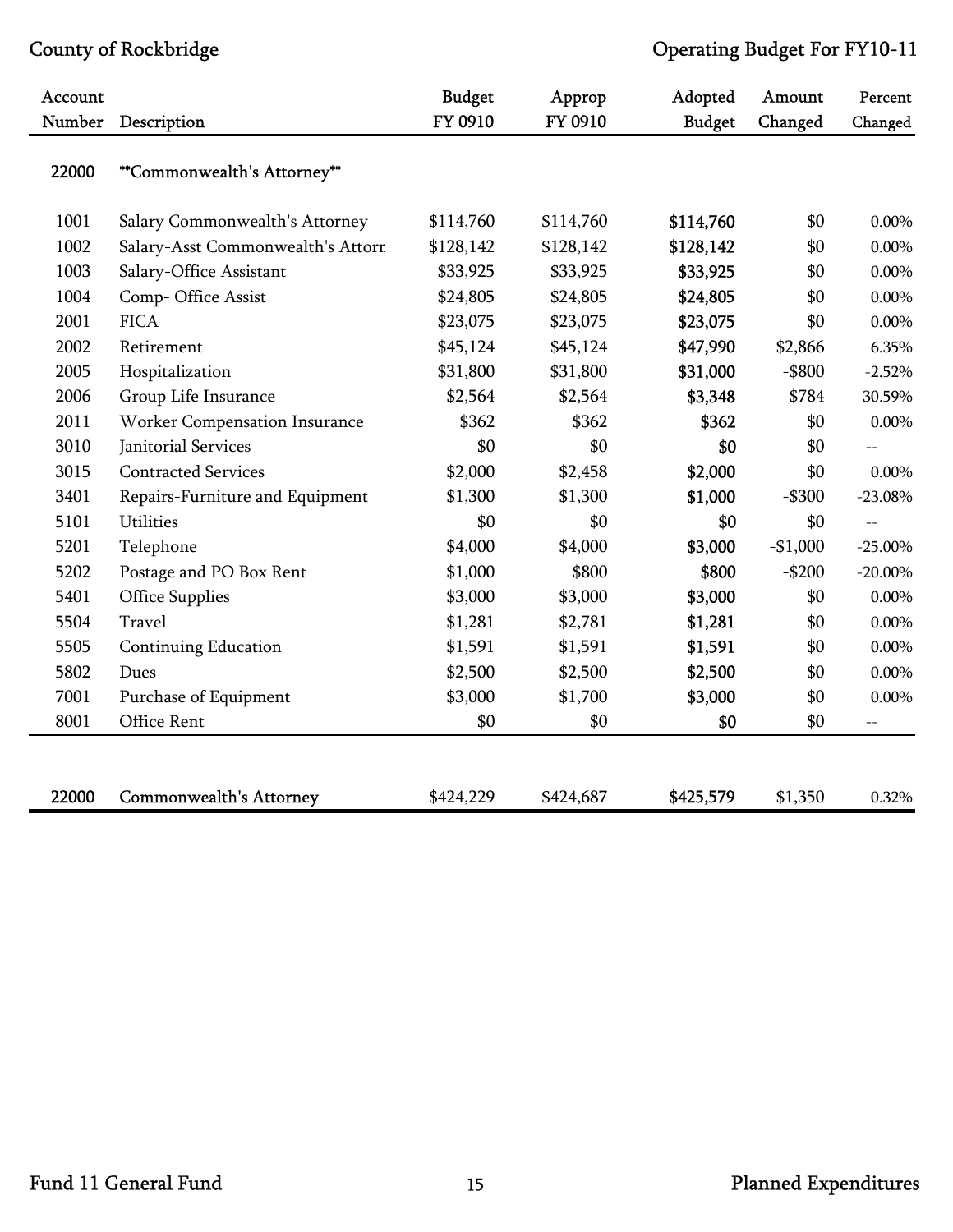| Account Number | Description | Budget FY 0910 | Approp FY 0910 | Adopted Budget | Amount Changed | Percent Changed |
|---|---|---|---|---|---|---|
| 22000 | **Commonwealth's Attorney** | | | | | |
| 1001 | Salary Commonwealth's Attorney | $114,760 | $114,760 | **$114,760** | $0 | 0.00% |
| 1002 | Salary-Asst Commonwealth's Attorn | $128,142 | $128,142 | **$128,142** | $0 | 0.00% |
| 1003 | Salary-Office Assistant | $33,925 | $33,925 | **$33,925** | $0 | 0.00% |
| 1004 | Comp- Office Assist | $24,805 | $24,805 | **$24,805** | $0 | 0.00% |
| 2001 | FICA | $23,075 | $23,075 | **$23,075** | $0 | 0.00% |
| 2002 | Retirement | $45,124 | $45,124 | **$47,990** | $2,866 | 6.35% |
| 2005 | Hospitalization | $31,800 | $31,800 | **$31,000** | -$800 | -2.52% |
| 2006 | Group Life Insurance | $2,564 | $2,564 | **$3,348** | $784 | 30.59% |
| 2011 | Worker Compensation Insurance | $362 | $362 | **$362** | $0 | 0.00% |
| 3010 | Janitorial Services | $0 | $0 | **$0** | $0 | -- |
| 3015 | Contracted Services | $2,000 | $2,458 | **$2,000** | $0 | 0.00% |
| 3401 | Repairs-Furniture and Equipment | $1,300 | $1,300 | **$1,000** | -$300 | -23.08% |
| 5101 | Utilities | $0 | $0 | **$0** | $0 | -- |
| 5201 | Telephone | $4,000 | $4,000 | **$3,000** | -$1,000 | -25.00% |
| 5202 | Postage and PO Box Rent | $1,000 | $800 | **$800** | -$200 | -20.00% |
| 5401 | Office Supplies | $3,000 | $3,000 | **$3,000** | $0 | 0.00% |
| 5504 | Travel | $1,281 | $2,781 | **$1,281** | $0 | 0.00% |
| 5505 | Continuing Education | $1,591 | $1,591 | **$1,591** | $0 | 0.00% |
| 5802 | Dues | $2,500 | $2,500 | **$2,500** | $0 | 0.00% |
| 7001 | Purchase of Equipment | $3,000 | $1,700 | **$3,000** | $0 | 0.00% |
| 8001 | Office Rent | $0 | $0 | **$0** | $0 | -- |
| 22000 | Commonwealth's Attorney | $424,229 | $424,687 | **$425,579** | $1,350 | 0.32% |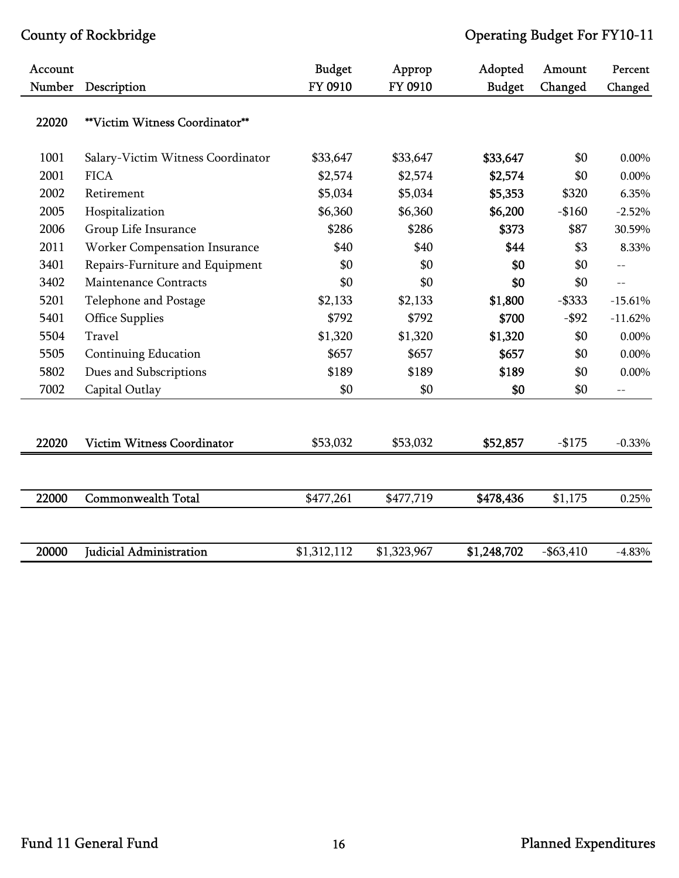| Account Number | Description | Budget FY 0910 | Approp FY 0910 | Adopted Budget | Amount Changed | Percent Changed |
|---|---|---|---|---|---|---|
| 22020 | **Victim Witness Coordinator** | | | | | |
| 1001 | Salary-Victim Witness Coordinator | $33,647 | $33,647 | **$33,647** | $0 | 0.00% |
| 2001 | FICA | $2,574 | $2,574 | **$2,574** | $0 | 0.00% |
| 2002 | Retirement | $5,034 | $5,034 | **$5,353** | $320 | 6.35% |
| 2005 | Hospitalization | $6,360 | $6,360 | **$6,200** | -$160 | -2.52% |
| 2006 | Group Life Insurance | $286 | $286 | **$373** | $87 | 30.59% |
| 2011 | Worker Compensation Insurance | $40 | $40 | **$44** | $3 | 8.33% |
| 3401 | Repairs-Furniture and Equipment | $0 | $0 | **$0** | $0 | -- |
| 3402 | Maintenance Contracts | $0 | $0 | **$0** | $0 | -- |
| 5201 | Telephone and Postage | $2,133 | $2,133 | **$1,800** | -$333 | -15.61% |
| 5401 | Office Supplies | $792 | $792 | **$700** | -$92 | -11.62% |
| 5504 | Travel | $1,320 | $1,320 | **$1,320** | $0 | 0.00% |
| 5505 | Continuing Education | $657 | $657 | **$657** | $0 | 0.00% |
| 5802 | Dues and Subscriptions | $189 | $189 | **$189** | $0 | 0.00% |
| 7002 | Capital Outlay | $0 | $0 | **$0** | $0 | -- |
| 22020 | Victim Witness Coordinator | $53,032 | $53,032 | **$52,857** | -$175 | -0.33% |
| 22000 | Commonwealth Total | $477,261 | $477,719 | **$478,436** | $1,175 | 0.25% |
| 20000 | Judicial Administration | $1,312,112 | $1,323,967 | **$1,248,702** | -$63,410 | -4.83% |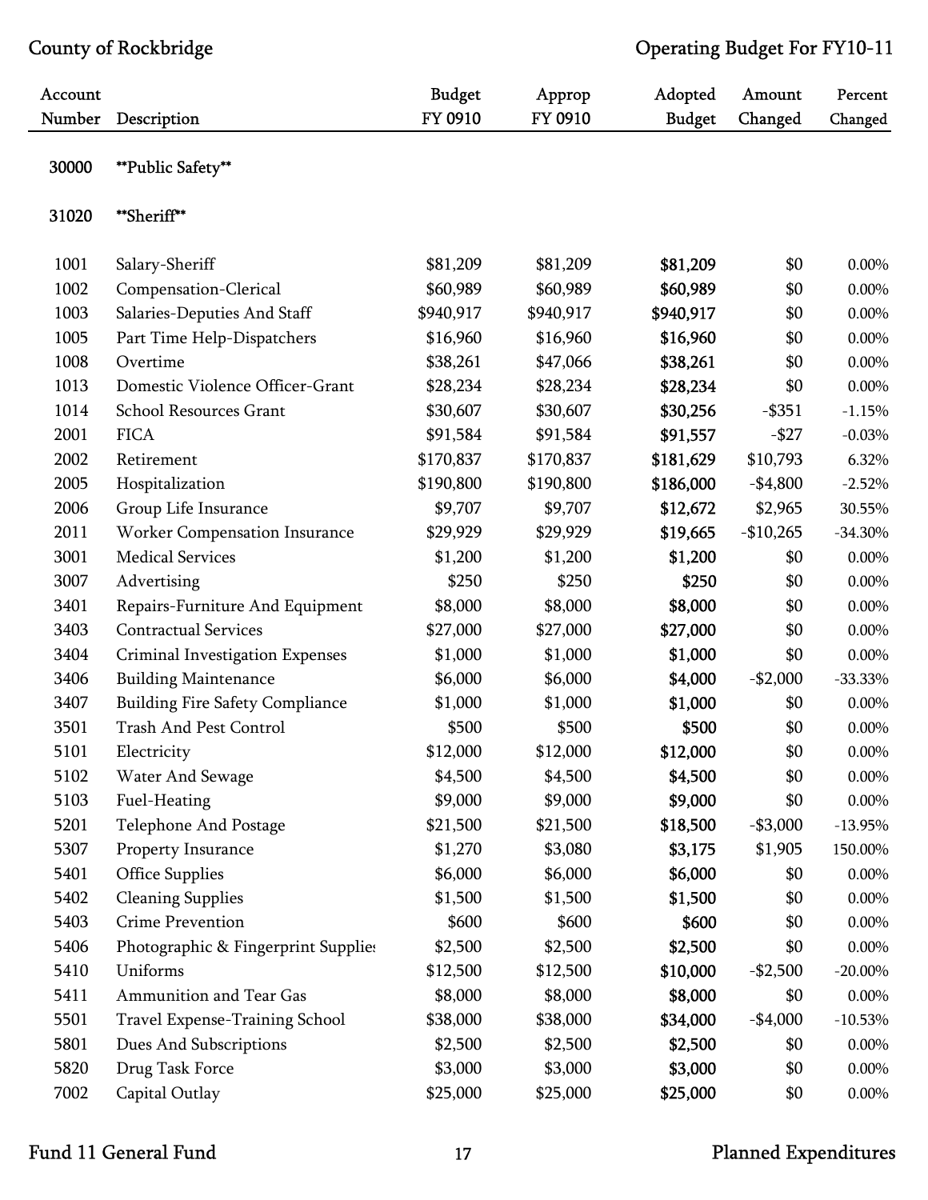County of Rockbridge — Operating Budget For FY10-11

| Account Number | Description | Budget FY 0910 | Approp FY 0910 | Adopted Budget | Amount Changed | Percent Changed |
|---|---|---|---|---|---|---|
| 30000 | **Public Safety** | | | | | |
| 31020 | **Sheriff** | | | | | |
| 1001 | Salary-Sheriff | $81,209 | $81,209 | **$81,209** | $0 | 0.00% |
| 1002 | Compensation-Clerical | $60,989 | $60,989 | **$60,989** | $0 | 0.00% |
| 1003 | Salaries-Deputies And Staff | $940,917 | $940,917 | **$940,917** | $0 | 0.00% |
| 1005 | Part Time Help-Dispatchers | $16,960 | $16,960 | **$16,960** | $0 | 0.00% |
| 1008 | Overtime | $38,261 | $47,066 | **$38,261** | $0 | 0.00% |
| 1013 | Domestic Violence Officer-Grant | $28,234 | $28,234 | **$28,234** | $0 | 0.00% |
| 1014 | School Resources Grant | $30,607 | $30,607 | **$30,256** | -$351 | -1.15% |
| 2001 | FICA | $91,584 | $91,584 | **$91,557** | -$27 | -0.03% |
| 2002 | Retirement | $170,837 | $170,837 | **$181,629** | $10,793 | 6.32% |
| 2005 | Hospitalization | $190,800 | $190,800 | **$186,000** | -$4,800 | -2.52% |
| 2006 | Group Life Insurance | $9,707 | $9,707 | **$12,672** | $2,965 | 30.55% |
| 2011 | Worker Compensation Insurance | $29,929 | $29,929 | **$19,665** | -$10,265 | -34.30% |
| 3001 | Medical Services | $1,200 | $1,200 | **$1,200** | $0 | 0.00% |
| 3007 | Advertising | $250 | $250 | **$250** | $0 | 0.00% |
| 3401 | Repairs-Furniture And Equipment | $8,000 | $8,000 | **$8,000** | $0 | 0.00% |
| 3403 | Contractual Services | $27,000 | $27,000 | **$27,000** | $0 | 0.00% |
| 3404 | Criminal Investigation Expenses | $1,000 | $1,000 | **$1,000** | $0 | 0.00% |
| 3406 | Building Maintenance | $6,000 | $6,000 | **$4,000** | -$2,000 | -33.33% |
| 3407 | Building Fire Safety Compliance | $1,000 | $1,000 | **$1,000** | $0 | 0.00% |
| 3501 | Trash And Pest Control | $500 | $500 | **$500** | $0 | 0.00% |
| 5101 | Electricity | $12,000 | $12,000 | **$12,000** | $0 | 0.00% |
| 5102 | Water And Sewage | $4,500 | $4,500 | **$4,500** | $0 | 0.00% |
| 5103 | Fuel-Heating | $9,000 | $9,000 | **$9,000** | $0 | 0.00% |
| 5201 | Telephone And Postage | $21,500 | $21,500 | **$18,500** | -$3,000 | -13.95% |
| 5307 | Property Insurance | $1,270 | $3,080 | **$3,175** | $1,905 | 150.00% |
| 5401 | Office Supplies | $6,000 | $6,000 | **$6,000** | $0 | 0.00% |
| 5402 | Cleaning Supplies | $1,500 | $1,500 | **$1,500** | $0 | 0.00% |
| 5403 | Crime Prevention | $600 | $600 | **$600** | $0 | 0.00% |
| 5406 | Photographic & Fingerprint Supplies | $2,500 | $2,500 | **$2,500** | $0 | 0.00% |
| 5410 | Uniforms | $12,500 | $12,500 | **$10,000** | -$2,500 | -20.00% |
| 5411 | Ammunition and Tear Gas | $8,000 | $8,000 | **$8,000** | $0 | 0.00% |
| 5501 | Travel Expense-Training School | $38,000 | $38,000 | **$34,000** | -$4,000 | -10.53% |
| 5801 | Dues And Subscriptions | $2,500 | $2,500 | **$2,500** | $0 | 0.00% |
| 5820 | Drug Task Force | $3,000 | $3,000 | **$3,000** | $0 | 0.00% |
| 7002 | Capital Outlay | $25,000 | $25,000 | **$25,000** | $0 | 0.00% |

Fund 11 General Fund — Planned Expenditures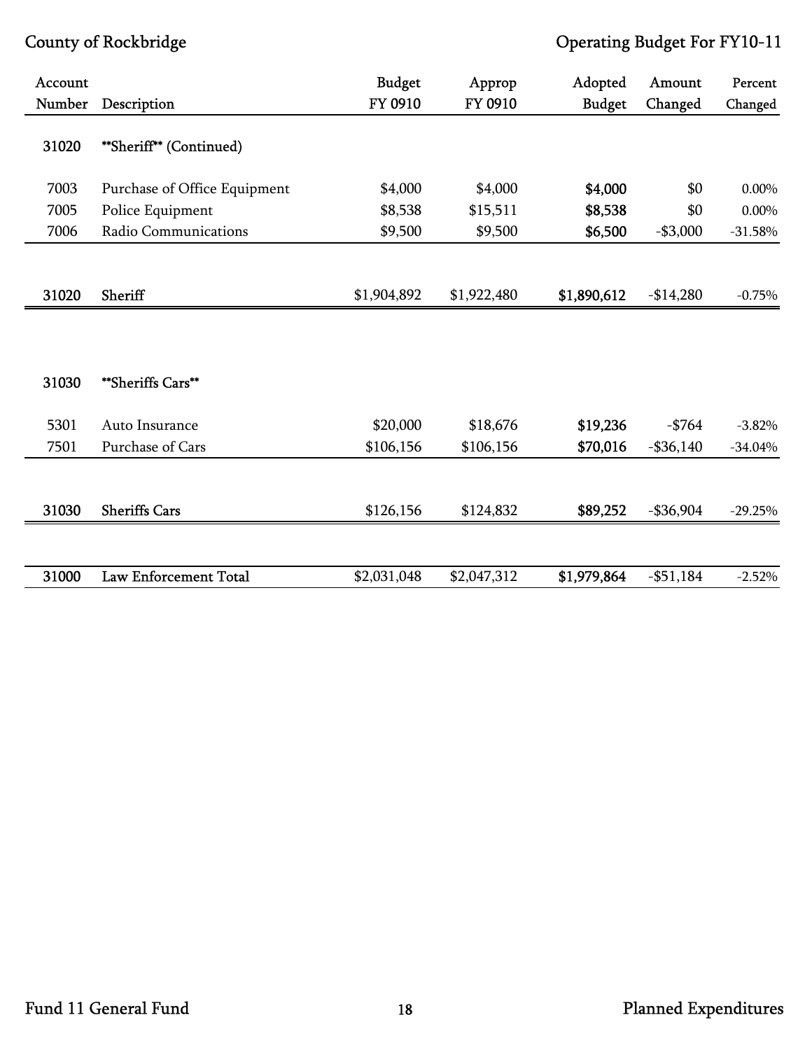| Account Number | Description | Budget FY 0910 | Approp FY 0910 | Adopted Budget | Amount Changed | Percent Changed |
|---|---|---|---|---|---|---|
| 31020 | **Sheriff** (Continued) | | | | | |
| 7003 | Purchase of Office Equipment | $4,000 | $4,000 | **$4,000** | $0 | 0.00% |
| 7005 | Police Equipment | $8,538 | $15,511 | **$8,538** | $0 | 0.00% |
| 7006 | Radio Communications | $9,500 | $9,500 | **$6,500** | -$3,000 | -31.58% |
| 31020 | Sheriff | $1,904,892 | $1,922,480 | **$1,890,612** | -$14,280 | -0.75% |
| 31030 | **Sheriffs Cars** | | | | | |
| 5301 | Auto Insurance | $20,000 | $18,676 | **$19,236** | -$764 | -3.82% |
| 7501 | Purchase of Cars | $106,156 | $106,156 | **$70,016** | -$36,140 | -34.04% |
| 31030 | Sheriffs Cars | $126,156 | $124,832 | **$89,252** | -$36,904 | -29.25% |
| 31000 | Law Enforcement Total | $2,031,048 | $2,047,312 | **$1,979,864** | -$51,184 | -2.52% |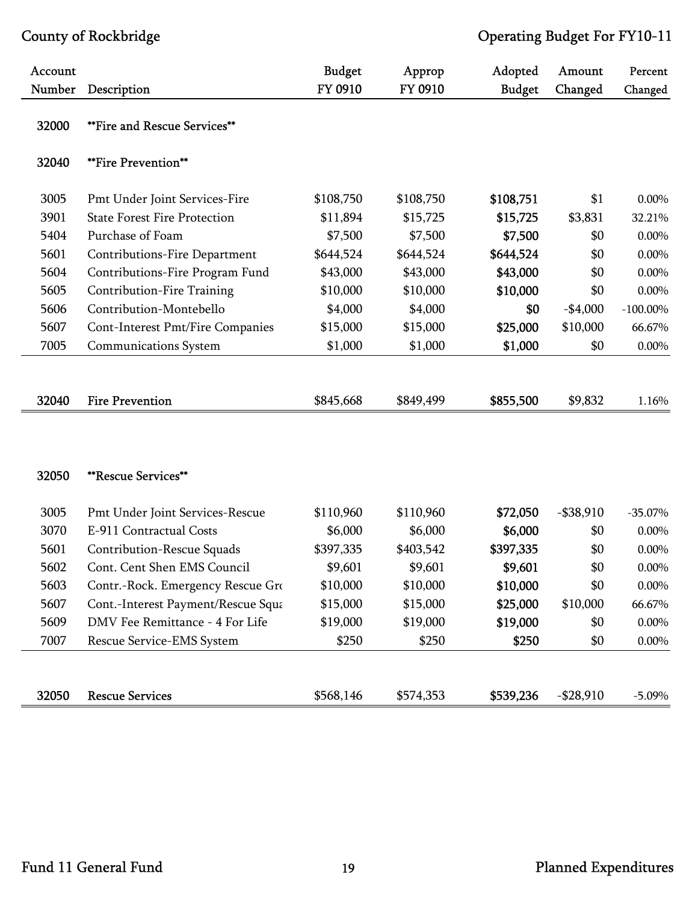| Account Number | Description | Budget FY 0910 | Approp FY 0910 | Adopted Budget | Amount Changed | Percent Changed |
|---|---|---|---|---|---|---|
| 32000 | **Fire and Rescue Services** | | | | | |
| 32040 | **Fire Prevention** | | | | | |
| 3005 | Pmt Under Joint Services-Fire | $108,750 | $108,750 | **$108,751** | $1 | 0.00% |
| 3901 | State Forest Fire Protection | $11,894 | $15,725 | **$15,725** | $3,831 | 32.21% |
| 5404 | Purchase of Foam | $7,500 | $7,500 | **$7,500** | $0 | 0.00% |
| 5601 | Contributions-Fire Department | $644,524 | $644,524 | **$644,524** | $0 | 0.00% |
| 5604 | Contributions-Fire Program Fund | $43,000 | $43,000 | **$43,000** | $0 | 0.00% |
| 5605 | Contribution-Fire Training | $10,000 | $10,000 | **$10,000** | $0 | 0.00% |
| 5606 | Contribution-Montebello | $4,000 | $4,000 | **$0** | -$4,000 | -100.00% |
| 5607 | Cont-Interest Pmt/Fire Companies | $15,000 | $15,000 | **$25,000** | $10,000 | 66.67% |
| 7005 | Communications System | $1,000 | $1,000 | **$1,000** | $0 | 0.00% |
| 32040 | Fire Prevention | $845,668 | $849,499 | **$855,500** | $9,832 | 1.16% |

| Account Number | Description | Budget FY 0910 | Approp FY 0910 | Adopted Budget | Amount Changed | Percent Changed |
|---|---|---|---|---|---|---|
| 32050 | **Rescue Services** | | | | | |
| 3005 | Pmt Under Joint Services-Rescue | $110,960 | $110,960 | **$72,050** | -$38,910 | -35.07% |
| 3070 | E-911 Contractual Costs | $6,000 | $6,000 | **$6,000** | $0 | 0.00% |
| 5601 | Contribution-Rescue Squads | $397,335 | $403,542 | **$397,335** | $0 | 0.00% |
| 5602 | Cont. Cent Shen EMS Council | $9,601 | $9,601 | **$9,601** | $0 | 0.00% |
| 5603 | Contr.-Rock. Emergency Rescue Gro | $10,000 | $10,000 | **$10,000** | $0 | 0.00% |
| 5607 | Cont.-Interest Payment/Rescue Squa | $15,000 | $15,000 | **$25,000** | $10,000 | 66.67% |
| 5609 | DMV Fee Remittance - 4 For Life | $19,000 | $19,000 | **$19,000** | $0 | 0.00% |
| 7007 | Rescue Service-EMS System | $250 | $250 | **$250** | $0 | 0.00% |
| 32050 | Rescue Services | $568,146 | $574,353 | **$539,236** | -$28,910 | -5.09% |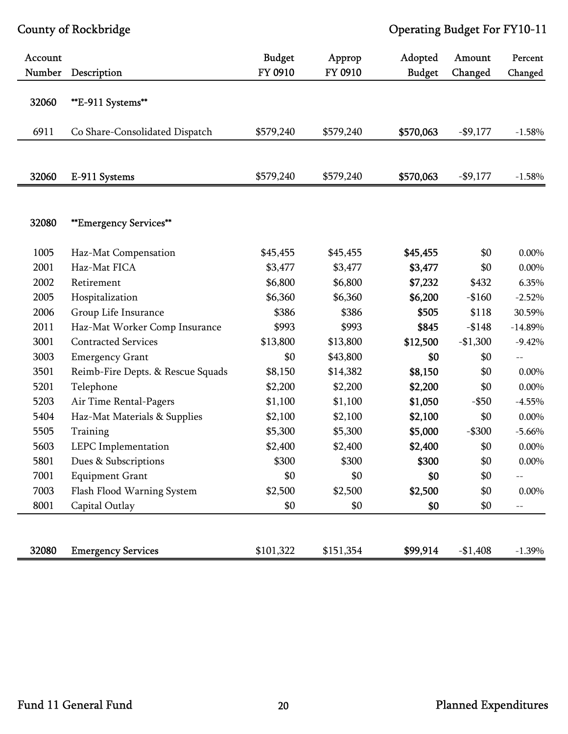| Account Number | Description | Budget FY 0910 | Approp FY 0910 | Adopted Budget | Amount Changed | Percent Changed |
|---|---|---|---|---|---|---|
| 32060 | **E-911 Systems** | | | | | |
| 6911 | Co Share-Consolidated Dispatch | $579,240 | $579,240 | **$570,063** | -$9,177 | -1.58% |
| 32060 | E-911 Systems | $579,240 | $579,240 | **$570,063** | -$9,177 | -1.58% |
| 32080 | **Emergency Services** | | | | | |
| 1005 | Haz-Mat Compensation | $45,455 | $45,455 | **$45,455** | $0 | 0.00% |
| 2001 | Haz-Mat FICA | $3,477 | $3,477 | **$3,477** | $0 | 0.00% |
| 2002 | Retirement | $6,800 | $6,800 | **$7,232** | $432 | 6.35% |
| 2005 | Hospitalization | $6,360 | $6,360 | **$6,200** | -$160 | -2.52% |
| 2006 | Group Life Insurance | $386 | $386 | **$505** | $118 | 30.59% |
| 2011 | Haz-Mat Worker Comp Insurance | $993 | $993 | **$845** | -$148 | -14.89% |
| 3001 | Contracted Services | $13,800 | $13,800 | **$12,500** | -$1,300 | -9.42% |
| 3003 | Emergency Grant | $0 | $43,800 | **$0** | $0 | -- |
| 3501 | Reimb-Fire Depts. & Rescue Squads | $8,150 | $14,382 | **$8,150** | $0 | 0.00% |
| 5201 | Telephone | $2,200 | $2,200 | **$2,200** | $0 | 0.00% |
| 5203 | Air Time Rental-Pagers | $1,100 | $1,100 | **$1,050** | -$50 | -4.55% |
| 5404 | Haz-Mat Materials & Supplies | $2,100 | $2,100 | **$2,100** | $0 | 0.00% |
| 5505 | Training | $5,300 | $5,300 | **$5,000** | -$300 | -5.66% |
| 5603 | LEPC Implementation | $2,400 | $2,400 | **$2,400** | $0 | 0.00% |
| 5801 | Dues & Subscriptions | $300 | $300 | **$300** | $0 | 0.00% |
| 7001 | Equipment Grant | $0 | $0 | **$0** | $0 | -- |
| 7003 | Flash Flood Warning System | $2,500 | $2,500 | **$2,500** | $0 | 0.00% |
| 8001 | Capital Outlay | $0 | $0 | **$0** | $0 | -- |
| 32080 | Emergency Services | $101,322 | $151,354 | **$99,914** | -$1,408 | -1.39% |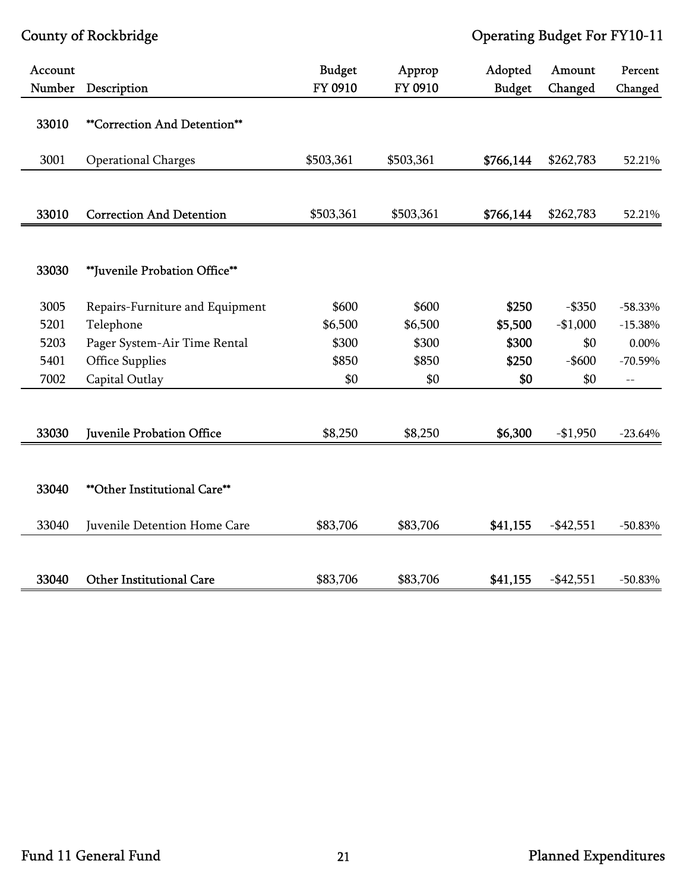County of Rockbridge

Operating Budget For FY10-11

| Account Number | Description | Budget FY 0910 | Approp FY 0910 | Adopted Budget | Amount Changed | Percent Changed |
|---|---|---|---|---|---|---|
| 33010 | **Correction And Detention** | | | | | |
| 3001 | Operational Charges | $503,361 | $503,361 | **$766,144** | $262,783 | 52.21% |
| 33010 | Correction And Detention | $503,361 | $503,361 | **$766,144** | $262,783 | 52.21% |
| 33030 | **Juvenile Probation Office** | | | | | |
| 3005 | Repairs-Furniture and Equipment | $600 | $600 | **$250** | -$350 | -58.33% |
| 5201 | Telephone | $6,500 | $6,500 | **$5,500** | -$1,000 | -15.38% |
| 5203 | Pager System-Air Time Rental | $300 | $300 | **$300** | $0 | 0.00% |
| 5401 | Office Supplies | $850 | $850 | **$250** | -$600 | -70.59% |
| 7002 | Capital Outlay | $0 | $0 | **$0** | $0 | -- |
| 33030 | Juvenile Probation Office | $8,250 | $8,250 | **$6,300** | -$1,950 | -23.64% |
| 33040 | **Other Institutional Care** | | | | | |
| 33040 | Juvenile Detention Home Care | $83,706 | $83,706 | **$41,155** | -$42,551 | -50.83% |
| 33040 | Other Institutional Care | $83,706 | $83,706 | **$41,155** | -$42,551 | -50.83% |

Fund 11 General Fund

Planned Expenditures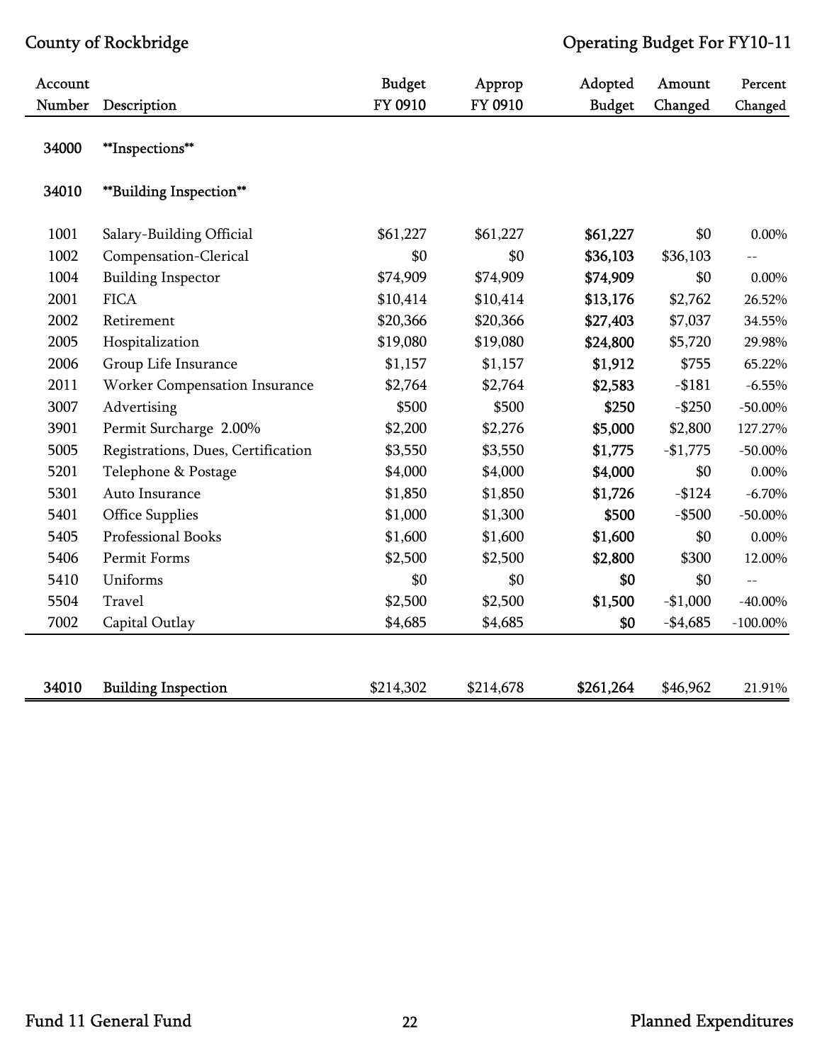| Account Number | Description | Budget FY 0910 | Approp FY 0910 | Adopted Budget | Amount Changed | Percent Changed |
|---|---|---|---|---|---|---|
| 34000 | **Inspections** | | | | | |
| 34010 | **Building Inspection** | | | | | |
| 1001 | Salary-Building Official | $61,227 | $61,227 | **$61,227** | $0 | 0.00% |
| 1002 | Compensation-Clerical | $0 | $0 | **$36,103** | $36,103 | -- |
| 1004 | Building Inspector | $74,909 | $74,909 | **$74,909** | $0 | 0.00% |
| 2001 | FICA | $10,414 | $10,414 | **$13,176** | $2,762 | 26.52% |
| 2002 | Retirement | $20,366 | $20,366 | **$27,403** | $7,037 | 34.55% |
| 2005 | Hospitalization | $19,080 | $19,080 | **$24,800** | $5,720 | 29.98% |
| 2006 | Group Life Insurance | $1,157 | $1,157 | **$1,912** | $755 | 65.22% |
| 2011 | Worker Compensation Insurance | $2,764 | $2,764 | **$2,583** | -$181 | -6.55% |
| 3007 | Advertising | $500 | $500 | **$250** | -$250 | -50.00% |
| 3901 | Permit Surcharge 2.00% | $2,200 | $2,276 | **$5,000** | $2,800 | 127.27% |
| 5005 | Registrations, Dues, Certification | $3,550 | $3,550 | **$1,775** | -$1,775 | -50.00% |
| 5201 | Telephone & Postage | $4,000 | $4,000 | **$4,000** | $0 | 0.00% |
| 5301 | Auto Insurance | $1,850 | $1,850 | **$1,726** | -$124 | -6.70% |
| 5401 | Office Supplies | $1,000 | $1,300 | **$500** | -$500 | -50.00% |
| 5405 | Professional Books | $1,600 | $1,600 | **$1,600** | $0 | 0.00% |
| 5406 | Permit Forms | $2,500 | $2,500 | **$2,800** | $300 | 12.00% |
| 5410 | Uniforms | $0 | $0 | **$0** | $0 | -- |
| 5504 | Travel | $2,500 | $2,500 | **$1,500** | -$1,000 | -40.00% |
| 7002 | Capital Outlay | $4,685 | $4,685 | **$0** | -$4,685 | -100.00% |
| 34010 | Building Inspection | $214,302 | $214,678 | **$261,264** | $46,962 | 21.91% |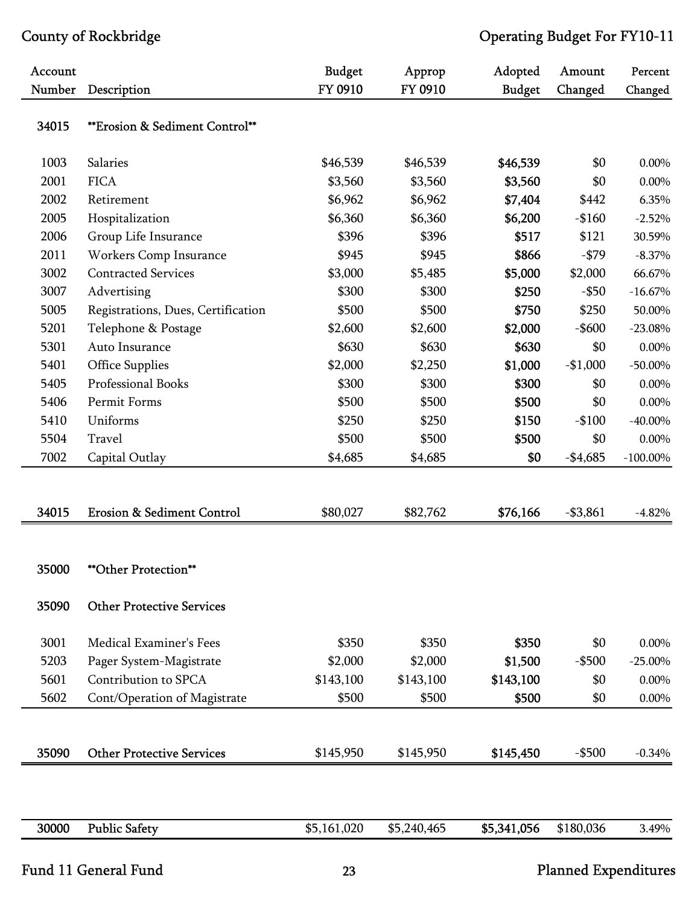| Account Number | Description | Budget FY 0910 | Approp FY 0910 | Adopted Budget | Amount Changed | Percent Changed |
|---|---|---|---|---|---|---|
| 34015 | **Erosion & Sediment Control** | | | | | |
| 1003 | Salaries | $46,539 | $46,539 | **$46,539** | $0 | 0.00% |
| 2001 | FICA | $3,560 | $3,560 | **$3,560** | $0 | 0.00% |
| 2002 | Retirement | $6,962 | $6,962 | **$7,404** | $442 | 6.35% |
| 2005 | Hospitalization | $6,360 | $6,360 | **$6,200** | -$160 | -2.52% |
| 2006 | Group Life Insurance | $396 | $396 | **$517** | $121 | 30.59% |
| 2011 | Workers Comp Insurance | $945 | $945 | **$866** | -$79 | -8.37% |
| 3002 | Contracted Services | $3,000 | $5,485 | **$5,000** | $2,000 | 66.67% |
| 3007 | Advertising | $300 | $300 | **$250** | -$50 | -16.67% |
| 5005 | Registrations, Dues, Certification | $500 | $500 | **$750** | $250 | 50.00% |
| 5201 | Telephone & Postage | $2,600 | $2,600 | **$2,000** | -$600 | -23.08% |
| 5301 | Auto Insurance | $630 | $630 | **$630** | $0 | 0.00% |
| 5401 | Office Supplies | $2,000 | $2,250 | **$1,000** | -$1,000 | -50.00% |
| 5405 | Professional Books | $300 | $300 | **$300** | $0 | 0.00% |
| 5406 | Permit Forms | $500 | $500 | **$500** | $0 | 0.00% |
| 5410 | Uniforms | $250 | $250 | **$150** | -$100 | -40.00% |
| 5504 | Travel | $500 | $500 | **$500** | $0 | 0.00% |
| 7002 | Capital Outlay | $4,685 | $4,685 | **$0** | -$4,685 | -100.00% |
| 34015 | Erosion & Sediment Control | $80,027 | $82,762 | **$76,166** | -$3,861 | -4.82% |
| 35000 | **Other Protection** | | | | | |
| 35090 | Other Protective Services | | | | | |
| 3001 | Medical Examiner's Fees | $350 | $350 | **$350** | $0 | 0.00% |
| 5203 | Pager System-Magistrate | $2,000 | $2,000 | **$1,500** | -$500 | -25.00% |
| 5601 | Contribution to SPCA | $143,100 | $143,100 | **$143,100** | $0 | 0.00% |
| 5602 | Cont/Operation of Magistrate | $500 | $500 | **$500** | $0 | 0.00% |
| 35090 | Other Protective Services | $145,950 | $145,950 | **$145,450** | -$500 | -0.34% |
| 30000 | Public Safety | $5,161,020 | $5,240,465 | **$5,341,056** | $180,036 | 3.49% |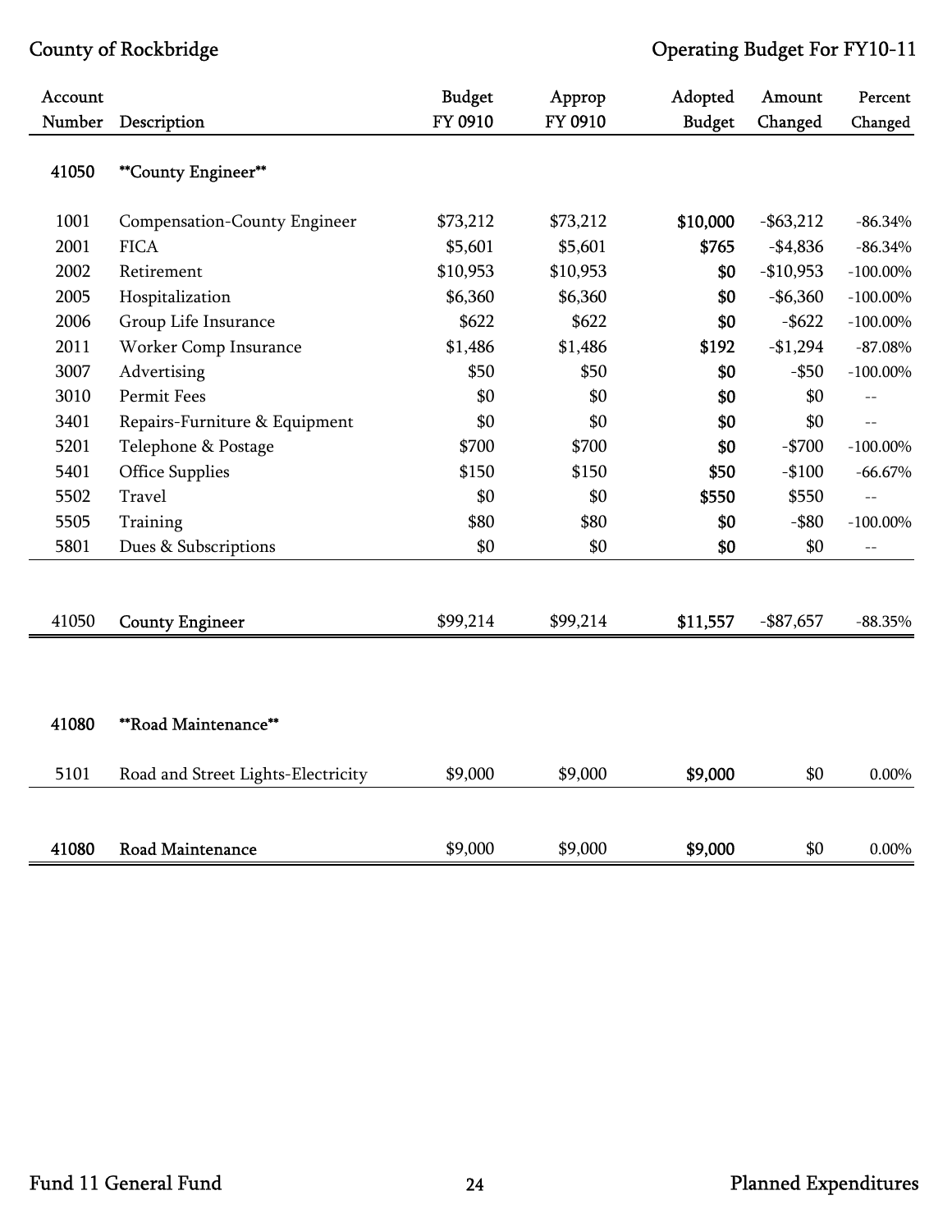County of Rockbridge

Operating Budget For FY10-11

| Account Number | Description | Budget FY 0910 | Approp FY 0910 | Adopted Budget | Amount Changed | Percent Changed |
|---|---|---|---|---|---|---|
| **41050** | **\*\*County Engineer\*\*** | | | | | |
| 1001 | Compensation-County Engineer | $73,212 | $73,212 | **$10,000** | -$63,212 | -86.34% |
| 2001 | FICA | $5,601 | $5,601 | **$765** | -$4,836 | -86.34% |
| 2002 | Retirement | $10,953 | $10,953 | **$0** | -$10,953 | -100.00% |
| 2005 | Hospitalization | $6,360 | $6,360 | **$0** | -$6,360 | -100.00% |
| 2006 | Group Life Insurance | $622 | $622 | **$0** | -$622 | -100.00% |
| 2011 | Worker Comp Insurance | $1,486 | $1,486 | **$192** | -$1,294 | -87.08% |
| 3007 | Advertising | $50 | $50 | **$0** | -$50 | -100.00% |
| 3010 | Permit Fees | $0 | $0 | **$0** | $0 | -- |
| 3401 | Repairs-Furniture & Equipment | $0 | $0 | **$0** | $0 | -- |
| 5201 | Telephone & Postage | $700 | $700 | **$0** | -$700 | -100.00% |
| 5401 | Office Supplies | $150 | $150 | **$50** | -$100 | -66.67% |
| 5502 | Travel | $0 | $0 | **$550** | $550 | -- |
| 5505 | Training | $80 | $80 | **$0** | -$80 | -100.00% |
| 5801 | Dues & Subscriptions | $0 | $0 | **$0** | $0 | -- |
| 41050 | County Engineer | $99,214 | $99,214 | **$11,557** | -$87,657 | -88.35% |
| **41080** | **\*\*Road Maintenance\*\*** | | | | | |
| 5101 | Road and Street Lights-Electricity | $9,000 | $9,000 | **$9,000** | $0 | 0.00% |
| 41080 | Road Maintenance | $9,000 | $9,000 | **$9,000** | $0 | 0.00% |

Fund 11 General Fund

Planned Expenditures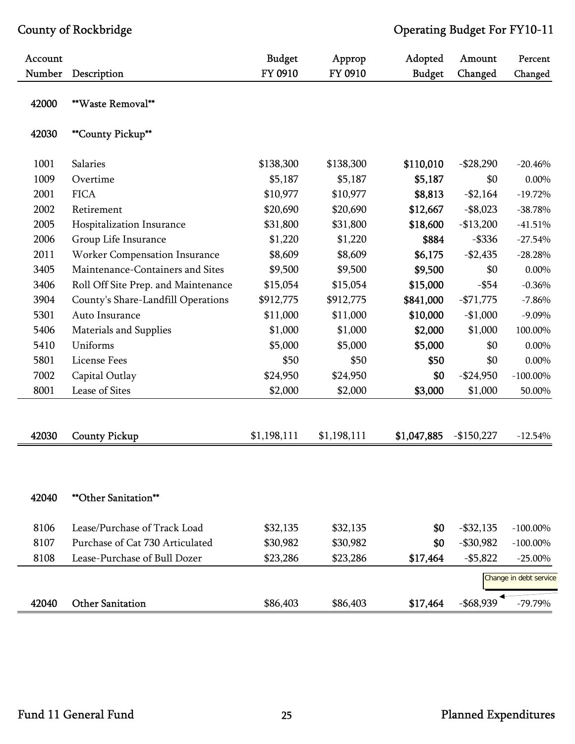| Account Number | Description | Budget FY 0910 | Approp FY 0910 | Adopted Budget | Amount Changed | Percent Changed |
|---|---|---|---|---|---|---|
| 42000 | **Waste Removal** | | | | | |
| 42030 | **County Pickup** | | | | | |
| 1001 | Salaries | $138,300 | $138,300 | **$110,010** | -$28,290 | -20.46% |
| 1009 | Overtime | $5,187 | $5,187 | **$5,187** | $0 | 0.00% |
| 2001 | FICA | $10,977 | $10,977 | **$8,813** | -$2,164 | -19.72% |
| 2002 | Retirement | $20,690 | $20,690 | **$12,667** | -$8,023 | -38.78% |
| 2005 | Hospitalization Insurance | $31,800 | $31,800 | **$18,600** | -$13,200 | -41.51% |
| 2006 | Group Life Insurance | $1,220 | $1,220 | **$884** | -$336 | -27.54% |
| 2011 | Worker Compensation Insurance | $8,609 | $8,609 | **$6,175** | -$2,435 | -28.28% |
| 3405 | Maintenance-Containers and Sites | $9,500 | $9,500 | **$9,500** | $0 | 0.00% |
| 3406 | Roll Off Site Prep. and Maintenance | $15,054 | $15,054 | **$15,000** | -$54 | -0.36% |
| 3904 | County's Share-Landfill Operations | $912,775 | $912,775 | **$841,000** | -$71,775 | -7.86% |
| 5301 | Auto Insurance | $11,000 | $11,000 | **$10,000** | -$1,000 | -9.09% |
| 5406 | Materials and Supplies | $1,000 | $1,000 | **$2,000** | $1,000 | 100.00% |
| 5410 | Uniforms | $5,000 | $5,000 | **$5,000** | $0 | 0.00% |
| 5801 | License Fees | $50 | $50 | **$50** | $0 | 0.00% |
| 7002 | Capital Outlay | $24,950 | $24,950 | **$0** | -$24,950 | -100.00% |
| 8001 | Lease of Sites | $2,000 | $2,000 | **$3,000** | $1,000 | 50.00% |
| 42030 | County Pickup | $1,198,111 | $1,198,111 | **$1,047,885** | -$150,227 | -12.54% |

| Account Number | Description | Budget FY 0910 | Approp FY 0910 | Adopted Budget | Amount Changed | Percent Changed |
|---|---|---|---|---|---|---|
| 42040 | **Other Sanitation** | | | | | |
| 8106 | Lease/Purchase of Track Load | $32,135 | $32,135 | **$0** | -$32,135 | -100.00% |
| 8107 | Purchase of Cat 730 Articulated | $30,982 | $30,982 | **$0** | -$30,982 | -100.00% |
| 8108 | Lease-Purchase of Bull Dozer | $23,286 | $23,286 | **$17,464** | -$5,822 | -25.00% |
| 42040 | Other Sanitation | $86,403 | $86,403 | **$17,464** | -$68,939 | -79.79% |

Change in debt service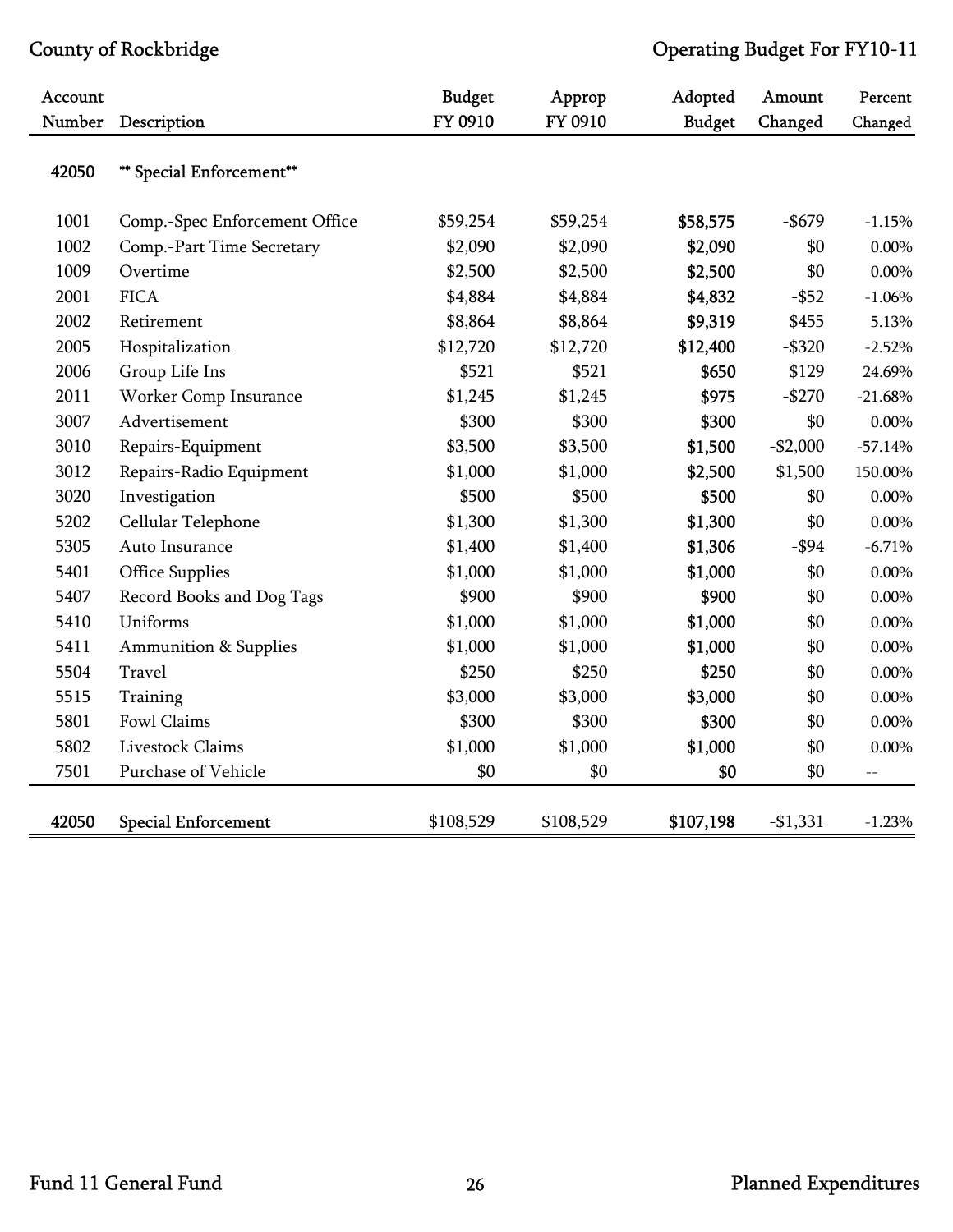County of Rockbridge — Operating Budget For FY10-11

| Account Number | Description | Budget FY 0910 | Approp FY 0910 | Adopted Budget | Amount Changed | Percent Changed |
|---|---|---|---|---|---|---|
| 42050 | ** Special Enforcement** | | | | | |
| 1001 | Comp.-Spec Enforcement Office | $59,254 | $59,254 | **$58,575** | -$679 | -1.15% |
| 1002 | Comp.-Part Time Secretary | $2,090 | $2,090 | **$2,090** | $0 | 0.00% |
| 1009 | Overtime | $2,500 | $2,500 | **$2,500** | $0 | 0.00% |
| 2001 | FICA | $4,884 | $4,884 | **$4,832** | -$52 | -1.06% |
| 2002 | Retirement | $8,864 | $8,864 | **$9,319** | $455 | 5.13% |
| 2005 | Hospitalization | $12,720 | $12,720 | **$12,400** | -$320 | -2.52% |
| 2006 | Group Life Ins | $521 | $521 | **$650** | $129 | 24.69% |
| 2011 | Worker Comp Insurance | $1,245 | $1,245 | **$975** | -$270 | -21.68% |
| 3007 | Advertisement | $300 | $300 | **$300** | $0 | 0.00% |
| 3010 | Repairs-Equipment | $3,500 | $3,500 | **$1,500** | -$2,000 | -57.14% |
| 3012 | Repairs-Radio Equipment | $1,000 | $1,000 | **$2,500** | $1,500 | 150.00% |
| 3020 | Investigation | $500 | $500 | **$500** | $0 | 0.00% |
| 5202 | Cellular Telephone | $1,300 | $1,300 | **$1,300** | $0 | 0.00% |
| 5305 | Auto Insurance | $1,400 | $1,400 | **$1,306** | -$94 | -6.71% |
| 5401 | Office Supplies | $1,000 | $1,000 | **$1,000** | $0 | 0.00% |
| 5407 | Record Books and Dog Tags | $900 | $900 | **$900** | $0 | 0.00% |
| 5410 | Uniforms | $1,000 | $1,000 | **$1,000** | $0 | 0.00% |
| 5411 | Ammunition & Supplies | $1,000 | $1,000 | **$1,000** | $0 | 0.00% |
| 5504 | Travel | $250 | $250 | **$250** | $0 | 0.00% |
| 5515 | Training | $3,000 | $3,000 | **$3,000** | $0 | 0.00% |
| 5801 | Fowl Claims | $300 | $300 | **$300** | $0 | 0.00% |
| 5802 | Livestock Claims | $1,000 | $1,000 | **$1,000** | $0 | 0.00% |
| 7501 | Purchase of Vehicle | $0 | $0 | **$0** | $0 | -- |
| **42050** | **Special Enforcement** | $108,529 | $108,529 | **$107,198** | -$1,331 | -1.23% |

Fund 11 General Fund — Planned Expenditures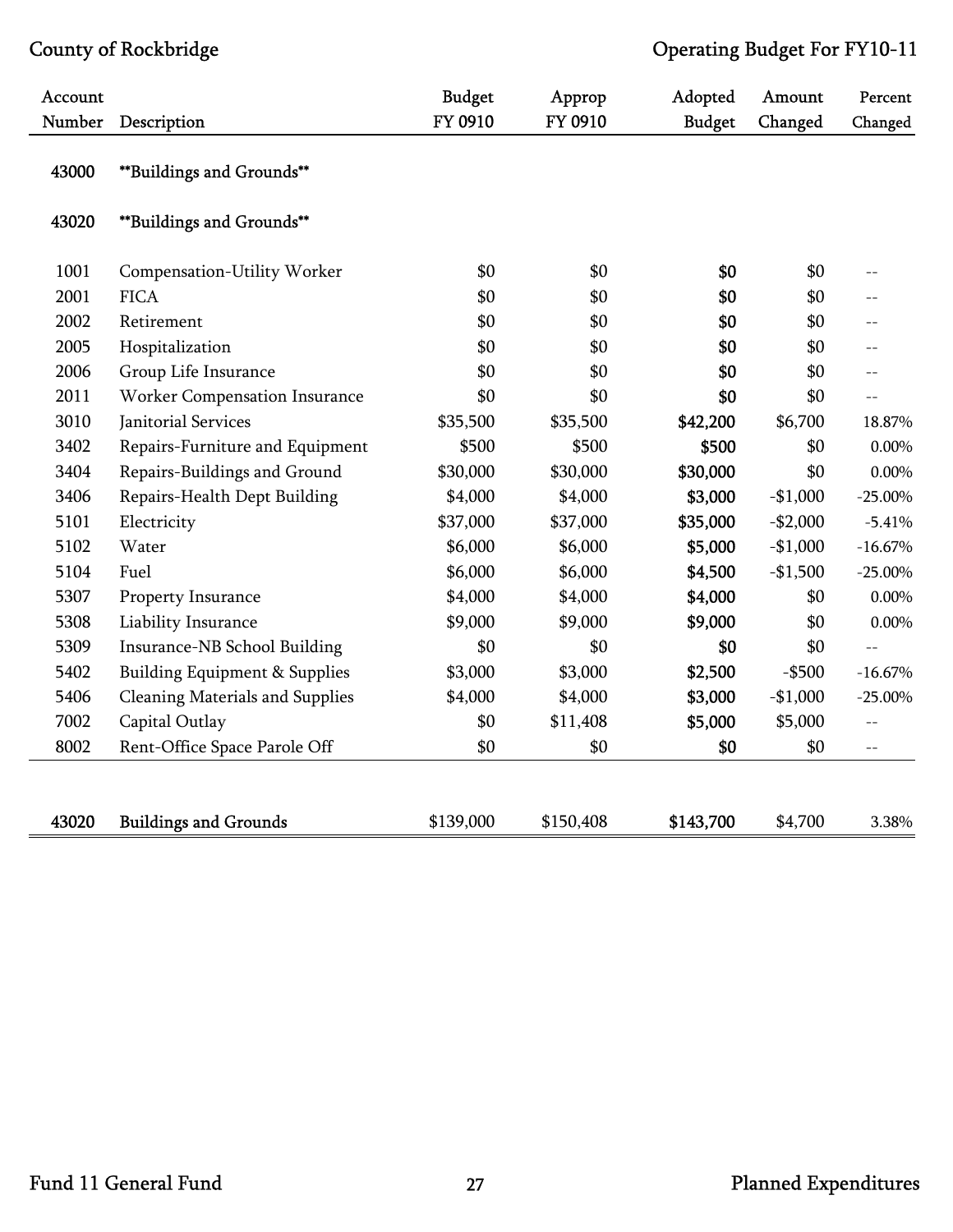| Account Number | Description | Budget FY 0910 | Approp FY 0910 | Adopted Budget | Amount Changed | Percent Changed |
|---|---|---|---|---|---|---|
| 43000 | **Buildings and Grounds** | | | | | |
| 43020 | **Buildings and Grounds** | | | | | |
| 1001 | Compensation-Utility Worker | $0 | $0 | **$0** | $0 | -- |
| 2001 | FICA | $0 | $0 | **$0** | $0 | -- |
| 2002 | Retirement | $0 | $0 | **$0** | $0 | -- |
| 2005 | Hospitalization | $0 | $0 | **$0** | $0 | -- |
| 2006 | Group Life Insurance | $0 | $0 | **$0** | $0 | -- |
| 2011 | Worker Compensation Insurance | $0 | $0 | **$0** | $0 | -- |
| 3010 | Janitorial Services | $35,500 | $35,500 | **$42,200** | $6,700 | 18.87% |
| 3402 | Repairs-Furniture and Equipment | $500 | $500 | **$500** | $0 | 0.00% |
| 3404 | Repairs-Buildings and Ground | $30,000 | $30,000 | **$30,000** | $0 | 0.00% |
| 3406 | Repairs-Health Dept Building | $4,000 | $4,000 | **$3,000** | -$1,000 | -25.00% |
| 5101 | Electricity | $37,000 | $37,000 | **$35,000** | -$2,000 | -5.41% |
| 5102 | Water | $6,000 | $6,000 | **$5,000** | -$1,000 | -16.67% |
| 5104 | Fuel | $6,000 | $6,000 | **$4,500** | -$1,500 | -25.00% |
| 5307 | Property Insurance | $4,000 | $4,000 | **$4,000** | $0 | 0.00% |
| 5308 | Liability Insurance | $9,000 | $9,000 | **$9,000** | $0 | 0.00% |
| 5309 | Insurance-NB School Building | $0 | $0 | **$0** | $0 | -- |
| 5402 | Building Equipment & Supplies | $3,000 | $3,000 | **$2,500** | -$500 | -16.67% |
| 5406 | Cleaning Materials and Supplies | $4,000 | $4,000 | **$3,000** | -$1,000 | -25.00% |
| 7002 | Capital Outlay | $0 | $11,408 | **$5,000** | $5,000 | -- |
| 8002 | Rent-Office Space Parole Off | $0 | $0 | **$0** | $0 | -- |
| 43020 | Buildings and Grounds | $139,000 | $150,408 | **$143,700** | $4,700 | 3.38% |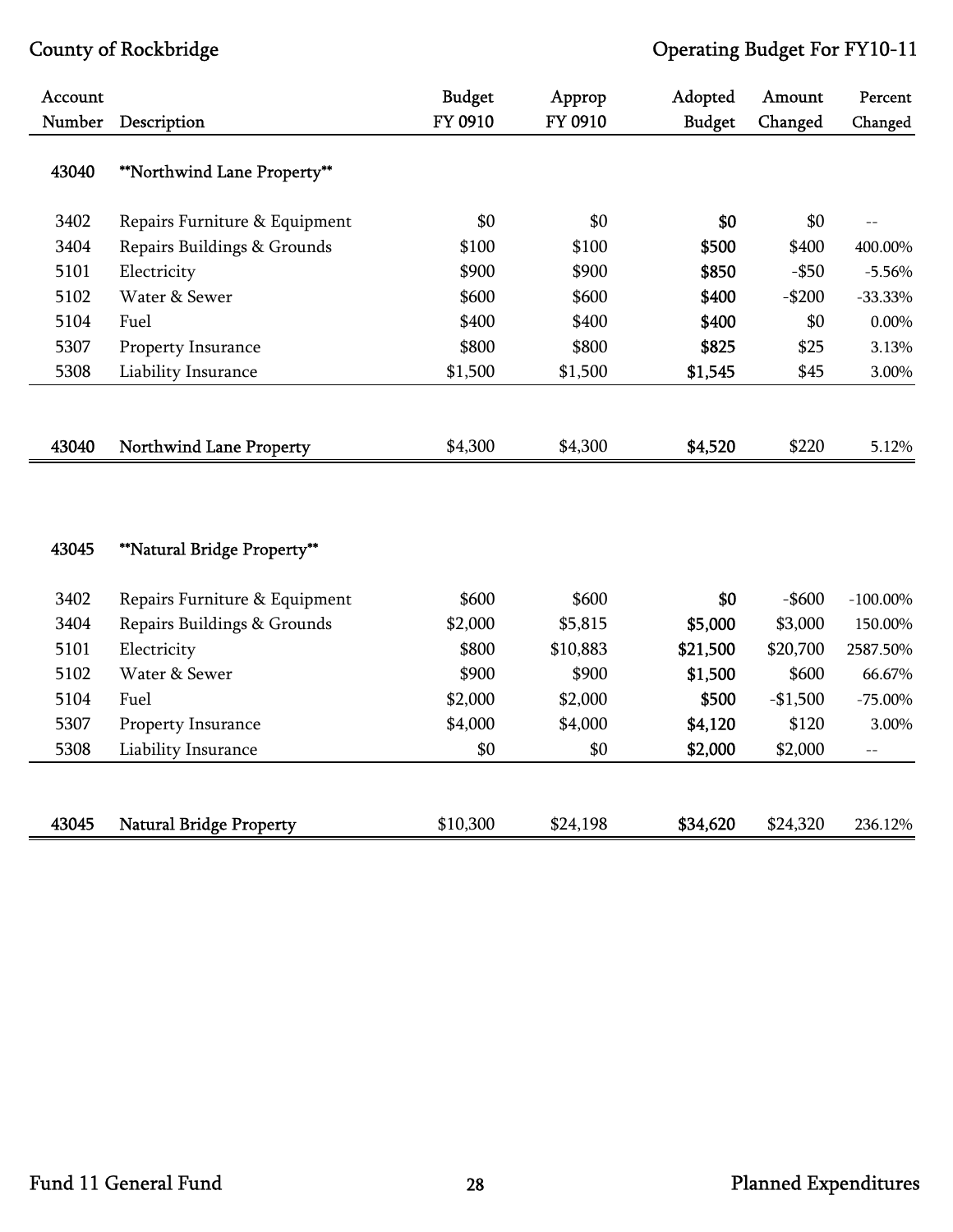| Account Number | Description | Budget FY 0910 | Approp FY 0910 | Adopted Budget | Amount Changed | Percent Changed |
|---|---|---|---|---|---|---|
| 43040 | **Northwind Lane Property** | | | | | |
| 3402 | Repairs Furniture & Equipment | $0 | $0 | **$0** | $0 | -- |
| 3404 | Repairs Buildings & Grounds | $100 | $100 | **$500** | $400 | 400.00% |
| 5101 | Electricity | $900 | $900 | **$850** | -$50 | -5.56% |
| 5102 | Water & Sewer | $600 | $600 | **$400** | -$200 | -33.33% |
| 5104 | Fuel | $400 | $400 | **$400** | $0 | 0.00% |
| 5307 | Property Insurance | $800 | $800 | **$825** | $25 | 3.13% |
| 5308 | Liability Insurance | $1,500 | $1,500 | **$1,545** | $45 | 3.00% |
| 43040 | Northwind Lane Property | $4,300 | $4,300 | **$4,520** | $220 | 5.12% |
| 43045 | **Natural Bridge Property** | | | | | |
| 3402 | Repairs Furniture & Equipment | $600 | $600 | **$0** | -$600 | -100.00% |
| 3404 | Repairs Buildings & Grounds | $2,000 | $5,815 | **$5,000** | $3,000 | 150.00% |
| 5101 | Electricity | $800 | $10,883 | **$21,500** | $20,700 | 2587.50% |
| 5102 | Water & Sewer | $900 | $900 | **$1,500** | $600 | 66.67% |
| 5104 | Fuel | $2,000 | $2,000 | **$500** | -$1,500 | -75.00% |
| 5307 | Property Insurance | $4,000 | $4,000 | **$4,120** | $120 | 3.00% |
| 5308 | Liability Insurance | $0 | $0 | **$2,000** | $2,000 | -- |
| 43045 | Natural Bridge Property | $10,300 | $24,198 | **$34,620** | $24,320 | 236.12% |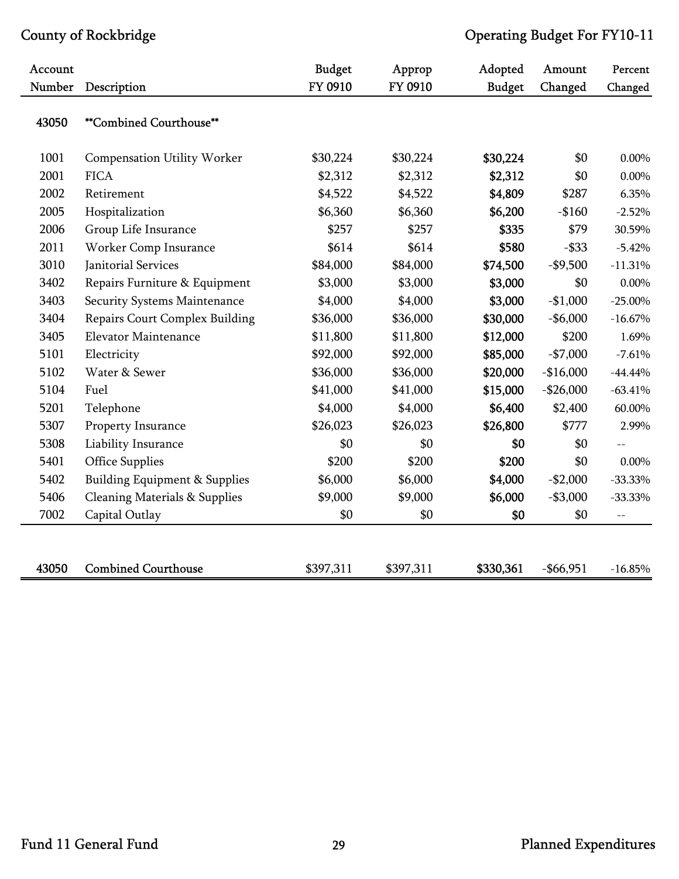County of Rockbridge — Operating Budget For FY10-11

| Account Number | Description | Budget FY 0910 | Approp FY 0910 | Adopted Budget | Amount Changed | Percent Changed |
|---|---|---|---|---|---|---|
| **43050** | **Combined Courthouse** | | | | | |
| 1001 | Compensation Utility Worker | $30,224 | $30,224 | **$30,224** | $0 | 0.00% |
| 2001 | FICA | $2,312 | $2,312 | **$2,312** | $0 | 0.00% |
| 2002 | Retirement | $4,522 | $4,522 | **$4,809** | $287 | 6.35% |
| 2005 | Hospitalization | $6,360 | $6,360 | **$6,200** | -$160 | -2.52% |
| 2006 | Group Life Insurance | $257 | $257 | **$335** | $79 | 30.59% |
| 2011 | Worker Comp Insurance | $614 | $614 | **$580** | -$33 | -5.42% |
| 3010 | Janitorial Services | $84,000 | $84,000 | **$74,500** | -$9,500 | -11.31% |
| 3402 | Repairs Furniture & Equipment | $3,000 | $3,000 | **$3,000** | $0 | 0.00% |
| 3403 | Security Systems Maintenance | $4,000 | $4,000 | **$3,000** | -$1,000 | -25.00% |
| 3404 | Repairs Court Complex Building | $36,000 | $36,000 | **$30,000** | -$6,000 | -16.67% |
| 3405 | Elevator Maintenance | $11,800 | $11,800 | **$12,000** | $200 | 1.69% |
| 5101 | Electricity | $92,000 | $92,000 | **$85,000** | -$7,000 | -7.61% |
| 5102 | Water & Sewer | $36,000 | $36,000 | **$20,000** | -$16,000 | -44.44% |
| 5104 | Fuel | $41,000 | $41,000 | **$15,000** | -$26,000 | -63.41% |
| 5201 | Telephone | $4,000 | $4,000 | **$6,400** | $2,400 | 60.00% |
| 5307 | Property Insurance | $26,023 | $26,023 | **$26,800** | $777 | 2.99% |
| 5308 | Liability Insurance | $0 | $0 | **$0** | $0 | -- |
| 5401 | Office Supplies | $200 | $200 | **$200** | $0 | 0.00% |
| 5402 | Building Equipment & Supplies | $6,000 | $6,000 | **$4,000** | -$2,000 | -33.33% |
| 5406 | Cleaning Materials & Supplies | $9,000 | $9,000 | **$6,000** | -$3,000 | -33.33% |
| 7002 | Capital Outlay | $0 | $0 | **$0** | $0 | -- |
| **43050** | **Combined Courthouse** | $397,311 | $397,311 | **$330,361** | -$66,951 | -16.85% |

Fund 11 General Fund — Planned Expenditures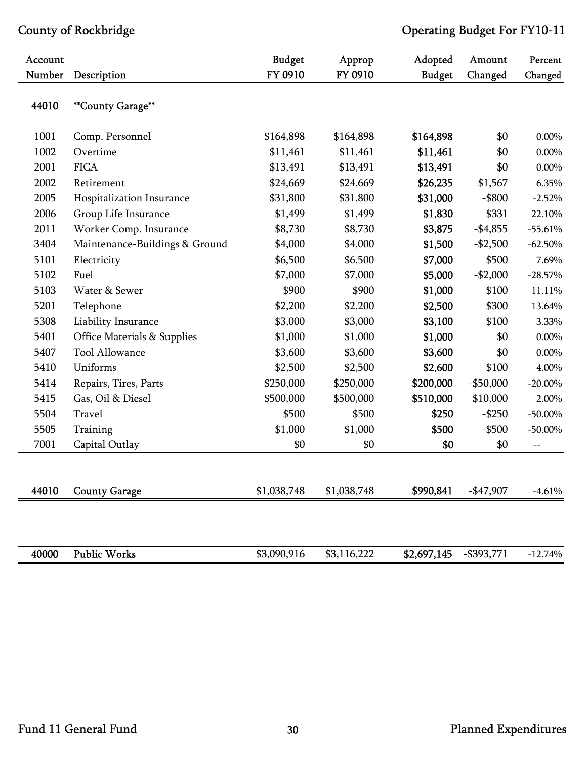County of Rockbridge — Operating Budget For FY10-11

| Account Number | Description | Budget FY 0910 | Approp FY 0910 | Adopted Budget | Amount Changed | Percent Changed |
|---|---|---|---|---|---|---|
| 44010 | **County Garage** | | | | | |
| 1001 | Comp. Personnel | $164,898 | $164,898 | **$164,898** | $0 | 0.00% |
| 1002 | Overtime | $11,461 | $11,461 | **$11,461** | $0 | 0.00% |
| 2001 | FICA | $13,491 | $13,491 | **$13,491** | $0 | 0.00% |
| 2002 | Retirement | $24,669 | $24,669 | **$26,235** | $1,567 | 6.35% |
| 2005 | Hospitalization Insurance | $31,800 | $31,800 | **$31,000** | -$800 | -2.52% |
| 2006 | Group Life Insurance | $1,499 | $1,499 | **$1,830** | $331 | 22.10% |
| 2011 | Worker Comp. Insurance | $8,730 | $8,730 | **$3,875** | -$4,855 | -55.61% |
| 3404 | Maintenance-Buildings & Ground | $4,000 | $4,000 | **$1,500** | -$2,500 | -62.50% |
| 5101 | Electricity | $6,500 | $6,500 | **$7,000** | $500 | 7.69% |
| 5102 | Fuel | $7,000 | $7,000 | **$5,000** | -$2,000 | -28.57% |
| 5103 | Water & Sewer | $900 | $900 | **$1,000** | $100 | 11.11% |
| 5201 | Telephone | $2,200 | $2,200 | **$2,500** | $300 | 13.64% |
| 5308 | Liability Insurance | $3,000 | $3,000 | **$3,100** | $100 | 3.33% |
| 5401 | Office Materials & Supplies | $1,000 | $1,000 | **$1,000** | $0 | 0.00% |
| 5407 | Tool Allowance | $3,600 | $3,600 | **$3,600** | $0 | 0.00% |
| 5410 | Uniforms | $2,500 | $2,500 | **$2,600** | $100 | 4.00% |
| 5414 | Repairs, Tires, Parts | $250,000 | $250,000 | **$200,000** | -$50,000 | -20.00% |
| 5415 | Gas, Oil & Diesel | $500,000 | $500,000 | **$510,000** | $10,000 | 2.00% |
| 5504 | Travel | $500 | $500 | **$250** | -$250 | -50.00% |
| 5505 | Training | $1,000 | $1,000 | **$500** | -$500 | -50.00% |
| 7001 | Capital Outlay | $0 | $0 | **$0** | $0 | -- |
| **44010** | **County Garage** | $1,038,748 | $1,038,748 | **$990,841** | -$47,907 | -4.61% |
| **40000** | **Public Works** | $3,090,916 | $3,116,222 | **$2,697,145** | -$393,771 | -12.74% |

Fund 11 General Fund — Planned Expenditures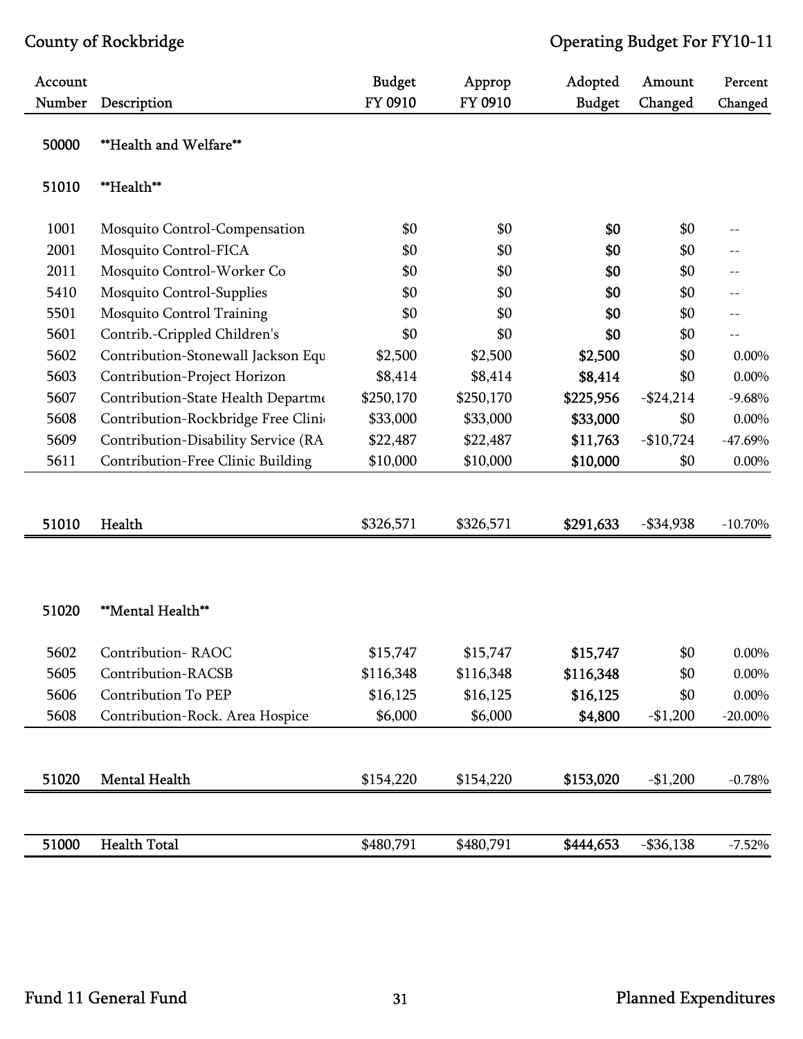County of Rockbridge — Operating Budget For FY10-11

| Account Number | Description | Budget FY 0910 | Approp FY 0910 | Adopted Budget | Amount Changed | Percent Changed |
|---|---|---|---|---|---|---|
| 50000 | **Health and Welfare** | | | | | |
| 51010 | **Health** | | | | | |
| 1001 | Mosquito Control-Compensation | $0 | $0 | **$0** | $0 | -- |
| 2001 | Mosquito Control-FICA | $0 | $0 | **$0** | $0 | -- |
| 2011 | Mosquito Control-Worker Co | $0 | $0 | **$0** | $0 | -- |
| 5410 | Mosquito Control-Supplies | $0 | $0 | **$0** | $0 | -- |
| 5501 | Mosquito Control Training | $0 | $0 | **$0** | $0 | -- |
| 5601 | Contrib.-Crippled Children's | $0 | $0 | **$0** | $0 | -- |
| 5602 | Contribution-Stonewall Jackson Equ | $2,500 | $2,500 | **$2,500** | $0 | 0.00% |
| 5603 | Contribution-Project Horizon | $8,414 | $8,414 | **$8,414** | $0 | 0.00% |
| 5607 | Contribution-State Health Departme | $250,170 | $250,170 | **$225,956** | -$24,214 | -9.68% |
| 5608 | Contribution-Rockbridge Free Clini | $33,000 | $33,000 | **$33,000** | $0 | 0.00% |
| 5609 | Contribution-Disability Service (RA | $22,487 | $22,487 | **$11,763** | -$10,724 | -47.69% |
| 5611 | Contribution-Free Clinic Building | $10,000 | $10,000 | **$10,000** | $0 | 0.00% |
| 51010 | Health | $326,571 | $326,571 | **$291,633** | -$34,938 | -10.70% |
| 51020 | **Mental Health** | | | | | |
| 5602 | Contribution- RAOC | $15,747 | $15,747 | **$15,747** | $0 | 0.00% |
| 5605 | Contribution-RACSB | $116,348 | $116,348 | **$116,348** | $0 | 0.00% |
| 5606 | Contribution To PEP | $16,125 | $16,125 | **$16,125** | $0 | 0.00% |
| 5608 | Contribution-Rock. Area Hospice | $6,000 | $6,000 | **$4,800** | -$1,200 | -20.00% |
| 51020 | Mental Health | $154,220 | $154,220 | **$153,020** | -$1,200 | -0.78% |
| 51000 | Health Total | $480,791 | $480,791 | **$444,653** | -$36,138 | -7.52% |

Fund 11 General Fund — Planned Expenditures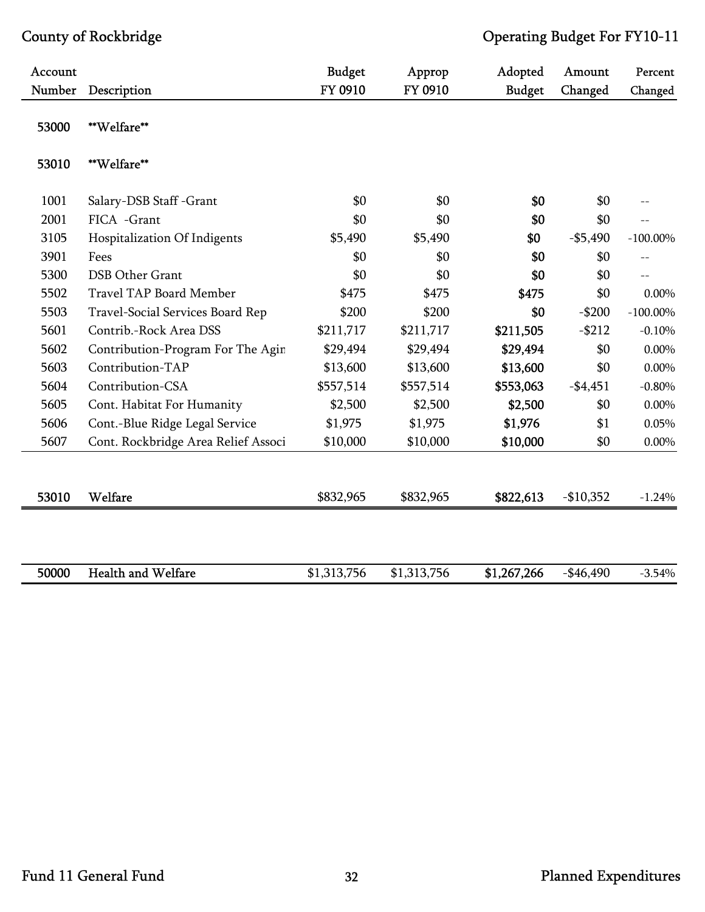| Account Number | Description | Budget FY 0910 | Approp FY 0910 | Adopted Budget | Amount Changed | Percent Changed |
|---|---|---|---|---|---|---|
| 53000 | **Welfare** | | | | | |
| 53010 | **Welfare** | | | | | |
| 1001 | Salary-DSB Staff -Grant | $0 | $0 | $0 | $0 | -- |
| 2001 | FICA -Grant | $0 | $0 | $0 | $0 | -- |
| 3105 | Hospitalization Of Indigents | $5,490 | $5,490 | $0 | -$5,490 | -100.00% |
| 3901 | Fees | $0 | $0 | $0 | $0 | -- |
| 5300 | DSB Other Grant | $0 | $0 | $0 | $0 | -- |
| 5502 | Travel TAP Board Member | $475 | $475 | $475 | $0 | 0.00% |
| 5503 | Travel-Social Services Board Rep | $200 | $200 | $0 | -$200 | -100.00% |
| 5601 | Contrib.-Rock Area DSS | $211,717 | $211,717 | $211,505 | -$212 | -0.10% |
| 5602 | Contribution-Program For The Agin | $29,494 | $29,494 | $29,494 | $0 | 0.00% |
| 5603 | Contribution-TAP | $13,600 | $13,600 | $13,600 | $0 | 0.00% |
| 5604 | Contribution-CSA | $557,514 | $557,514 | $553,063 | -$4,451 | -0.80% |
| 5605 | Cont. Habitat For Humanity | $2,500 | $2,500 | $2,500 | $0 | 0.00% |
| 5606 | Cont.-Blue Ridge Legal Service | $1,975 | $1,975 | $1,976 | $1 | 0.05% |
| 5607 | Cont. Rockbridge Area Relief Associ | $10,000 | $10,000 | $10,000 | $0 | 0.00% |
| 53010 | Welfare | $832,965 | $832,965 | $822,613 | -$10,352 | -1.24% |
| 50000 | Health and Welfare | $1,313,756 | $1,313,756 | $1,267,266 | -$46,490 | -3.54% |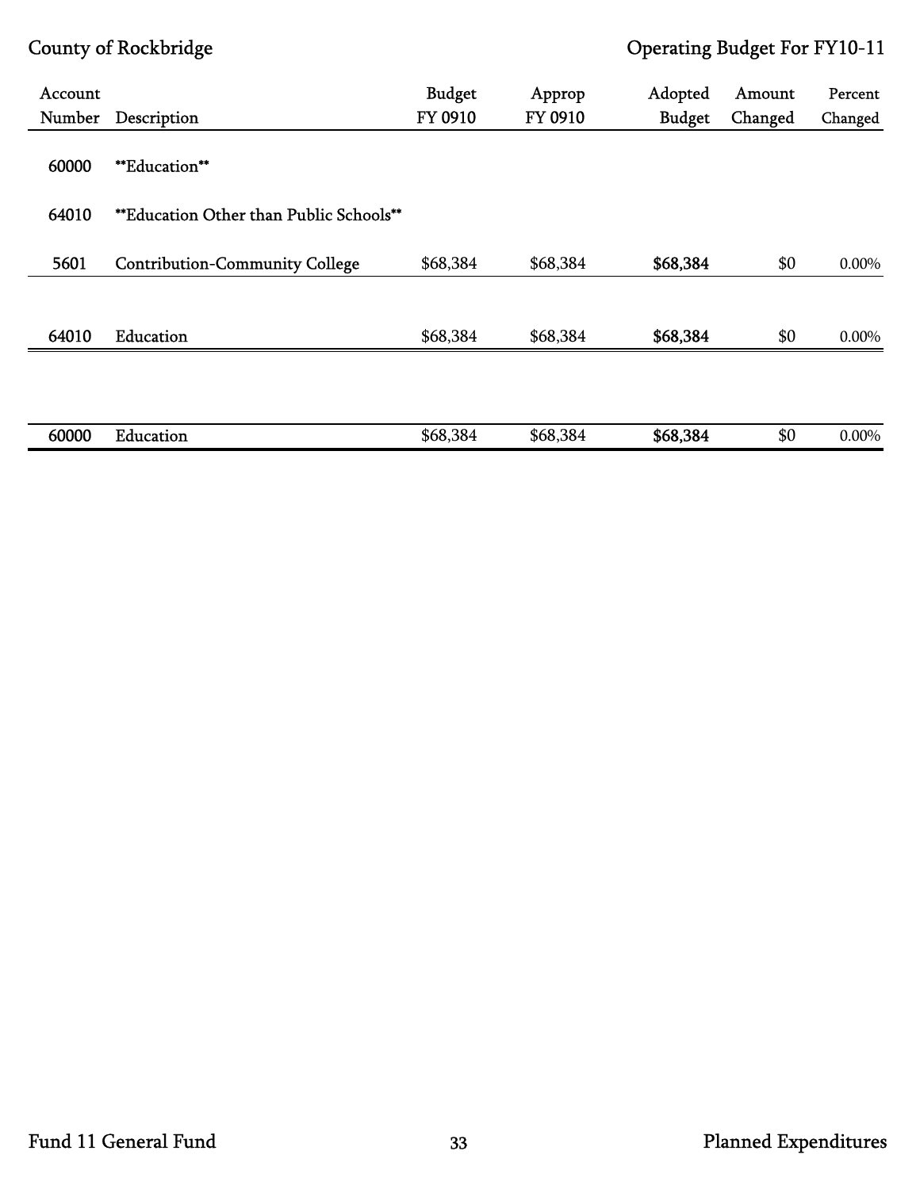| Account Number | Description | Budget FY 0910 | Approp FY 0910 | Adopted Budget | Amount Changed | Percent Changed |
|---|---|---|---|---|---|---|
| 60000 | \*\*Education\*\* | | | | | |
| 64010 | \*\*Education Other than Public Schools\*\* | | | | | |
| 5601 | Contribution-Community College | $68,384 | $68,384 | **$68,384** | $0 | 0.00% |
| 64010 | Education | $68,384 | $68,384 | **$68,384** | $0 | 0.00% |
| 60000 | Education | $68,384 | $68,384 | **$68,384** | $0 | 0.00% |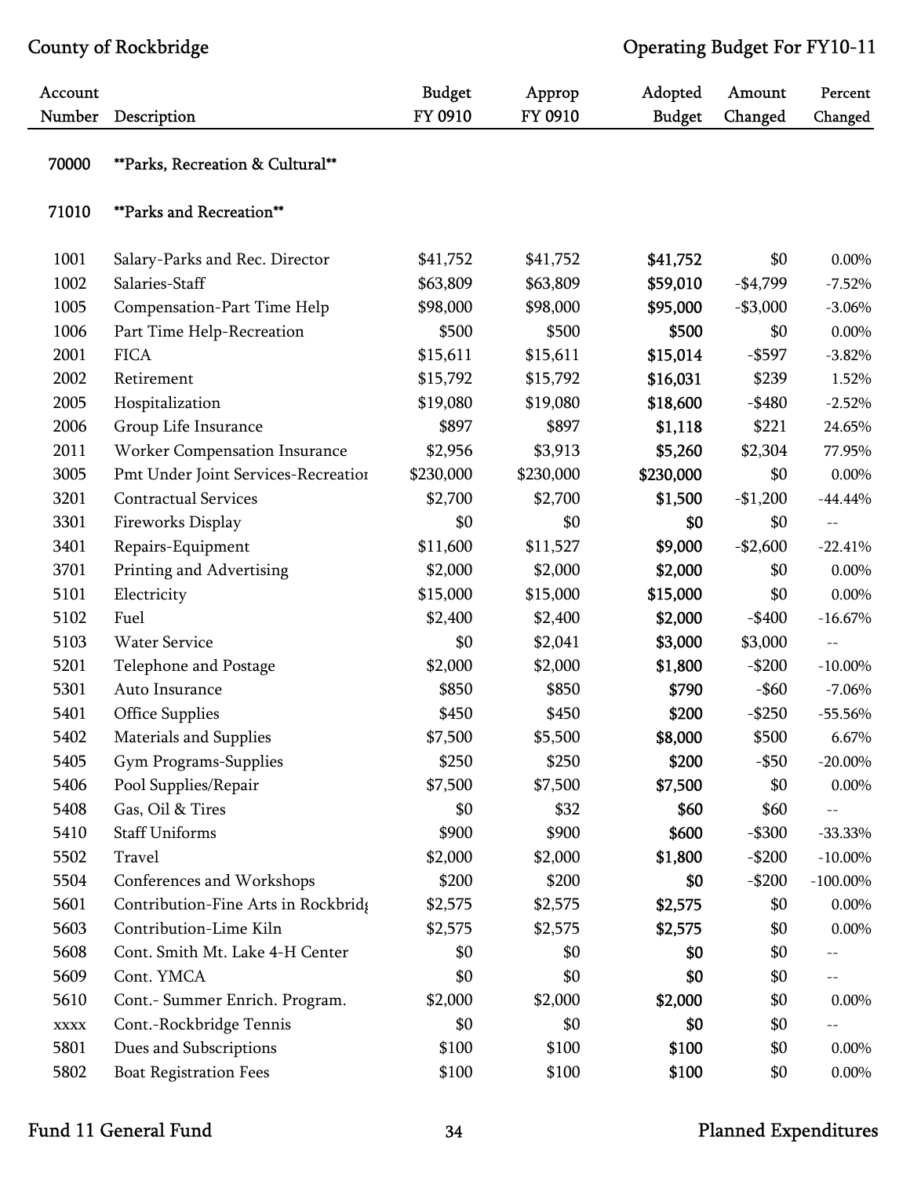County of Rockbridge — Operating Budget For FY10-11

| Account Number | Description | Budget FY 0910 | Approp FY 0910 | Adopted Budget | Amount Changed | Percent Changed |
|---|---|---|---|---|---|---|
| 70000 | **Parks, Recreation & Cultural** | | | | | |
| 71010 | **Parks and Recreation** | | | | | |
| 1001 | Salary-Parks and Rec. Director | $41,752 | $41,752 | **$41,752** | $0 | 0.00% |
| 1002 | Salaries-Staff | $63,809 | $63,809 | **$59,010** | -$4,799 | -7.52% |
| 1005 | Compensation-Part Time Help | $98,000 | $98,000 | **$95,000** | -$3,000 | -3.06% |
| 1006 | Part Time Help-Recreation | $500 | $500 | **$500** | $0 | 0.00% |
| 2001 | FICA | $15,611 | $15,611 | **$15,014** | -$597 | -3.82% |
| 2002 | Retirement | $15,792 | $15,792 | **$16,031** | $239 | 1.52% |
| 2005 | Hospitalization | $19,080 | $19,080 | **$18,600** | -$480 | -2.52% |
| 2006 | Group Life Insurance | $897 | $897 | **$1,118** | $221 | 24.65% |
| 2011 | Worker Compensation Insurance | $2,956 | $3,913 | **$5,260** | $2,304 | 77.95% |
| 3005 | Pmt Under Joint Services-Recreatior | $230,000 | $230,000 | **$230,000** | $0 | 0.00% |
| 3201 | Contractual Services | $2,700 | $2,700 | **$1,500** | -$1,200 | -44.44% |
| 3301 | Fireworks Display | $0 | $0 | **$0** | $0 | -- |
| 3401 | Repairs-Equipment | $11,600 | $11,527 | **$9,000** | -$2,600 | -22.41% |
| 3701 | Printing and Advertising | $2,000 | $2,000 | **$2,000** | $0 | 0.00% |
| 5101 | Electricity | $15,000 | $15,000 | **$15,000** | $0 | 0.00% |
| 5102 | Fuel | $2,400 | $2,400 | **$2,000** | -$400 | -16.67% |
| 5103 | Water Service | $0 | $2,041 | **$3,000** | $3,000 | -- |
| 5201 | Telephone and Postage | $2,000 | $2,000 | **$1,800** | -$200 | -10.00% |
| 5301 | Auto Insurance | $850 | $850 | **$790** | -$60 | -7.06% |
| 5401 | Office Supplies | $450 | $450 | **$200** | -$250 | -55.56% |
| 5402 | Materials and Supplies | $7,500 | $5,500 | **$8,000** | $500 | 6.67% |
| 5405 | Gym Programs-Supplies | $250 | $250 | **$200** | -$50 | -20.00% |
| 5406 | Pool Supplies/Repair | $7,500 | $7,500 | **$7,500** | $0 | 0.00% |
| 5408 | Gas, Oil & Tires | $0 | $32 | **$60** | $60 | -- |
| 5410 | Staff Uniforms | $900 | $900 | **$600** | -$300 | -33.33% |
| 5502 | Travel | $2,000 | $2,000 | **$1,800** | -$200 | -10.00% |
| 5504 | Conferences and Workshops | $200 | $200 | **$0** | -$200 | -100.00% |
| 5601 | Contribution-Fine Arts in Rockbrid | $2,575 | $2,575 | **$2,575** | $0 | 0.00% |
| 5603 | Contribution-Lime Kiln | $2,575 | $2,575 | **$2,575** | $0 | 0.00% |
| 5608 | Cont. Smith Mt. Lake 4-H Center | $0 | $0 | **$0** | $0 | -- |
| 5609 | Cont. YMCA | $0 | $0 | **$0** | $0 | -- |
| 5610 | Cont.- Summer Enrich. Program. | $2,000 | $2,000 | **$2,000** | $0 | 0.00% |
| xxxx | Cont.-Rockbridge Tennis | $0 | $0 | **$0** | $0 | -- |
| 5801 | Dues and Subscriptions | $100 | $100 | **$100** | $0 | 0.00% |
| 5802 | Boat Registration Fees | $100 | $100 | **$100** | $0 | 0.00% |

Fund 11 General Fund — Planned Expenditures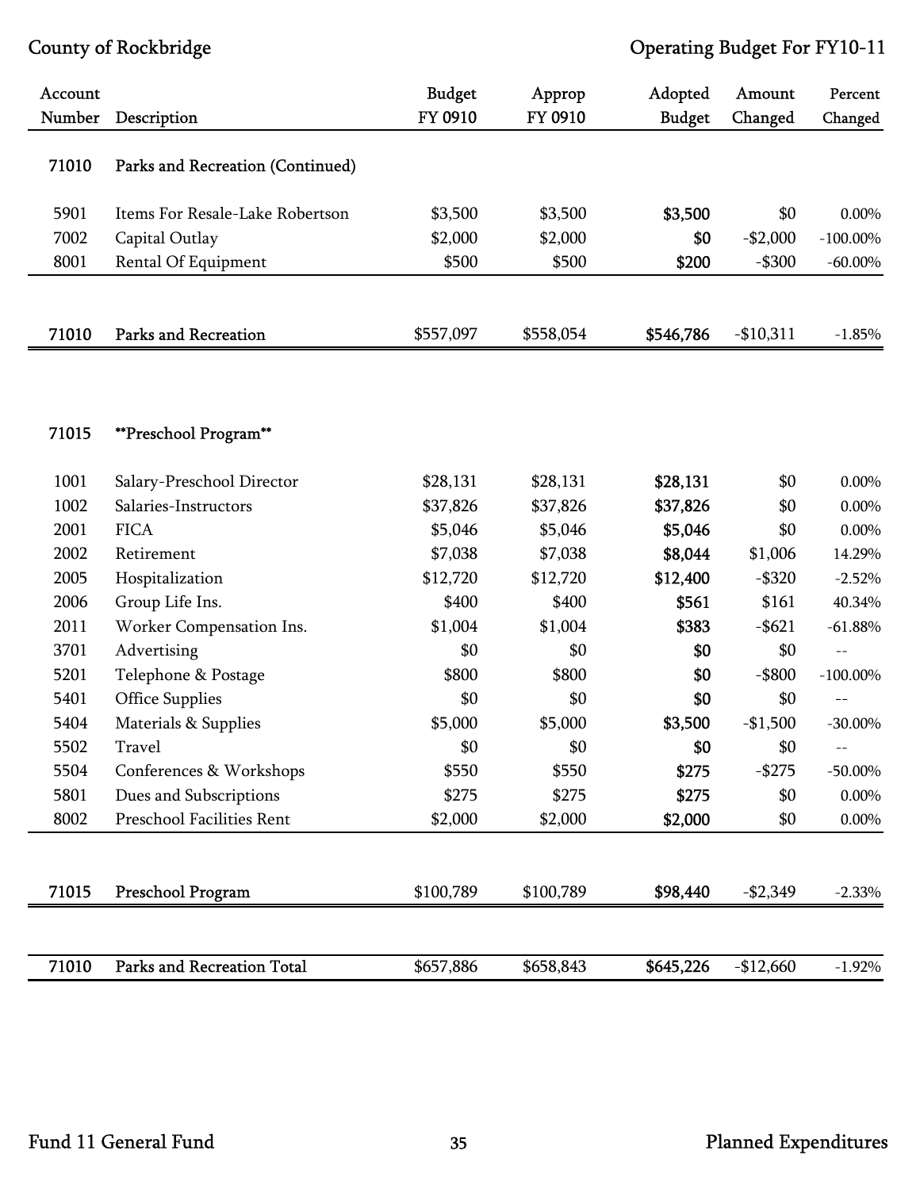County of Rockbridge — Operating Budget For FY10-11

| Account Number | Description | Budget FY 0910 | Approp FY 0910 | Adopted Budget | Amount Changed | Percent Changed |
|---|---|---|---|---|---|---|
| **71010** | **Parks and Recreation (Continued)** | | | | | |
| 5901 | Items For Resale-Lake Robertson | $3,500 | $3,500 | **$3,500** | $0 | 0.00% |
| 7002 | Capital Outlay | $2,000 | $2,000 | **$0** | -$2,000 | -100.00% |
| 8001 | Rental Of Equipment | $500 | $500 | **$200** | -$300 | -60.00% |
| **71010** | **Parks and Recreation** | $557,097 | $558,054 | **$546,786** | -$10,311 | -1.85% |
| **71015** | **\*\*Preschool Program\*\*** | | | | | |
| 1001 | Salary-Preschool Director | $28,131 | $28,131 | **$28,131** | $0 | 0.00% |
| 1002 | Salaries-Instructors | $37,826 | $37,826 | **$37,826** | $0 | 0.00% |
| 2001 | FICA | $5,046 | $5,046 | **$5,046** | $0 | 0.00% |
| 2002 | Retirement | $7,038 | $7,038 | **$8,044** | $1,006 | 14.29% |
| 2005 | Hospitalization | $12,720 | $12,720 | **$12,400** | -$320 | -2.52% |
| 2006 | Group Life Ins. | $400 | $400 | **$561** | $161 | 40.34% |
| 2011 | Worker Compensation Ins. | $1,004 | $1,004 | **$383** | -$621 | -61.88% |
| 3701 | Advertising | $0 | $0 | **$0** | $0 | -- |
| 5201 | Telephone & Postage | $800 | $800 | **$0** | -$800 | -100.00% |
| 5401 | Office Supplies | $0 | $0 | **$0** | $0 | -- |
| 5404 | Materials & Supplies | $5,000 | $5,000 | **$3,500** | -$1,500 | -30.00% |
| 5502 | Travel | $0 | $0 | **$0** | $0 | -- |
| 5504 | Conferences & Workshops | $550 | $550 | **$275** | -$275 | -50.00% |
| 5801 | Dues and Subscriptions | $275 | $275 | **$275** | $0 | 0.00% |
| 8002 | Preschool Facilities Rent | $2,000 | $2,000 | **$2,000** | $0 | 0.00% |
| **71015** | **Preschool Program** | $100,789 | $100,789 | **$98,440** | -$2,349 | -2.33% |
| **71010** | **Parks and Recreation Total** | $657,886 | $658,843 | **$645,226** | -$12,660 | -1.92% |

Fund 11 General Fund — Planned Expenditures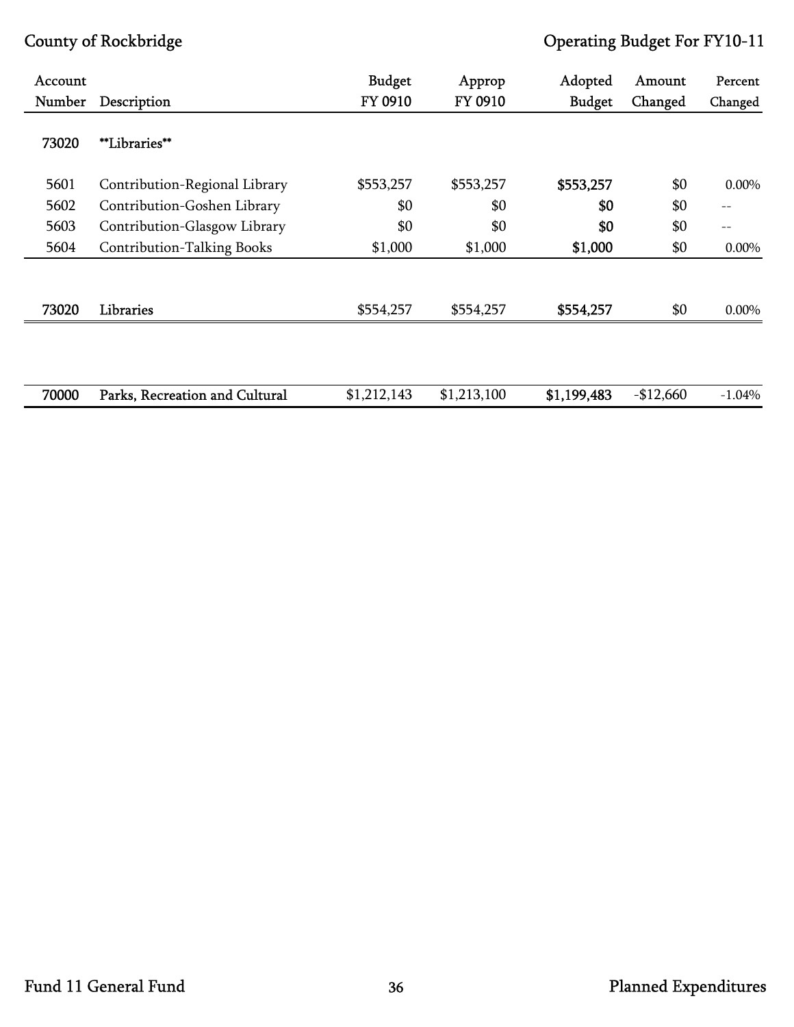| Account Number | Description | Budget FY 0910 | Approp FY 0910 | Adopted Budget | Amount Changed | Percent Changed |
|---|---|---|---|---|---|---|
| **73020** | **Libraries** | | | | | |
| 5601 | Contribution-Regional Library | $553,257 | $553,257 | **$553,257** | $0 | 0.00% |
| 5602 | Contribution-Goshen Library | $0 | $0 | **$0** | $0 | -- |
| 5603 | Contribution-Glasgow Library | $0 | $0 | **$0** | $0 | -- |
| 5604 | Contribution-Talking Books | $1,000 | $1,000 | **$1,000** | $0 | 0.00% |
| 73020 | Libraries | $554,257 | $554,257 | **$554,257** | $0 | 0.00% |
| 70000 | Parks, Recreation and Cultural | $1,212,143 | $1,213,100 | **$1,199,483** | -$12,660 | -1.04% |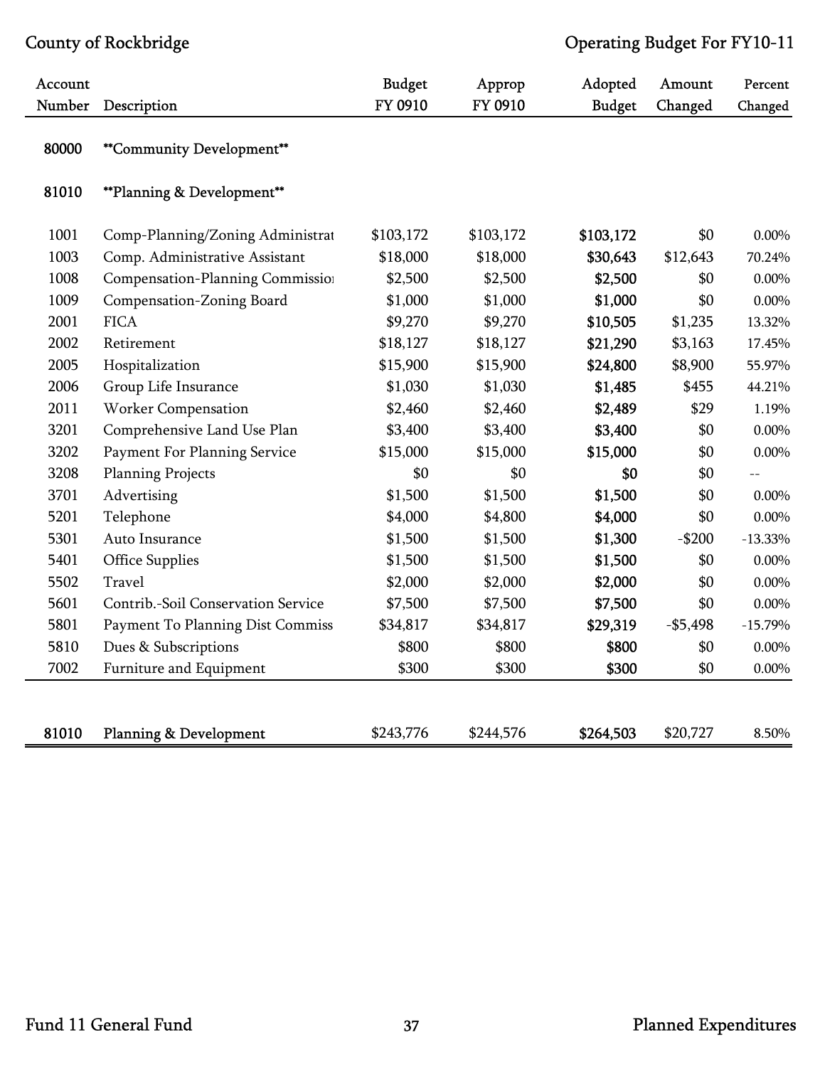County of Rockbridge — Operating Budget For FY10-11

| Account Number | Description | Budget FY 0910 | Approp FY 0910 | Adopted Budget | Amount Changed | Percent Changed |
|---|---|---|---|---|---|---|
| 80000 | **Community Development** | | | | | |
| 81010 | **Planning & Development** | | | | | |
| 1001 | Comp-Planning/Zoning Administrat | $103,172 | $103,172 | **$103,172** | $0 | 0.00% |
| 1003 | Comp. Administrative Assistant | $18,000 | $18,000 | **$30,643** | $12,643 | 70.24% |
| 1008 | Compensation-Planning Commissio | $2,500 | $2,500 | **$2,500** | $0 | 0.00% |
| 1009 | Compensation-Zoning Board | $1,000 | $1,000 | **$1,000** | $0 | 0.00% |
| 2001 | FICA | $9,270 | $9,270 | **$10,505** | $1,235 | 13.32% |
| 2002 | Retirement | $18,127 | $18,127 | **$21,290** | $3,163 | 17.45% |
| 2005 | Hospitalization | $15,900 | $15,900 | **$24,800** | $8,900 | 55.97% |
| 2006 | Group Life Insurance | $1,030 | $1,030 | **$1,485** | $455 | 44.21% |
| 2011 | Worker Compensation | $2,460 | $2,460 | **$2,489** | $29 | 1.19% |
| 3201 | Comprehensive Land Use Plan | $3,400 | $3,400 | **$3,400** | $0 | 0.00% |
| 3202 | Payment For Planning Service | $15,000 | $15,000 | **$15,000** | $0 | 0.00% |
| 3208 | Planning Projects | $0 | $0 | **$0** | $0 | -- |
| 3701 | Advertising | $1,500 | $1,500 | **$1,500** | $0 | 0.00% |
| 5201 | Telephone | $4,000 | $4,800 | **$4,000** | $0 | 0.00% |
| 5301 | Auto Insurance | $1,500 | $1,500 | **$1,300** | -$200 | -13.33% |
| 5401 | Office Supplies | $1,500 | $1,500 | **$1,500** | $0 | 0.00% |
| 5502 | Travel | $2,000 | $2,000 | **$2,000** | $0 | 0.00% |
| 5601 | Contrib.-Soil Conservation Service | $7,500 | $7,500 | **$7,500** | $0 | 0.00% |
| 5801 | Payment To Planning Dist Commiss | $34,817 | $34,817 | **$29,319** | -$5,498 | -15.79% |
| 5810 | Dues & Subscriptions | $800 | $800 | **$800** | $0 | 0.00% |
| 7002 | Furniture and Equipment | $300 | $300 | **$300** | $0 | 0.00% |
| 81010 | Planning & Development | $243,776 | $244,576 | **$264,503** | $20,727 | 8.50% |

Fund 11 General Fund — Planned Expenditures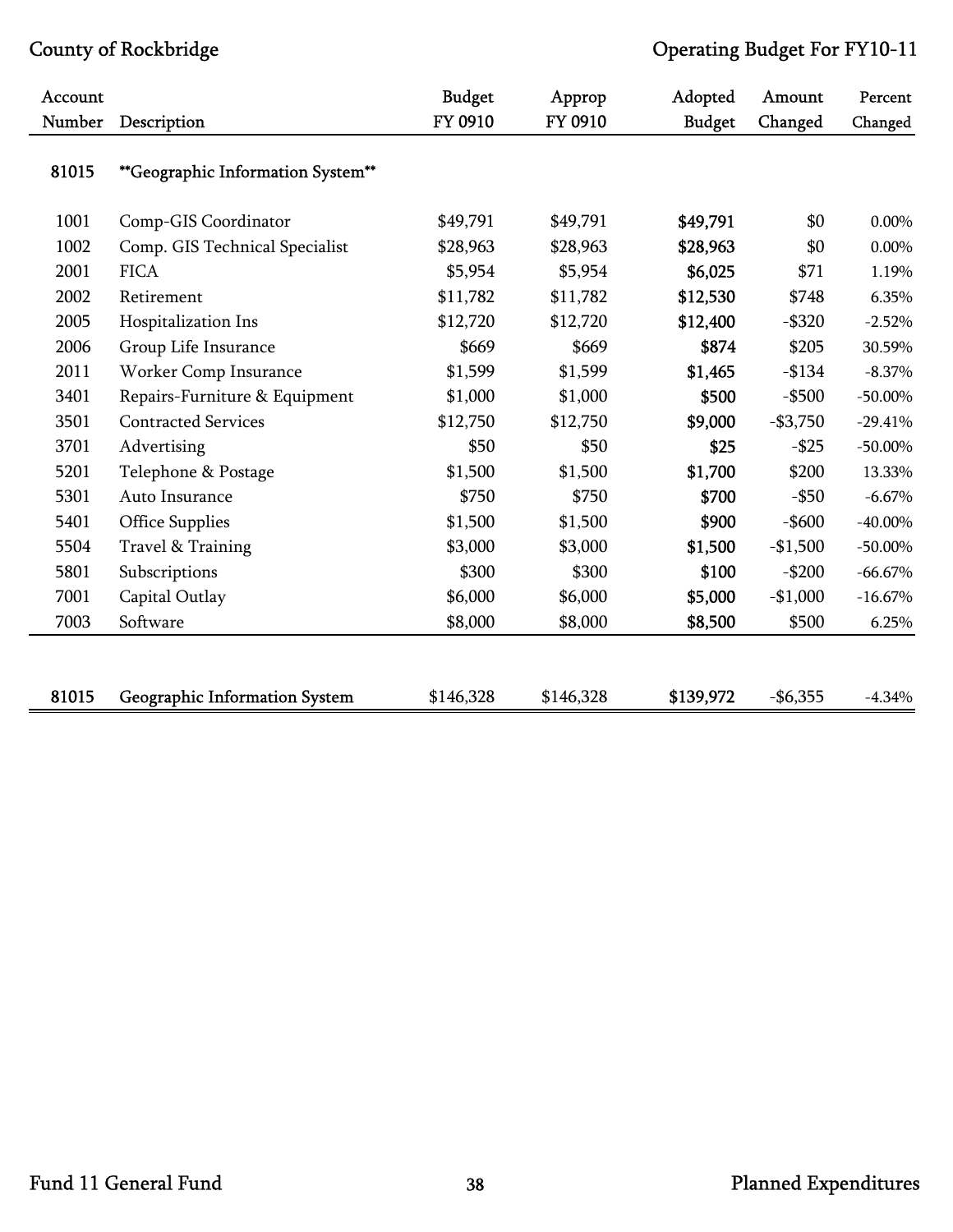| Account Number | Description | Budget FY 0910 | Approp FY 0910 | Adopted Budget | Amount Changed | Percent Changed |
|---|---|---|---|---|---|---|
| **81015** | **Geographic Information System** | | | | | |
| 1001 | Comp-GIS Coordinator | $49,791 | $49,791 | **$49,791** | $0 | 0.00% |
| 1002 | Comp. GIS Technical Specialist | $28,963 | $28,963 | **$28,963** | $0 | 0.00% |
| 2001 | FICA | $5,954 | $5,954 | **$6,025** | $71 | 1.19% |
| 2002 | Retirement | $11,782 | $11,782 | **$12,530** | $748 | 6.35% |
| 2005 | Hospitalization Ins | $12,720 | $12,720 | **$12,400** | -$320 | -2.52% |
| 2006 | Group Life Insurance | $669 | $669 | **$874** | $205 | 30.59% |
| 2011 | Worker Comp Insurance | $1,599 | $1,599 | **$1,465** | -$134 | -8.37% |
| 3401 | Repairs-Furniture & Equipment | $1,000 | $1,000 | **$500** | -$500 | -50.00% |
| 3501 | Contracted Services | $12,750 | $12,750 | **$9,000** | -$3,750 | -29.41% |
| 3701 | Advertising | $50 | $50 | **$25** | -$25 | -50.00% |
| 5201 | Telephone & Postage | $1,500 | $1,500 | **$1,700** | $200 | 13.33% |
| 5301 | Auto Insurance | $750 | $750 | **$700** | -$50 | -6.67% |
| 5401 | Office Supplies | $1,500 | $1,500 | **$900** | -$600 | -40.00% |
| 5504 | Travel & Training | $3,000 | $3,000 | **$1,500** | -$1,500 | -50.00% |
| 5801 | Subscriptions | $300 | $300 | **$100** | -$200 | -66.67% |
| 7001 | Capital Outlay | $6,000 | $6,000 | **$5,000** | -$1,000 | -16.67% |
| 7003 | Software | $8,000 | $8,000 | **$8,500** | $500 | 6.25% |
| **81015** | **Geographic Information System** | $146,328 | $146,328 | **$139,972** | -$6,355 | -4.34% |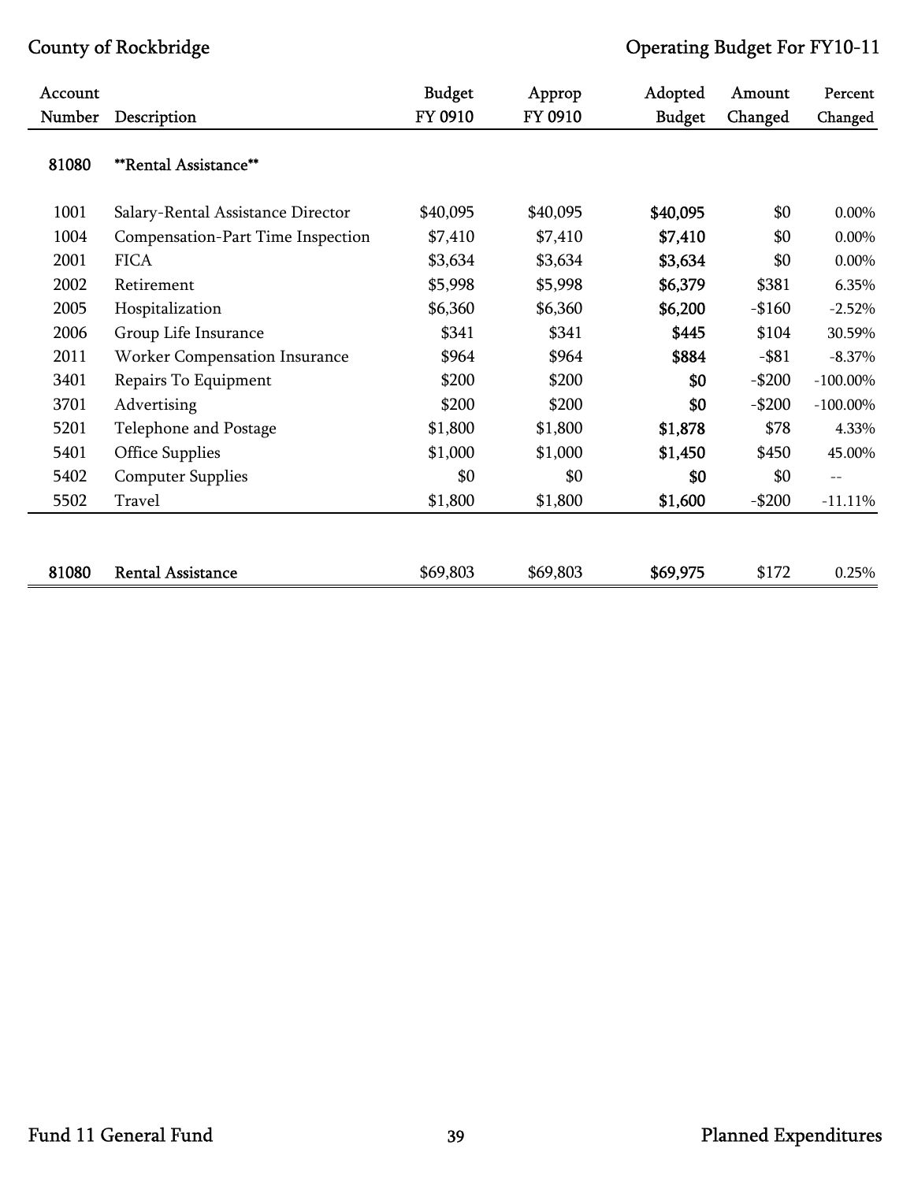| Account Number | Description | Budget FY 0910 | Approp FY 0910 | Adopted Budget | Amount Changed | Percent Changed |
|---|---|---|---|---|---|---|
| **81080** | **Rental Assistance** | | | | | |
| 1001 | Salary-Rental Assistance Director | $40,095 | $40,095 | **$40,095** | $0 | 0.00% |
| 1004 | Compensation-Part Time Inspection | $7,410 | $7,410 | **$7,410** | $0 | 0.00% |
| 2001 | FICA | $3,634 | $3,634 | **$3,634** | $0 | 0.00% |
| 2002 | Retirement | $5,998 | $5,998 | **$6,379** | $381 | 6.35% |
| 2005 | Hospitalization | $6,360 | $6,360 | **$6,200** | -$160 | -2.52% |
| 2006 | Group Life Insurance | $341 | $341 | **$445** | $104 | 30.59% |
| 2011 | Worker Compensation Insurance | $964 | $964 | **$884** | -$81 | -8.37% |
| 3401 | Repairs To Equipment | $200 | $200 | **$0** | -$200 | -100.00% |
| 3701 | Advertising | $200 | $200 | **$0** | -$200 | -100.00% |
| 5201 | Telephone and Postage | $1,800 | $1,800 | **$1,878** | $78 | 4.33% |
| 5401 | Office Supplies | $1,000 | $1,000 | **$1,450** | $450 | 45.00% |
| 5402 | Computer Supplies | $0 | $0 | **$0** | $0 | -- |
| 5502 | Travel | $1,800 | $1,800 | **$1,600** | -$200 | -11.11% |
| **81080** | **Rental Assistance** | $69,803 | $69,803 | **$69,975** | $172 | 0.25% |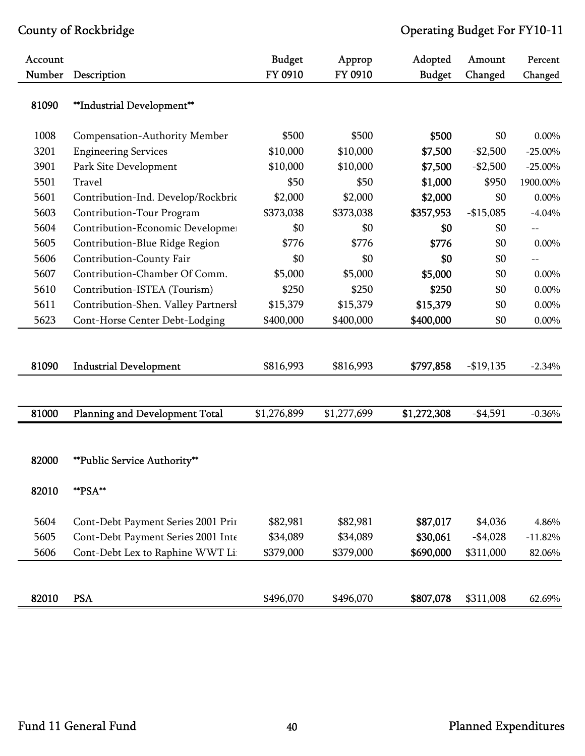County of Rockbridge — Operating Budget For FY10-11

| Account Number | Description | Budget FY 0910 | Approp FY 0910 | Adopted Budget | Amount Changed | Percent Changed |
|---|---|---|---|---|---|---|
| 81090 | **Industrial Development** | | | | | |
| 1008 | Compensation-Authority Member | $500 | $500 | **$500** | $0 | 0.00% |
| 3201 | Engineering Services | $10,000 | $10,000 | **$7,500** | -$2,500 | -25.00% |
| 3901 | Park Site Development | $10,000 | $10,000 | **$7,500** | -$2,500 | -25.00% |
| 5501 | Travel | $50 | $50 | **$1,000** | $950 | 1900.00% |
| 5601 | Contribution-Ind. Develop/Rockbric | $2,000 | $2,000 | **$2,000** | $0 | 0.00% |
| 5603 | Contribution-Tour Program | $373,038 | $373,038 | **$357,953** | -$15,085 | -4.04% |
| 5604 | Contribution-Economic Developme | $0 | $0 | **$0** | $0 | -- |
| 5605 | Contribution-Blue Ridge Region | $776 | $776 | **$776** | $0 | 0.00% |
| 5606 | Contribution-County Fair | $0 | $0 | **$0** | $0 | -- |
| 5607 | Contribution-Chamber Of Comm. | $5,000 | $5,000 | **$5,000** | $0 | 0.00% |
| 5610 | Contribution-ISTEA (Tourism) | $250 | $250 | **$250** | $0 | 0.00% |
| 5611 | Contribution-Shen. Valley Partnersl | $15,379 | $15,379 | **$15,379** | $0 | 0.00% |
| 5623 | Cont-Horse Center Debt-Lodging | $400,000 | $400,000 | **$400,000** | $0 | 0.00% |
| 81090 | Industrial Development | $816,993 | $816,993 | **$797,858** | -$19,135 | -2.34% |
| 81000 | Planning and Development Total | $1,276,899 | $1,277,699 | **$1,272,308** | -$4,591 | -0.36% |
| 82000 | **Public Service Authority** | | | | | |
| 82010 | **PSA** | | | | | |
| 5604 | Cont-Debt Payment Series 2001 Prir | $82,981 | $82,981 | **$87,017** | $4,036 | 4.86% |
| 5605 | Cont-Debt Payment Series 2001 Inte | $34,089 | $34,089 | **$30,061** | -$4,028 | -11.82% |
| 5606 | Cont-Debt Lex to Raphine WWT Li | $379,000 | $379,000 | **$690,000** | $311,000 | 82.06% |
| 82010 | PSA | $496,070 | $496,070 | **$807,078** | $311,008 | 62.69% |

Fund 11 General Fund — Planned Expenditures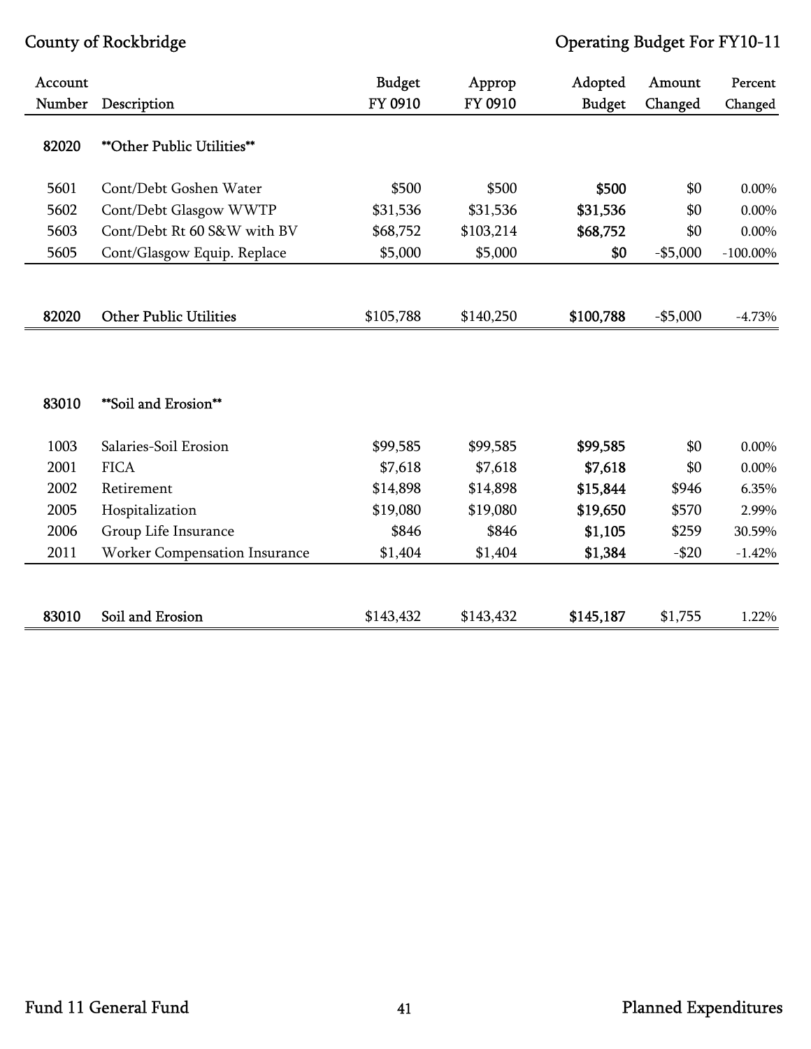| Account Number | Description | Budget FY 0910 | Approp FY 0910 | Adopted Budget | Amount Changed | Percent Changed |
|---|---|---|---|---|---|---|
| **82020** | **\*\*Other Public Utilities\*\*** | | | | | |
| 5601 | Cont/Debt Goshen Water | $500 | $500 | **$500** | $0 | 0.00% |
| 5602 | Cont/Debt Glasgow WWTP | $31,536 | $31,536 | **$31,536** | $0 | 0.00% |
| 5603 | Cont/Debt Rt 60 S&W with BV | $68,752 | $103,214 | **$68,752** | $0 | 0.00% |
| 5605 | Cont/Glasgow Equip. Replace | $5,000 | $5,000 | **$0** | -$5,000 | -100.00% |
| **82020** | **Other Public Utilities** | $105,788 | $140,250 | **$100,788** | -$5,000 | -4.73% |
| **83010** | **\*\*Soil and Erosion\*\*** | | | | | |
| 1003 | Salaries-Soil Erosion | $99,585 | $99,585 | **$99,585** | $0 | 0.00% |
| 2001 | FICA | $7,618 | $7,618 | **$7,618** | $0 | 0.00% |
| 2002 | Retirement | $14,898 | $14,898 | **$15,844** | $946 | 6.35% |
| 2005 | Hospitalization | $19,080 | $19,080 | **$19,650** | $570 | 2.99% |
| 2006 | Group Life Insurance | $846 | $846 | **$1,105** | $259 | 30.59% |
| 2011 | Worker Compensation Insurance | $1,404 | $1,404 | **$1,384** | -$20 | -1.42% |
| **83010** | **Soil and Erosion** | $143,432 | $143,432 | **$145,187** | $1,755 | 1.22% |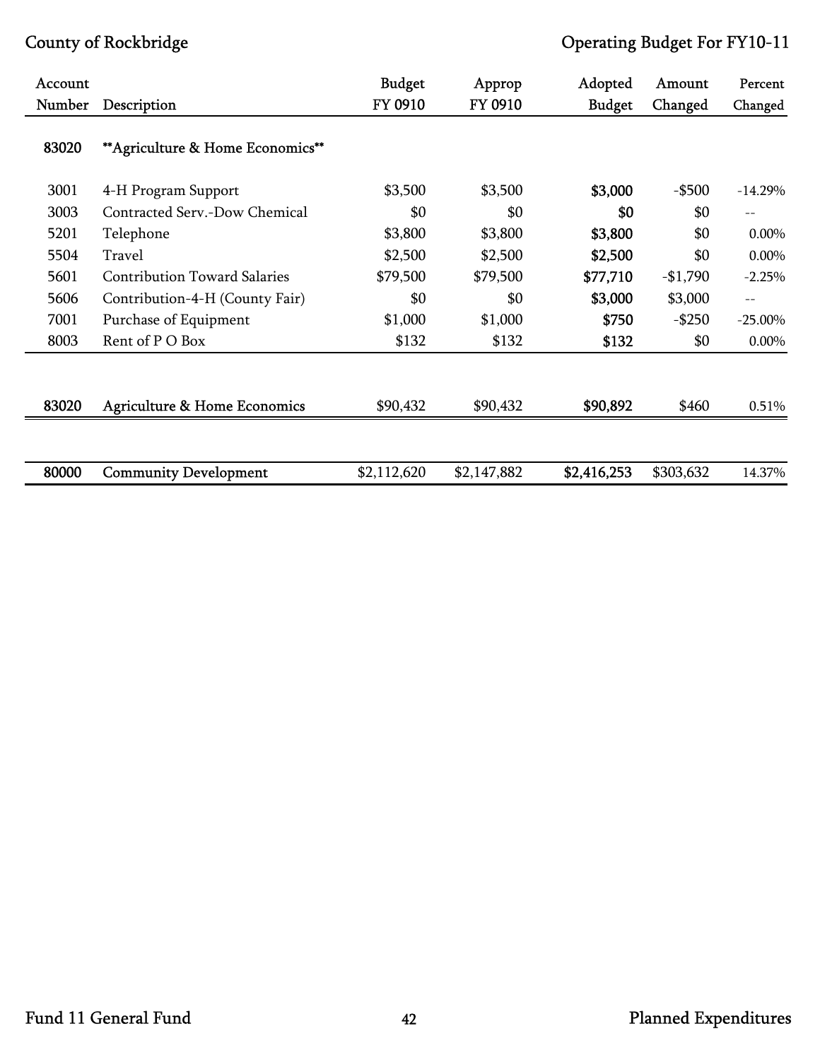| Account Number | Description | Budget FY 0910 | Approp FY 0910 | Adopted Budget | Amount Changed | Percent Changed |
|---|---|---|---|---|---|---|
| 83020 | **Agriculture & Home Economics** | | | | | |
| 3001 | 4-H Program Support | $3,500 | $3,500 | **$3,000** | -$500 | -14.29% |
| 3003 | Contracted Serv.-Dow Chemical | $0 | $0 | **$0** | $0 | -- |
| 5201 | Telephone | $3,800 | $3,800 | **$3,800** | $0 | 0.00% |
| 5504 | Travel | $2,500 | $2,500 | **$2,500** | $0 | 0.00% |
| 5601 | Contribution Toward Salaries | $79,500 | $79,500 | **$77,710** | -$1,790 | -2.25% |
| 5606 | Contribution-4-H (County Fair) | $0 | $0 | **$3,000** | $3,000 | -- |
| 7001 | Purchase of Equipment | $1,000 | $1,000 | **$750** | -$250 | -25.00% |
| 8003 | Rent of P O Box | $132 | $132 | **$132** | $0 | 0.00% |
| 83020 | Agriculture & Home Economics | $90,432 | $90,432 | **$90,892** | $460 | 0.51% |
| 80000 | Community Development | $2,112,620 | $2,147,882 | **$2,416,253** | $303,632 | 14.37% |

Fund 11 General Fund

Planned Expenditures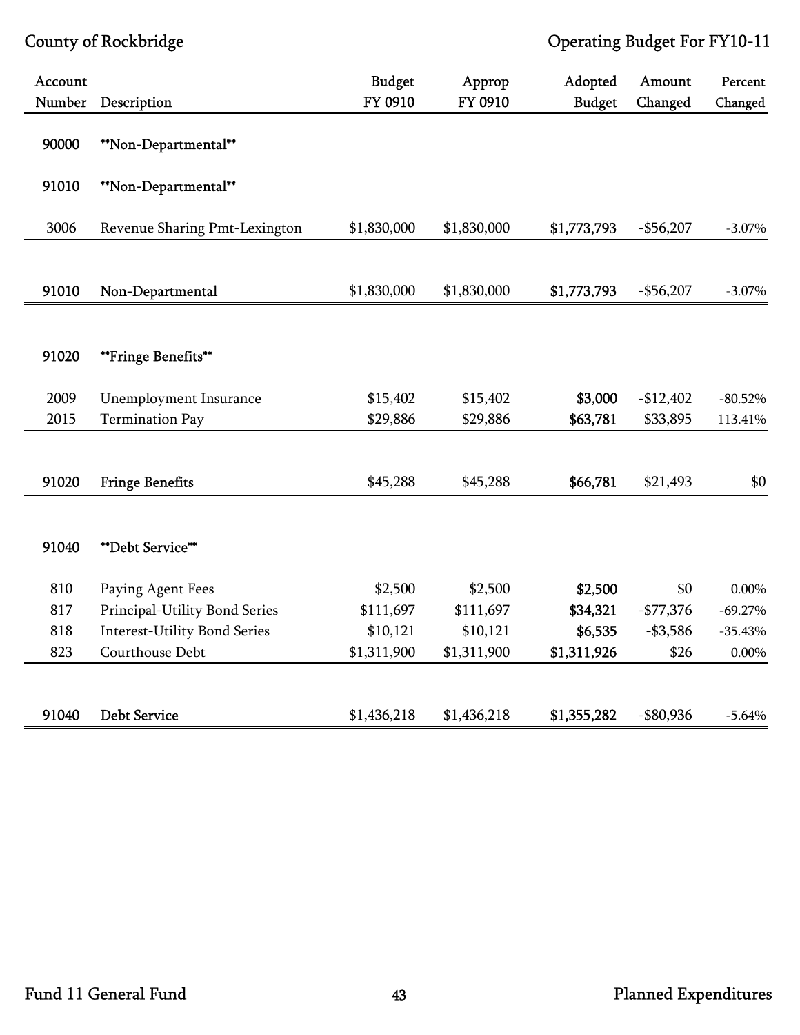County of Rockbridge

Operating Budget For FY10-11

| Account Number | Description | Budget FY 0910 | Approp FY 0910 | Adopted Budget | Amount Changed | Percent Changed |
|---|---|---|---|---|---|---|
| 90000 | **Non-Departmental** | | | | | |
| 91010 | **Non-Departmental** | | | | | |
| 3006 | Revenue Sharing Pmt-Lexington | $1,830,000 | $1,830,000 | **$1,773,793** | -$56,207 | -3.07% |
| 91010 | Non-Departmental | $1,830,000 | $1,830,000 | **$1,773,793** | -$56,207 | -3.07% |
| 91020 | **Fringe Benefits** | | | | | |
| 2009 | Unemployment Insurance | $15,402 | $15,402 | **$3,000** | -$12,402 | -80.52% |
| 2015 | Termination Pay | $29,886 | $29,886 | **$63,781** | $33,895 | 113.41% |
| 91020 | Fringe Benefits | $45,288 | $45,288 | **$66,781** | $21,493 | $0 |
| 91040 | **Debt Service** | | | | | |
| 810 | Paying Agent Fees | $2,500 | $2,500 | **$2,500** | $0 | 0.00% |
| 817 | Principal-Utility Bond Series | $111,697 | $111,697 | **$34,321** | -$77,376 | -69.27% |
| 818 | Interest-Utility Bond Series | $10,121 | $10,121 | **$6,535** | -$3,586 | -35.43% |
| 823 | Courthouse Debt | $1,311,900 | $1,311,900 | **$1,311,926** | $26 | 0.00% |
| 91040 | Debt Service | $1,436,218 | $1,436,218 | **$1,355,282** | -$80,936 | -5.64% |

Fund 11 General Fund

Planned Expenditures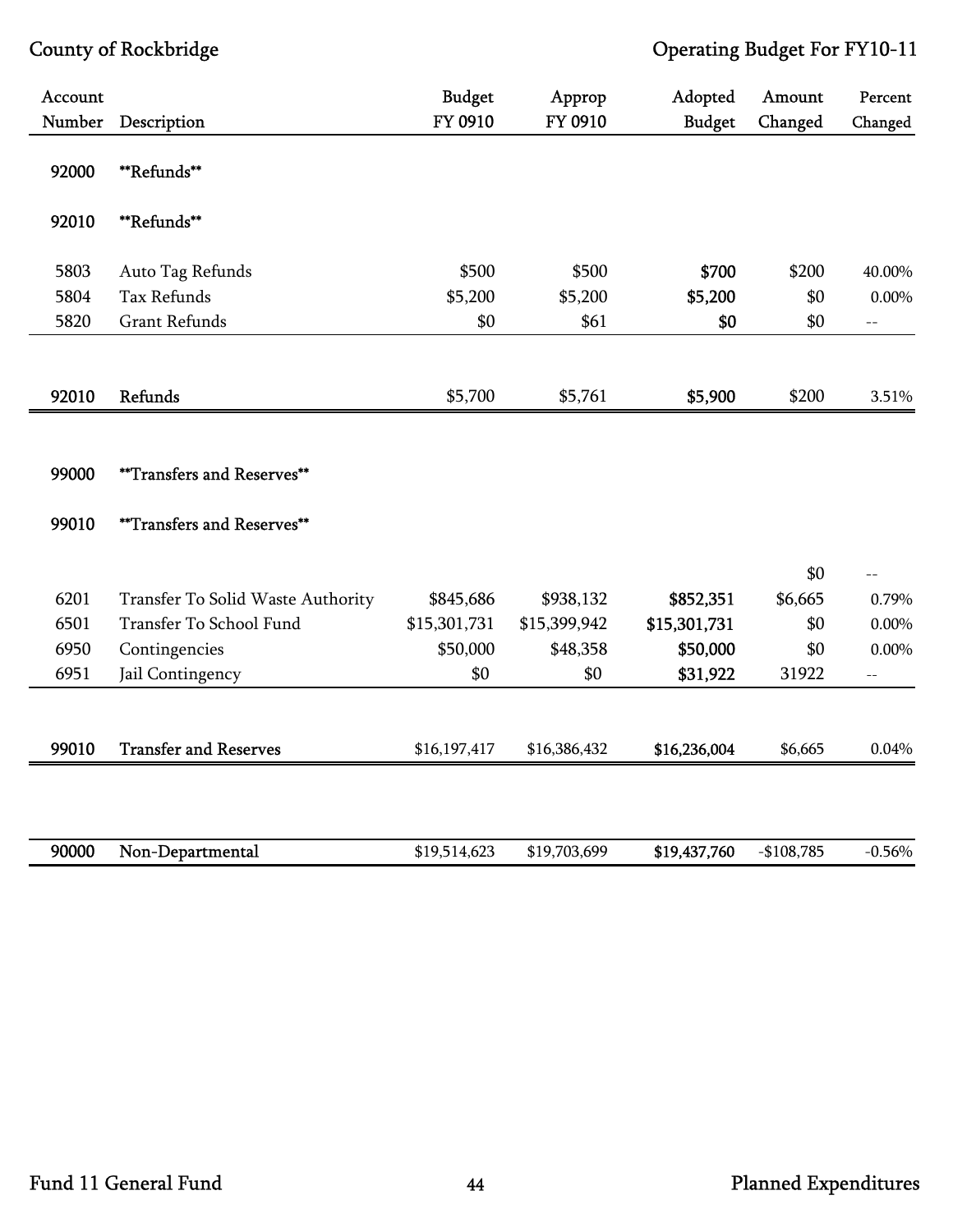County of Rockbridge — Operating Budget For FY10-11

| Account Number | Description | Budget FY 0910 | Approp FY 0910 | Adopted Budget | Amount Changed | Percent Changed |
|---|---|---|---|---|---|---|
| 92000 | **Refunds** | | | | | |
| 92010 | **Refunds** | | | | | |
| 5803 | Auto Tag Refunds | $500 | $500 | **$700** | $200 | 40.00% |
| 5804 | Tax Refunds | $5,200 | $5,200 | **$5,200** | $0 | 0.00% |
| 5820 | Grant Refunds | $0 | $61 | **$0** | $0 | -- |
| 92010 | Refunds | $5,700 | $5,761 | **$5,900** | $200 | 3.51% |
| 99000 | **Transfers and Reserves** | | | | | |
| 99010 | **Transfers and Reserves** | | | | | |
| | | | | | $0 | -- |
| 6201 | Transfer To Solid Waste Authority | $845,686 | $938,132 | **$852,351** | $6,665 | 0.79% |
| 6501 | Transfer To School Fund | $15,301,731 | $15,399,942 | **$15,301,731** | $0 | 0.00% |
| 6950 | Contingencies | $50,000 | $48,358 | **$50,000** | $0 | 0.00% |
| 6951 | Jail Contingency | $0 | $0 | **$31,922** | 31922 | -- |
| 99010 | Transfer and Reserves | $16,197,417 | $16,386,432 | **$16,236,004** | $6,665 | 0.04% |
| 90000 | Non-Departmental | $19,514,623 | $19,703,699 | **$19,437,760** | -$108,785 | -0.56% |

Fund 11 General Fund — Planned Expenditures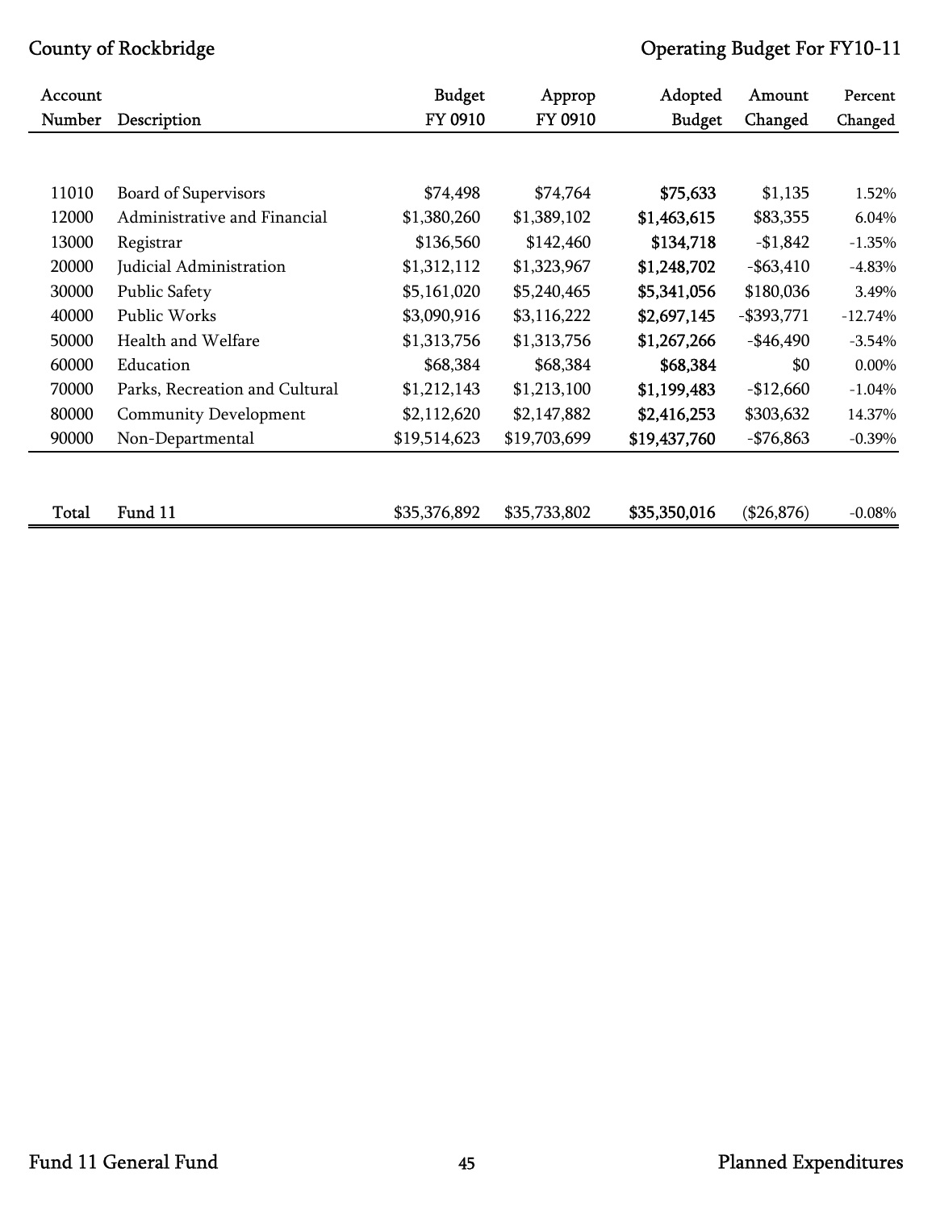County of Rockbridge

Operating Budget For FY10-11

| Account Number | Description | Budget FY 0910 | Approp FY 0910 | Adopted Budget | Amount Changed | Percent Changed |
|---|---|---|---|---|---|---|
| 11010 | Board of Supervisors | $74,498 | $74,764 | **$75,633** | $1,135 | 1.52% |
| 12000 | Administrative and Financial | $1,380,260 | $1,389,102 | **$1,463,615** | $83,355 | 6.04% |
| 13000 | Registrar | $136,560 | $142,460 | **$134,718** | -$1,842 | -1.35% |
| 20000 | Judicial Administration | $1,312,112 | $1,323,967 | **$1,248,702** | -$63,410 | -4.83% |
| 30000 | Public Safety | $5,161,020 | $5,240,465 | **$5,341,056** | $180,036 | 3.49% |
| 40000 | Public Works | $3,090,916 | $3,116,222 | **$2,697,145** | -$393,771 | -12.74% |
| 50000 | Health and Welfare | $1,313,756 | $1,313,756 | **$1,267,266** | -$46,490 | -3.54% |
| 60000 | Education | $68,384 | $68,384 | **$68,384** | $0 | 0.00% |
| 70000 | Parks, Recreation and Cultural | $1,212,143 | $1,213,100 | **$1,199,483** | -$12,660 | -1.04% |
| 80000 | Community Development | $2,112,620 | $2,147,882 | **$2,416,253** | $303,632 | 14.37% |
| 90000 | Non-Departmental | $19,514,623 | $19,703,699 | **$19,437,760** | -$76,863 | -0.39% |
| Total | Fund 11 | $35,376,892 | $35,733,802 | **$35,350,016** | ($26,876) | -0.08% |

Fund 11 General Fund

Planned Expenditures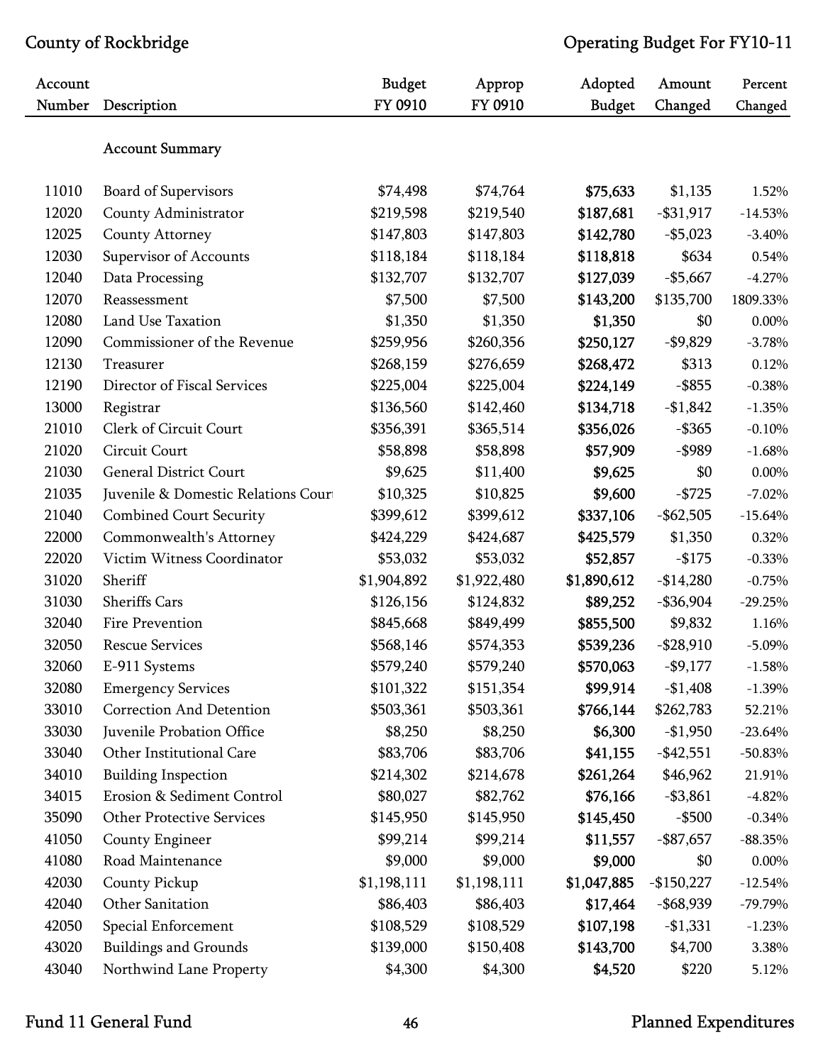| Account Number | Description | Budget FY 0910 | Approp FY 0910 | Adopted Budget | Amount Changed | Percent Changed |
|---|---|---|---|---|---|---|
| | **Account Summary** | | | | | |
| 11010 | Board of Supervisors | $74,498 | $74,764 | **$75,633** | $1,135 | 1.52% |
| 12020 | County Administrator | $219,598 | $219,540 | **$187,681** | -$31,917 | -14.53% |
| 12025 | County Attorney | $147,803 | $147,803 | **$142,780** | -$5,023 | -3.40% |
| 12030 | Supervisor of Accounts | $118,184 | $118,184 | **$118,818** | $634 | 0.54% |
| 12040 | Data Processing | $132,707 | $132,707 | **$127,039** | -$5,667 | -4.27% |
| 12070 | Reassessment | $7,500 | $7,500 | **$143,200** | $135,700 | 1809.33% |
| 12080 | Land Use Taxation | $1,350 | $1,350 | **$1,350** | $0 | 0.00% |
| 12090 | Commissioner of the Revenue | $259,956 | $260,356 | **$250,127** | -$9,829 | -3.78% |
| 12130 | Treasurer | $268,159 | $276,659 | **$268,472** | $313 | 0.12% |
| 12190 | Director of Fiscal Services | $225,004 | $225,004 | **$224,149** | -$855 | -0.38% |
| 13000 | Registrar | $136,560 | $142,460 | **$134,718** | -$1,842 | -1.35% |
| 21010 | Clerk of Circuit Court | $356,391 | $365,514 | **$356,026** | -$365 | -0.10% |
| 21020 | Circuit Court | $58,898 | $58,898 | **$57,909** | -$989 | -1.68% |
| 21030 | General District Court | $9,625 | $11,400 | **$9,625** | $0 | 0.00% |
| 21035 | Juvenile & Domestic Relations Court | $10,325 | $10,825 | **$9,600** | -$725 | -7.02% |
| 21040 | Combined Court Security | $399,612 | $399,612 | **$337,106** | -$62,505 | -15.64% |
| 22000 | Commonwealth's Attorney | $424,229 | $424,687 | **$425,579** | $1,350 | 0.32% |
| 22020 | Victim Witness Coordinator | $53,032 | $53,032 | **$52,857** | -$175 | -0.33% |
| 31020 | Sheriff | $1,904,892 | $1,922,480 | **$1,890,612** | -$14,280 | -0.75% |
| 31030 | Sheriffs Cars | $126,156 | $124,832 | **$89,252** | -$36,904 | -29.25% |
| 32040 | Fire Prevention | $845,668 | $849,499 | **$855,500** | $9,832 | 1.16% |
| 32050 | Rescue Services | $568,146 | $574,353 | **$539,236** | -$28,910 | -5.09% |
| 32060 | E-911 Systems | $579,240 | $579,240 | **$570,063** | -$9,177 | -1.58% |
| 32080 | Emergency Services | $101,322 | $151,354 | **$99,914** | -$1,408 | -1.39% |
| 33010 | Correction And Detention | $503,361 | $503,361 | **$766,144** | $262,783 | 52.21% |
| 33030 | Juvenile Probation Office | $8,250 | $8,250 | **$6,300** | -$1,950 | -23.64% |
| 33040 | Other Institutional Care | $83,706 | $83,706 | **$41,155** | -$42,551 | -50.83% |
| 34010 | Building Inspection | $214,302 | $214,678 | **$261,264** | $46,962 | 21.91% |
| 34015 | Erosion & Sediment Control | $80,027 | $82,762 | **$76,166** | -$3,861 | -4.82% |
| 35090 | Other Protective Services | $145,950 | $145,950 | **$145,450** | -$500 | -0.34% |
| 41050 | County Engineer | $99,214 | $99,214 | **$11,557** | -$87,657 | -88.35% |
| 41080 | Road Maintenance | $9,000 | $9,000 | **$9,000** | $0 | 0.00% |
| 42030 | County Pickup | $1,198,111 | $1,198,111 | **$1,047,885** | -$150,227 | -12.54% |
| 42040 | Other Sanitation | $86,403 | $86,403 | **$17,464** | -$68,939 | -79.79% |
| 42050 | Special Enforcement | $108,529 | $108,529 | **$107,198** | -$1,331 | -1.23% |
| 43020 | Buildings and Grounds | $139,000 | $150,408 | **$143,700** | $4,700 | 3.38% |
| 43040 | Northwind Lane Property | $4,300 | $4,300 | **$4,520** | $220 | 5.12% |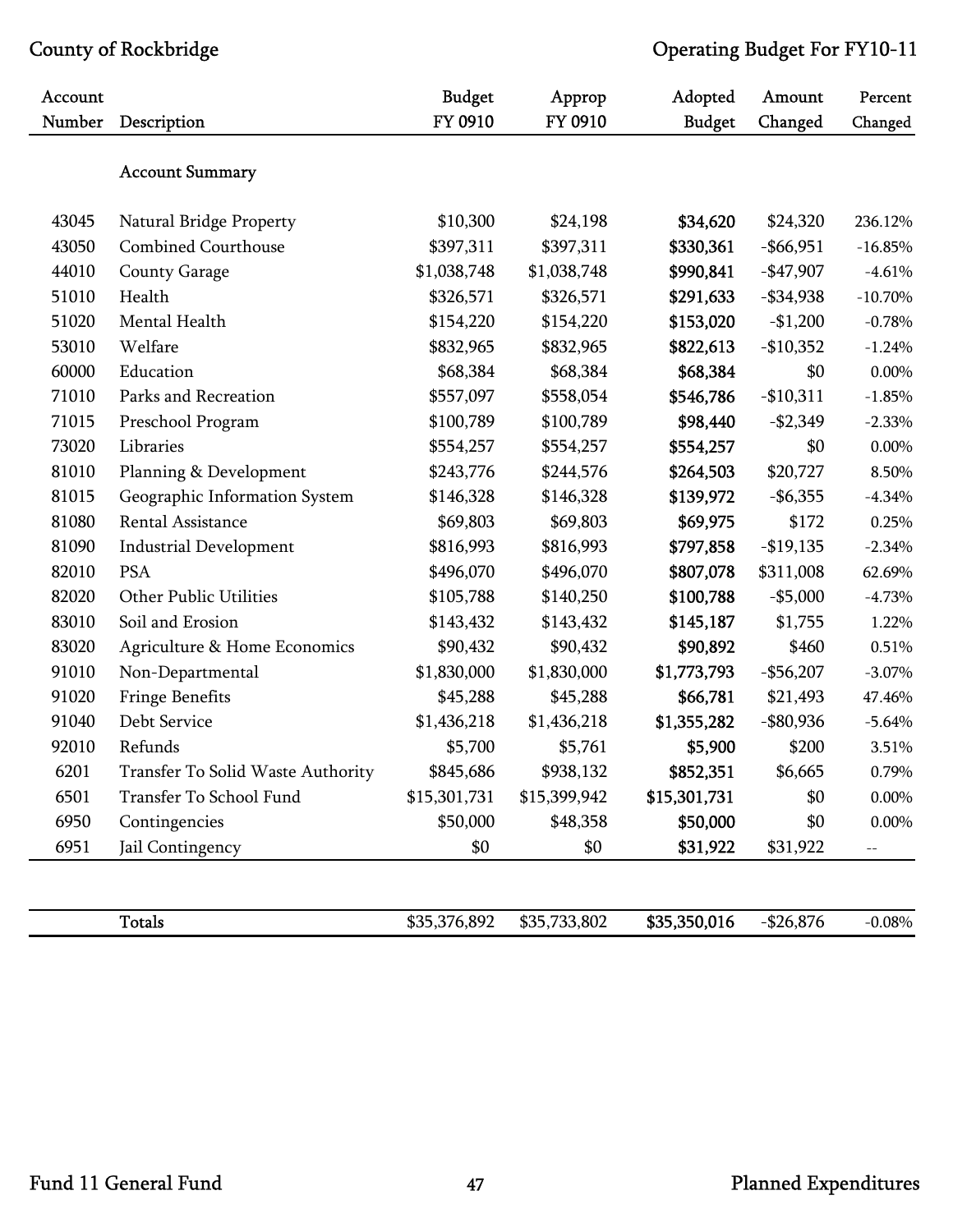County of Rockbridge — Operating Budget For FY10-11

| Account Number | Description | Budget FY 0910 | Approp FY 0910 | Adopted Budget | Amount Changed | Percent Changed |
|---|---|---|---|---|---|---|
| | **Account Summary** | | | | | |
| 43045 | Natural Bridge Property | $10,300 | $24,198 | **$34,620** | $24,320 | 236.12% |
| 43050 | Combined Courthouse | $397,311 | $397,311 | **$330,361** | -$66,951 | -16.85% |
| 44010 | County Garage | $1,038,748 | $1,038,748 | **$990,841** | -$47,907 | -4.61% |
| 51010 | Health | $326,571 | $326,571 | **$291,633** | -$34,938 | -10.70% |
| 51020 | Mental Health | $154,220 | $154,220 | **$153,020** | -$1,200 | -0.78% |
| 53010 | Welfare | $832,965 | $832,965 | **$822,613** | -$10,352 | -1.24% |
| 60000 | Education | $68,384 | $68,384 | **$68,384** | $0 | 0.00% |
| 71010 | Parks and Recreation | $557,097 | $558,054 | **$546,786** | -$10,311 | -1.85% |
| 71015 | Preschool Program | $100,789 | $100,789 | **$98,440** | -$2,349 | -2.33% |
| 73020 | Libraries | $554,257 | $554,257 | **$554,257** | $0 | 0.00% |
| 81010 | Planning & Development | $243,776 | $244,576 | **$264,503** | $20,727 | 8.50% |
| 81015 | Geographic Information System | $146,328 | $146,328 | **$139,972** | -$6,355 | -4.34% |
| 81080 | Rental Assistance | $69,803 | $69,803 | **$69,975** | $172 | 0.25% |
| 81090 | Industrial Development | $816,993 | $816,993 | **$797,858** | -$19,135 | -2.34% |
| 82010 | PSA | $496,070 | $496,070 | **$807,078** | $311,008 | 62.69% |
| 82020 | Other Public Utilities | $105,788 | $140,250 | **$100,788** | -$5,000 | -4.73% |
| 83010 | Soil and Erosion | $143,432 | $143,432 | **$145,187** | $1,755 | 1.22% |
| 83020 | Agriculture & Home Economics | $90,432 | $90,432 | **$90,892** | $460 | 0.51% |
| 91010 | Non-Departmental | $1,830,000 | $1,830,000 | **$1,773,793** | -$56,207 | -3.07% |
| 91020 | Fringe Benefits | $45,288 | $45,288 | **$66,781** | $21,493 | 47.46% |
| 91040 | Debt Service | $1,436,218 | $1,436,218 | **$1,355,282** | -$80,936 | -5.64% |
| 92010 | Refunds | $5,700 | $5,761 | **$5,900** | $200 | 3.51% |
| 6201 | Transfer To Solid Waste Authority | $845,686 | $938,132 | **$852,351** | $6,665 | 0.79% |
| 6501 | Transfer To School Fund | $15,301,731 | $15,399,942 | **$15,301,731** | $0 | 0.00% |
| 6950 | Contingencies | $50,000 | $48,358 | **$50,000** | $0 | 0.00% |
| 6951 | Jail Contingency | $0 | $0 | **$31,922** | $31,922 | -- |
| | **Totals** | $35,376,892 | $35,733,802 | **$35,350,016** | -$26,876 | -0.08% |

Fund 11 General Fund — Planned Expenditures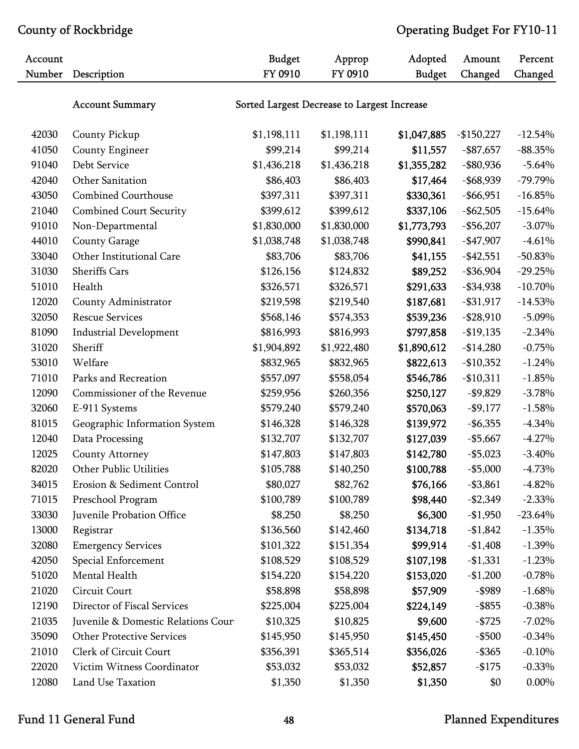County of Rockbridge

Operating Budget For FY10-11

| Account Number | Description | Budget FY 0910 | Approp FY 0910 | Adopted Budget | Amount Changed | Percent Changed |
|---|---|---|---|---|---|---|
| | Account Summary | Sorted Largest Decrease to Largest Increase | | | | |
| 42030 | County Pickup | $1,198,111 | $1,198,111 | **$1,047,885** | -$150,227 | -12.54% |
| 41050 | County Engineer | $99,214 | $99,214 | **$11,557** | -$87,657 | -88.35% |
| 91040 | Debt Service | $1,436,218 | $1,436,218 | **$1,355,282** | -$80,936 | -5.64% |
| 42040 | Other Sanitation | $86,403 | $86,403 | **$17,464** | -$68,939 | -79.79% |
| 43050 | Combined Courthouse | $397,311 | $397,311 | **$330,361** | -$66,951 | -16.85% |
| 21040 | Combined Court Security | $399,612 | $399,612 | **$337,106** | -$62,505 | -15.64% |
| 91010 | Non-Departmental | $1,830,000 | $1,830,000 | **$1,773,793** | -$56,207 | -3.07% |
| 44010 | County Garage | $1,038,748 | $1,038,748 | **$990,841** | -$47,907 | -4.61% |
| 33040 | Other Institutional Care | $83,706 | $83,706 | **$41,155** | -$42,551 | -50.83% |
| 31030 | Sheriffs Cars | $126,156 | $124,832 | **$89,252** | -$36,904 | -29.25% |
| 51010 | Health | $326,571 | $326,571 | **$291,633** | -$34,938 | -10.70% |
| 12020 | County Administrator | $219,598 | $219,540 | **$187,681** | -$31,917 | -14.53% |
| 32050 | Rescue Services | $568,146 | $574,353 | **$539,236** | -$28,910 | -5.09% |
| 81090 | Industrial Development | $816,993 | $816,993 | **$797,858** | -$19,135 | -2.34% |
| 31020 | Sheriff | $1,904,892 | $1,922,480 | **$1,890,612** | -$14,280 | -0.75% |
| 53010 | Welfare | $832,965 | $832,965 | **$822,613** | -$10,352 | -1.24% |
| 71010 | Parks and Recreation | $557,097 | $558,054 | **$546,786** | -$10,311 | -1.85% |
| 12090 | Commissioner of the Revenue | $259,956 | $260,356 | **$250,127** | -$9,829 | -3.78% |
| 32060 | E-911 Systems | $579,240 | $579,240 | **$570,063** | -$9,177 | -1.58% |
| 81015 | Geographic Information System | $146,328 | $146,328 | **$139,972** | -$6,355 | -4.34% |
| 12040 | Data Processing | $132,707 | $132,707 | **$127,039** | -$5,667 | -4.27% |
| 12025 | County Attorney | $147,803 | $147,803 | **$142,780** | -$5,023 | -3.40% |
| 82020 | Other Public Utilities | $105,788 | $140,250 | **$100,788** | -$5,000 | -4.73% |
| 34015 | Erosion & Sediment Control | $80,027 | $82,762 | **$76,166** | -$3,861 | -4.82% |
| 71015 | Preschool Program | $100,789 | $100,789 | **$98,440** | -$2,349 | -2.33% |
| 33030 | Juvenile Probation Office | $8,250 | $8,250 | **$6,300** | -$1,950 | -23.64% |
| 13000 | Registrar | $136,560 | $142,460 | **$134,718** | -$1,842 | -1.35% |
| 32080 | Emergency Services | $101,322 | $151,354 | **$99,914** | -$1,408 | -1.39% |
| 42050 | Special Enforcement | $108,529 | $108,529 | **$107,198** | -$1,331 | -1.23% |
| 51020 | Mental Health | $154,220 | $154,220 | **$153,020** | -$1,200 | -0.78% |
| 21020 | Circuit Court | $58,898 | $58,898 | **$57,909** | -$989 | -1.68% |
| 12190 | Director of Fiscal Services | $225,004 | $225,004 | **$224,149** | -$855 | -0.38% |
| 21035 | Juvenile & Domestic Relations Court | $10,325 | $10,825 | **$9,600** | -$725 | -7.02% |
| 35090 | Other Protective Services | $145,950 | $145,950 | **$145,450** | -$500 | -0.34% |
| 21010 | Clerk of Circuit Court | $356,391 | $365,514 | **$356,026** | -$365 | -0.10% |
| 22020 | Victim Witness Coordinator | $53,032 | $53,032 | **$52,857** | -$175 | -0.33% |
| 12080 | Land Use Taxation | $1,350 | $1,350 | **$1,350** | $0 | 0.00% |

Fund 11 General Fund

Planned Expenditures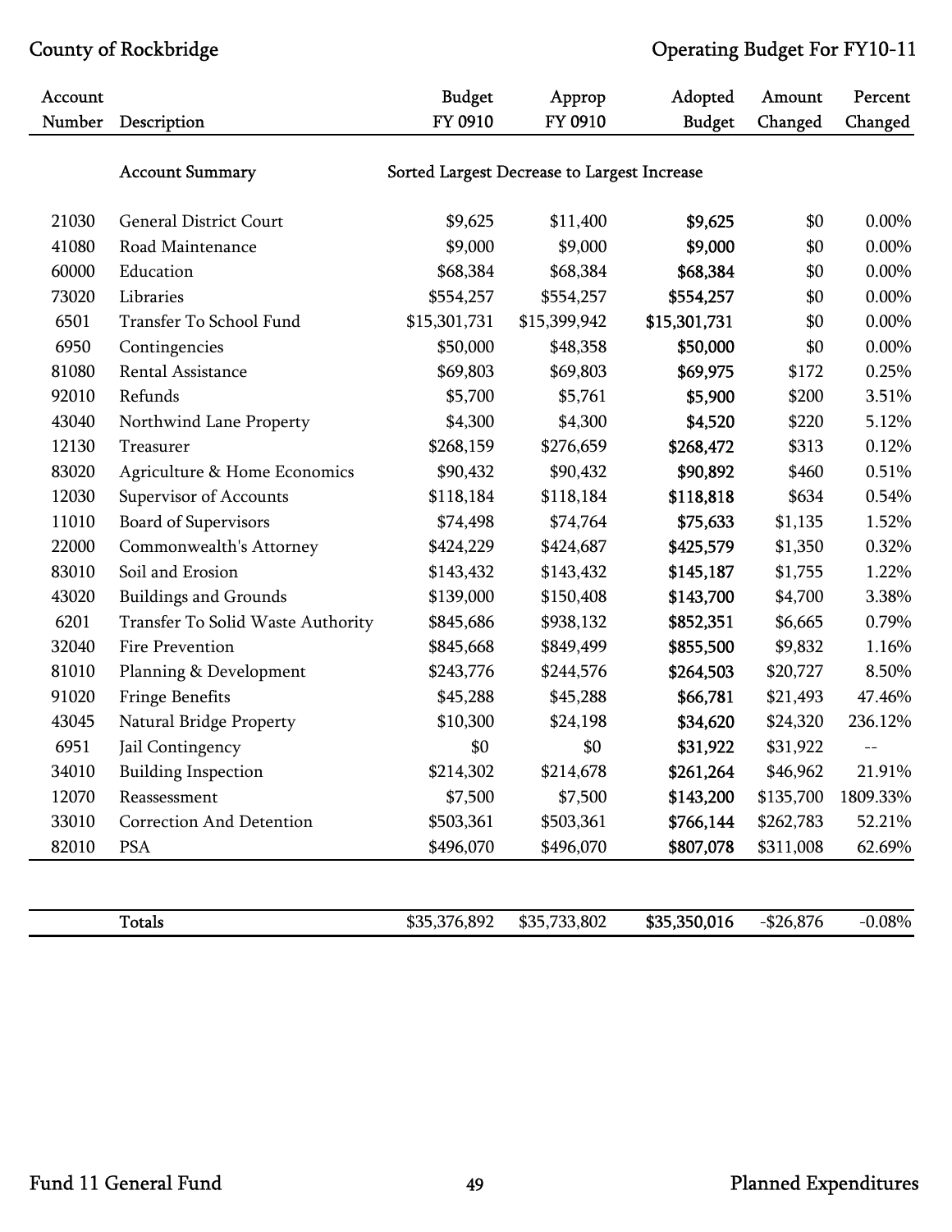County of Rockbridge — Operating Budget For FY10-11

| Account Number | Description | Budget FY 0910 | Approp FY 0910 | Adopted Budget | Amount Changed | Percent Changed |
|---|---|---|---|---|---|---|
| | **Account Summary** | Sorted Largest Decrease to Largest Increase | | | | |
| 21030 | General District Court | $9,625 | $11,400 | **$9,625** | $0 | 0.00% |
| 41080 | Road Maintenance | $9,000 | $9,000 | **$9,000** | $0 | 0.00% |
| 60000 | Education | $68,384 | $68,384 | **$68,384** | $0 | 0.00% |
| 73020 | Libraries | $554,257 | $554,257 | **$554,257** | $0 | 0.00% |
| 6501 | Transfer To School Fund | $15,301,731 | $15,399,942 | **$15,301,731** | $0 | 0.00% |
| 6950 | Contingencies | $50,000 | $48,358 | **$50,000** | $0 | 0.00% |
| 81080 | Rental Assistance | $69,803 | $69,803 | **$69,975** | $172 | 0.25% |
| 92010 | Refunds | $5,700 | $5,761 | **$5,900** | $200 | 3.51% |
| 43040 | Northwind Lane Property | $4,300 | $4,300 | **$4,520** | $220 | 5.12% |
| 12130 | Treasurer | $268,159 | $276,659 | **$268,472** | $313 | 0.12% |
| 83020 | Agriculture & Home Economics | $90,432 | $90,432 | **$90,892** | $460 | 0.51% |
| 12030 | Supervisor of Accounts | $118,184 | $118,184 | **$118,818** | $634 | 0.54% |
| 11010 | Board of Supervisors | $74,498 | $74,764 | **$75,633** | $1,135 | 1.52% |
| 22000 | Commonwealth's Attorney | $424,229 | $424,687 | **$425,579** | $1,350 | 0.32% |
| 83010 | Soil and Erosion | $143,432 | $143,432 | **$145,187** | $1,755 | 1.22% |
| 43020 | Buildings and Grounds | $139,000 | $150,408 | **$143,700** | $4,700 | 3.38% |
| 6201 | Transfer To Solid Waste Authority | $845,686 | $938,132 | **$852,351** | $6,665 | 0.79% |
| 32040 | Fire Prevention | $845,668 | $849,499 | **$855,500** | $9,832 | 1.16% |
| 81010 | Planning & Development | $243,776 | $244,576 | **$264,503** | $20,727 | 8.50% |
| 91020 | Fringe Benefits | $45,288 | $45,288 | **$66,781** | $21,493 | 47.46% |
| 43045 | Natural Bridge Property | $10,300 | $24,198 | **$34,620** | $24,320 | 236.12% |
| 6951 | Jail Contingency | $0 | $0 | **$31,922** | $31,922 | -- |
| 34010 | Building Inspection | $214,302 | $214,678 | **$261,264** | $46,962 | 21.91% |
| 12070 | Reassessment | $7,500 | $7,500 | **$143,200** | $135,700 | 1809.33% |
| 33010 | Correction And Detention | $503,361 | $503,361 | **$766,144** | $262,783 | 52.21% |
| 82010 | PSA | $496,070 | $496,070 | **$807,078** | $311,008 | 62.69% |
| | **Totals** | $35,376,892 | $35,733,802 | **$35,350,016** | -$26,876 | -0.08% |

Fund 11 General Fund — Planned Expenditures